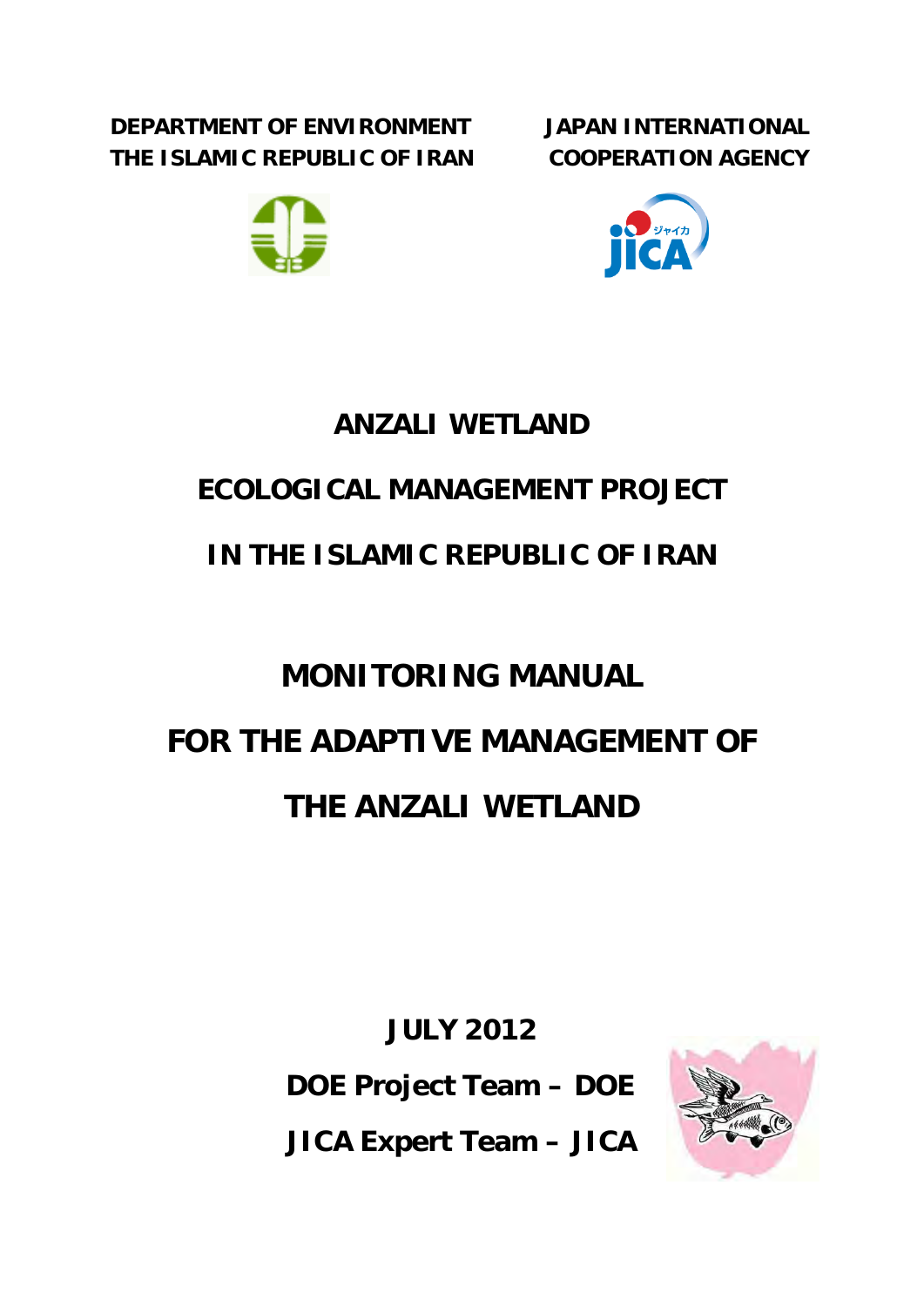**DEPARTMENT OF ENVIRONMENT**
**THE ISLAMIC REPUBLIC OF IRAN**

**JAPAN INTERNATIONAL COOPERATION AGENCY**

# ANZALI WETLAND ECOLOGICAL MANAGEMENT PROJECT IN THE ISLAMIC REPUBLIC OF IRAN

# MONITORING MANUAL FOR THE ADAPTIVE MANAGEMENT OF THE ANZALI WETLAND

**JULY 2012**

**DOE Project Team – DOE**

**JICA Expert Team – JICA**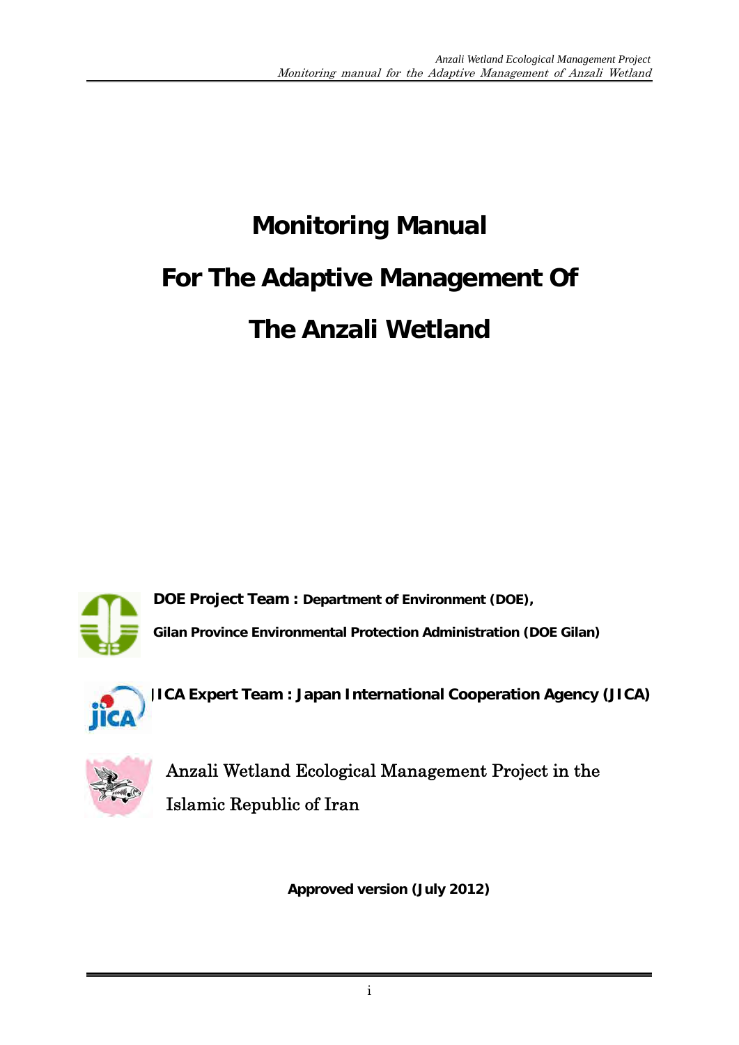# Monitoring Manual

# For The Adaptive Management Of

# The Anzali Wetland

**DOE Project Team : Department of Environment (DOE),**

**Gilan Province Environmental Protection Administration (DOE Gilan)**

**JICA Expert Team : Japan International Cooperation Agency (JICA)**

Anzali Wetland Ecological Management Project in the Islamic Republic of Iran

**Approved version (July 2012)**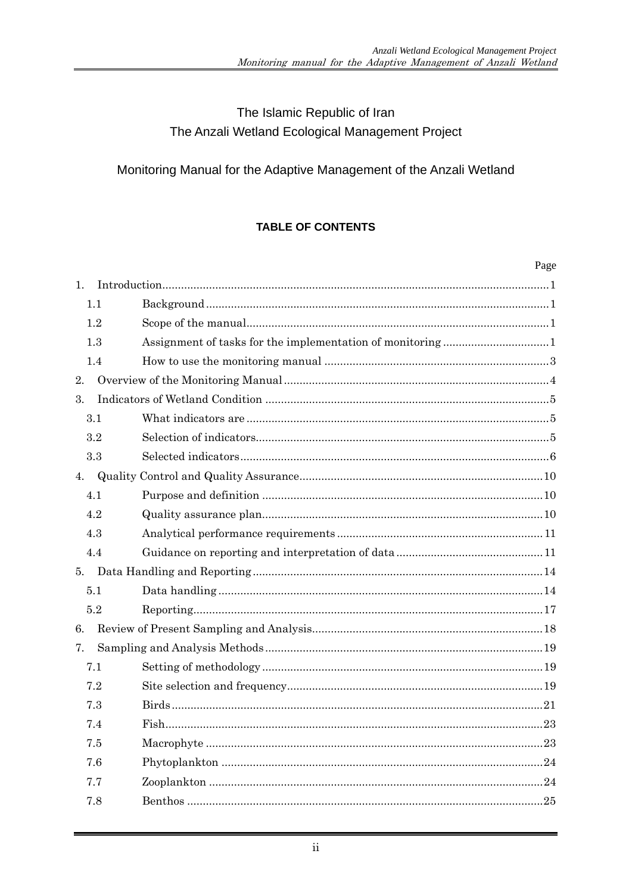The Islamic Republic of Iran

The Anzali Wetland Ecological Management Project

Monitoring Manual for the Adaptive Management of the Anzali Wetland

**TABLE OF CONTENTS**

| | | Page |
|---|---|---|
| 1. | Introduction | 1 |
| 1.1 | Background | 1 |
| 1.2 | Scope of the manual | 1 |
| 1.3 | Assignment of tasks for the implementation of monitoring | 1 |
| 1.4 | How to use the monitoring manual | 3 |
| 2. | Overview of the Monitoring Manual | 4 |
| 3. | Indicators of Wetland Condition | 5 |
| 3.1 | What indicators are | 5 |
| 3.2 | Selection of indicators | 5 |
| 3.3 | Selected indicators | 6 |
| 4. | Quality Control and Quality Assurance | 10 |
| 4.1 | Purpose and definition | 10 |
| 4.2 | Quality assurance plan | 10 |
| 4.3 | Analytical performance requirements | 11 |
| 4.4 | Guidance on reporting and interpretation of data | 11 |
| 5. | Data Handling and Reporting | 14 |
| 5.1 | Data handling | 14 |
| 5.2 | Reporting | 17 |
| 6. | Review of Present Sampling and Analysis | 18 |
| 7. | Sampling and Analysis Methods | 19 |
| 7.1 | Setting of methodology | 19 |
| 7.2 | Site selection and frequency | 19 |
| 7.3 | Birds | 21 |
| 7.4 | Fish | 23 |
| 7.5 | Macrophyte | 23 |
| 7.6 | Phytoplankton | 24 |
| 7.7 | Zooplankton | 24 |
| 7.8 | Benthos | 25 |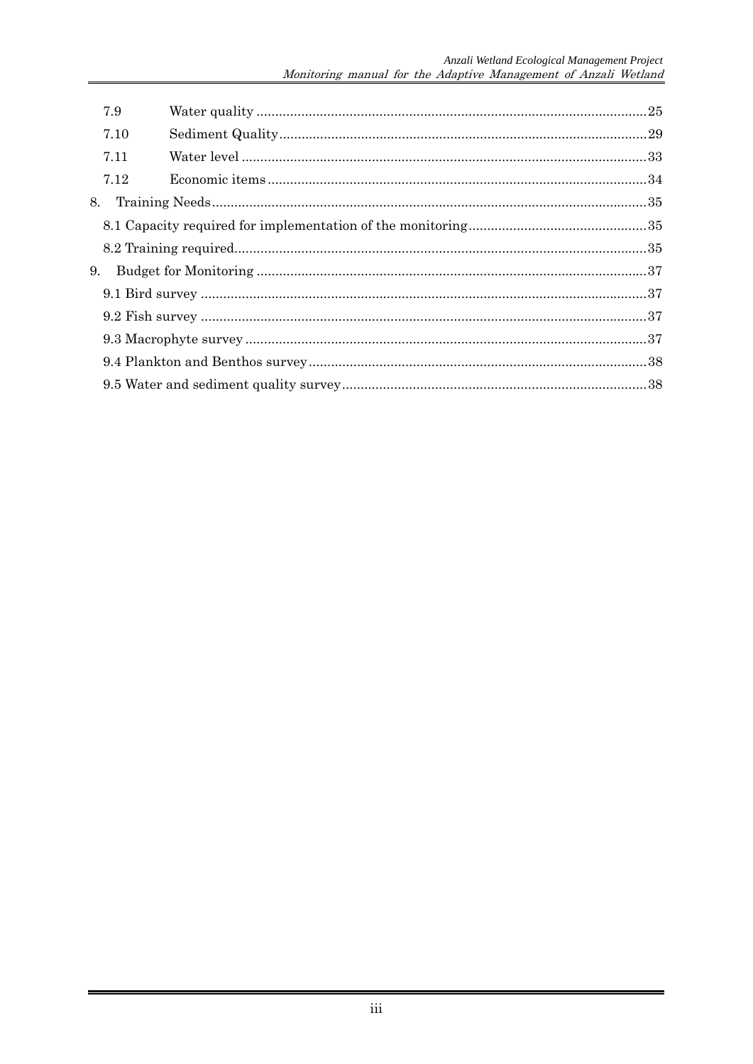| | | |
|---|---|---|
| 7.9 | Water quality | 25 |
| 7.10 | Sediment Quality | 29 |
| 7.11 | Water level | 33 |
| 7.12 | Economic items | 34 |
| 8. | Training Needs | 35 |
| | 8.1 Capacity required for implementation of the monitoring | 35 |
| | 8.2 Training required | 35 |
| 9. | Budget for Monitoring | 37 |
| | 9.1 Bird survey | 37 |
| | 9.2 Fish survey | 37 |
| | 9.3 Macrophyte survey | 37 |
| | 9.4 Plankton and Benthos survey | 38 |
| | 9.5 Water and sediment quality survey | 38 |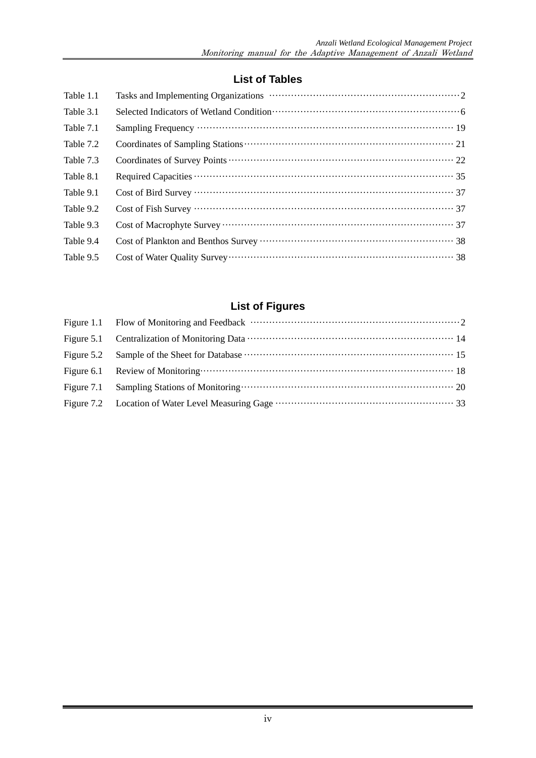## List of Tables

| | | |
|---|---|---|
| Table 1.1 | Tasks and Implementing Organizations | 2 |
| Table 3.1 | Selected Indicators of Wetland Condition | 6 |
| Table 7.1 | Sampling Frequency | 19 |
| Table 7.2 | Coordinates of Sampling Stations | 21 |
| Table 7.3 | Coordinates of Survey Points | 22 |
| Table 8.1 | Required Capacities | 35 |
| Table 9.1 | Cost of Bird Survey | 37 |
| Table 9.2 | Cost of Fish Survey | 37 |
| Table 9.3 | Cost of Macrophyte Survey | 37 |
| Table 9.4 | Cost of Plankton and Benthos Survey | 38 |
| Table 9.5 | Cost of Water Quality Survey | 38 |

## List of Figures

| | | |
|---|---|---|
| Figure 1.1 | Flow of Monitoring and Feedback | 2 |
| Figure 5.1 | Centralization of Monitoring Data | 14 |
| Figure 5.2 | Sample of the Sheet for Database | 15 |
| Figure 6.1 | Review of Monitoring | 18 |
| Figure 7.1 | Sampling Stations of Monitoring | 20 |
| Figure 7.2 | Location of Water Level Measuring Gage | 33 |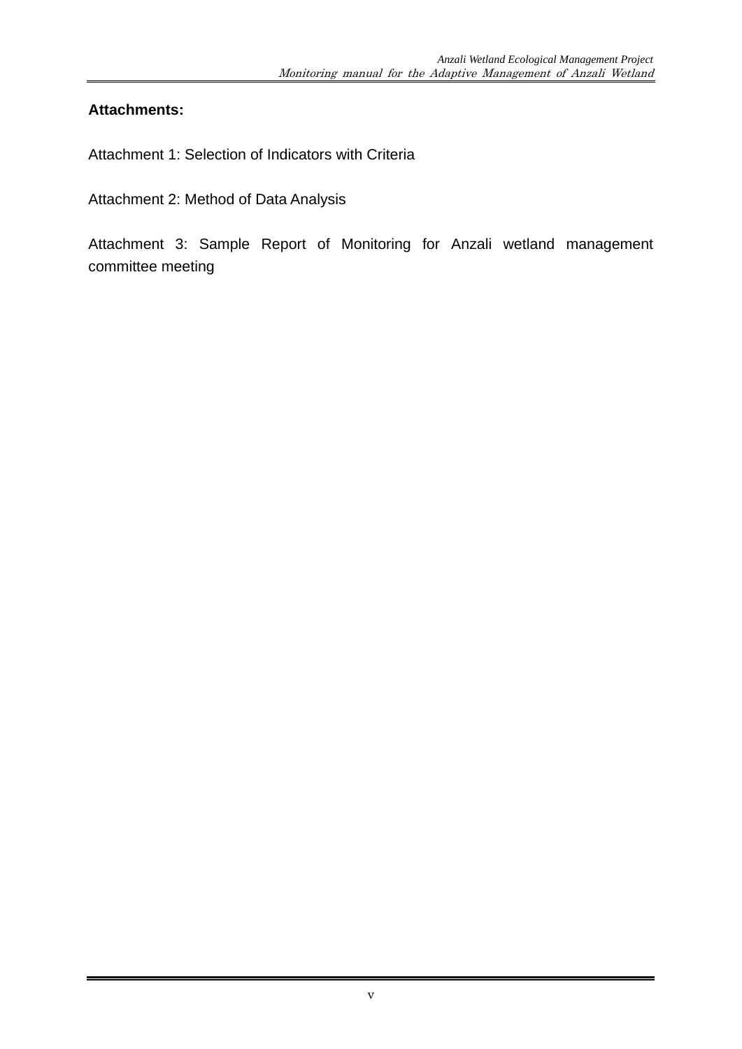**Attachments:**

Attachment 1: Selection of Indicators with Criteria

Attachment 2: Method of Data Analysis

Attachment 3: Sample Report of Monitoring for Anzali wetland management committee meeting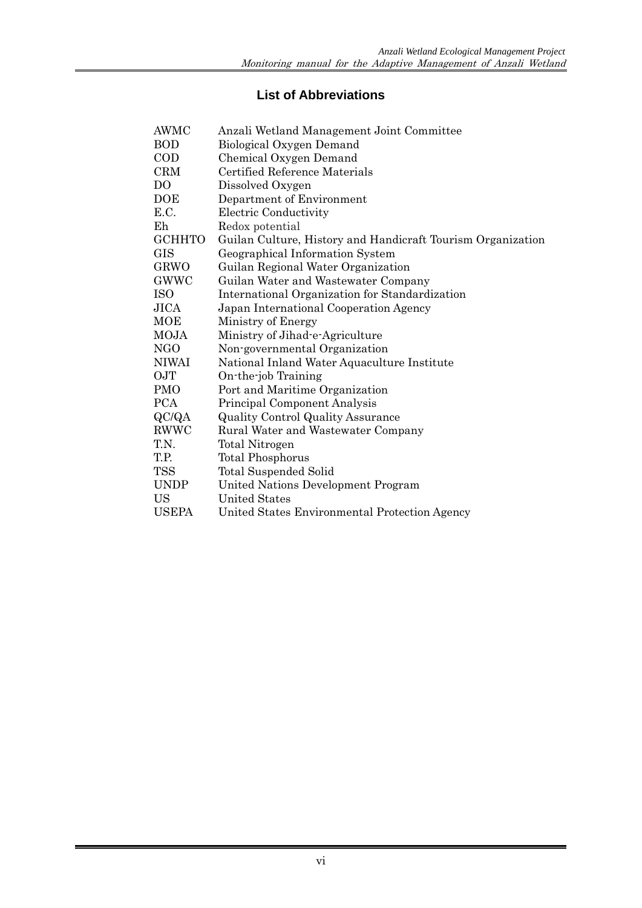## List of Abbreviations

| | |
|---|---|
| AWMC | Anzali Wetland Management Joint Committee |
| BOD | Biological Oxygen Demand |
| COD | Chemical Oxygen Demand |
| CRM | Certified Reference Materials |
| DO | Dissolved Oxygen |
| DOE | Department of Environment |
| E.C. | Electric Conductivity |
| Eh | Redox potential |
| GCHHTO | Guilan Culture, History and Handicraft Tourism Organization |
| GIS | Geographical Information System |
| GRWO | Guilan Regional Water Organization |
| GWWC | Guilan Water and Wastewater Company |
| ISO | International Organization for Standardization |
| JICA | Japan International Cooperation Agency |
| MOE | Ministry of Energy |
| MOJA | Ministry of Jihad-e-Agriculture |
| NGO | Non-governmental Organization |
| NIWAI | National Inland Water Aquaculture Institute |
| OJT | On-the-job Training |
| PMO | Port and Maritime Organization |
| PCA | Principal Component Analysis |
| QC/QA | Quality Control Quality Assurance |
| RWWC | Rural Water and Wastewater Company |
| T.N. | Total Nitrogen |
| T.P. | Total Phosphorus |
| TSS | Total Suspended Solid |
| UNDP | United Nations Development Program |
| US | United States |
| USEPA | United States Environmental Protection Agency |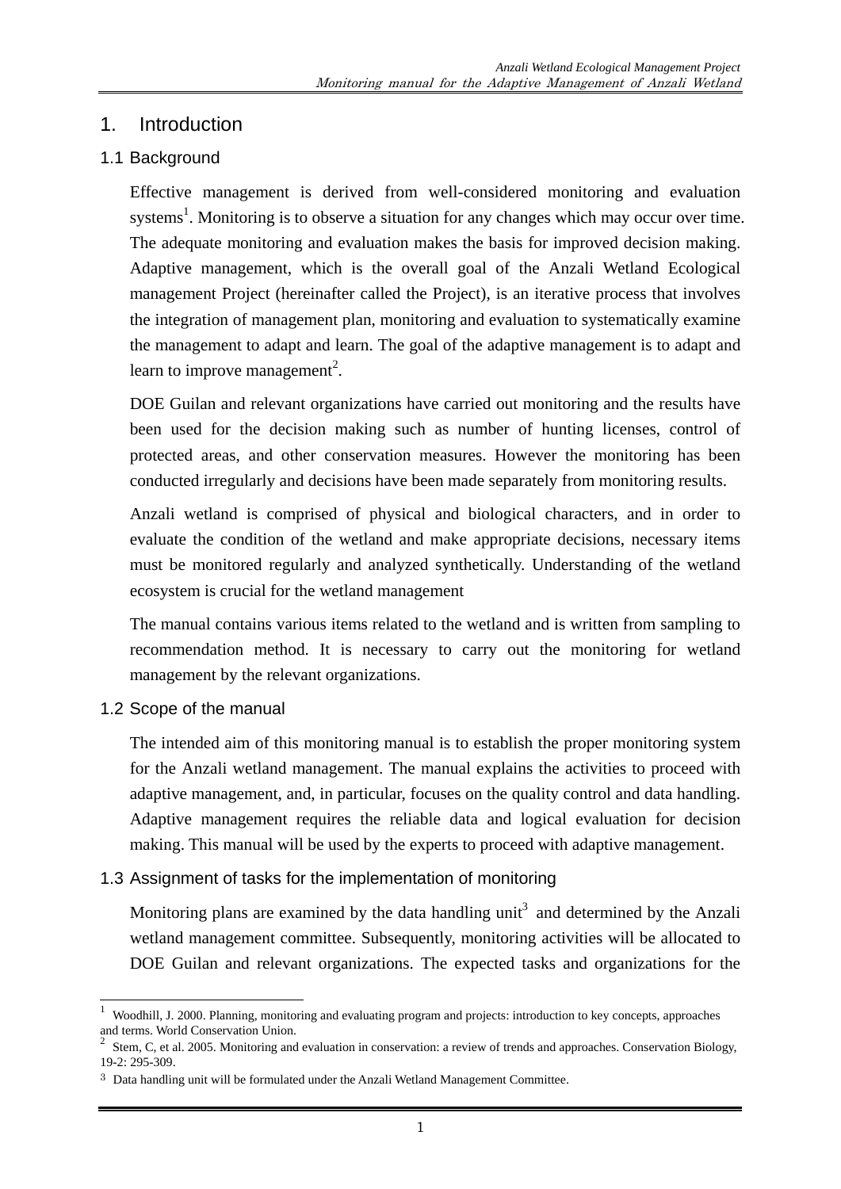# 1. Introduction

## 1.1 Background

Effective management is derived from well-considered monitoring and evaluation systems[1]. Monitoring is to observe a situation for any changes which may occur over time. The adequate monitoring and evaluation makes the basis for improved decision making. Adaptive management, which is the overall goal of the Anzali Wetland Ecological management Project (hereinafter called the Project), is an iterative process that involves the integration of management plan, monitoring and evaluation to systematically examine the management to adapt and learn. The goal of the adaptive management is to adapt and learn to improve management[2].

DOE Guilan and relevant organizations have carried out monitoring and the results have been used for the decision making such as number of hunting licenses, control of protected areas, and other conservation measures. However the monitoring has been conducted irregularly and decisions have been made separately from monitoring results.

Anzali wetland is comprised of physical and biological characters, and in order to evaluate the condition of the wetland and make appropriate decisions, necessary items must be monitored regularly and analyzed synthetically. Understanding of the wetland ecosystem is crucial for the wetland management

The manual contains various items related to the wetland and is written from sampling to recommendation method. It is necessary to carry out the monitoring for wetland management by the relevant organizations.

## 1.2 Scope of the manual

The intended aim of this monitoring manual is to establish the proper monitoring system for the Anzali wetland management. The manual explains the activities to proceed with adaptive management, and, in particular, focuses on the quality control and data handling. Adaptive management requires the reliable data and logical evaluation for decision making. This manual will be used by the experts to proceed with adaptive management.

## 1.3 Assignment of tasks for the implementation of monitoring

Monitoring plans are examined by the data handling unit[3] and determined by the Anzali wetland management committee. Subsequently, monitoring activities will be allocated to DOE Guilan and relevant organizations. The expected tasks and organizations for the

---

[1] Woodhill, J. 2000. Planning, monitoring and evaluating program and projects: introduction to key concepts, approaches and terms. World Conservation Union.

[2] Stem, C, et al. 2005. Monitoring and evaluation in conservation: a review of trends and approaches. Conservation Biology, 19-2: 295-309.

[3] Data handling unit will be formulated under the Anzali Wetland Management Committee.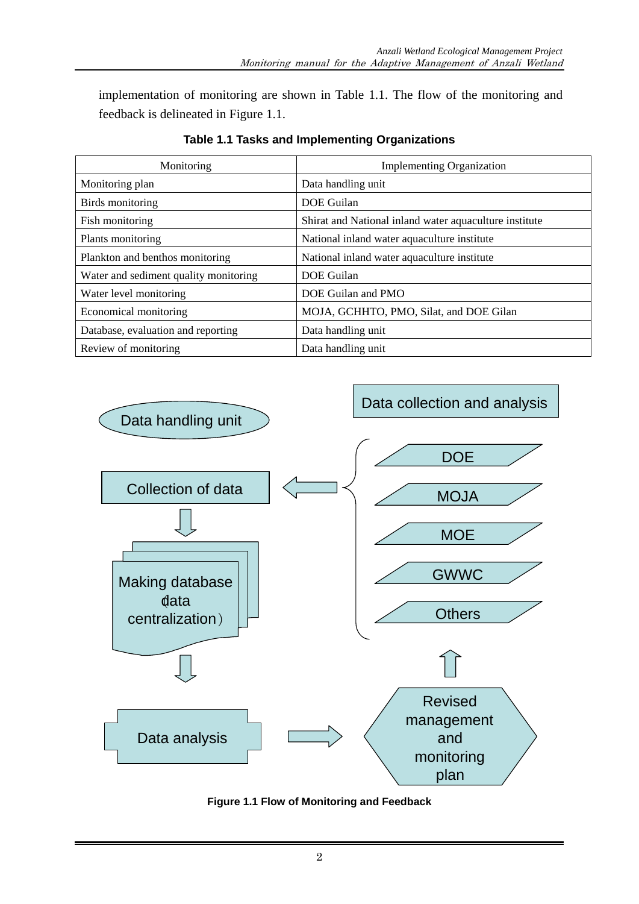implementation of monitoring are shown in Table 1.1. The flow of the monitoring and feedback is delineated in Figure 1.1.

**Table 1.1 Tasks and Implementing Organizations**

| Monitoring | Implementing Organization |
|---|---|
| Monitoring plan | Data handling unit |
| Birds monitoring | DOE Guilan |
| Fish monitoring | Shirat and National inland water aquaculture institute |
| Plants monitoring | National inland water aquaculture institute |
| Plankton and benthos monitoring | National inland water aquaculture institute |
| Water and sediment quality monitoring | DOE Guilan |
| Water level monitoring | DOE Guilan and PMO |
| Economical monitoring | MOJA, GCHHTO, PMO, Silat, and DOE Gilan |
| Database, evaluation and reporting | Data handling unit |
| Review of monitoring | Data handling unit |

Data handling unit

Collection of data

Making database (data centralization)

Data analysis

Data collection and analysis

DOE

MOJA

MOE

GWWC

Others

Revised management and monitoring plan

**Figure 1.1 Flow of Monitoring and Feedback**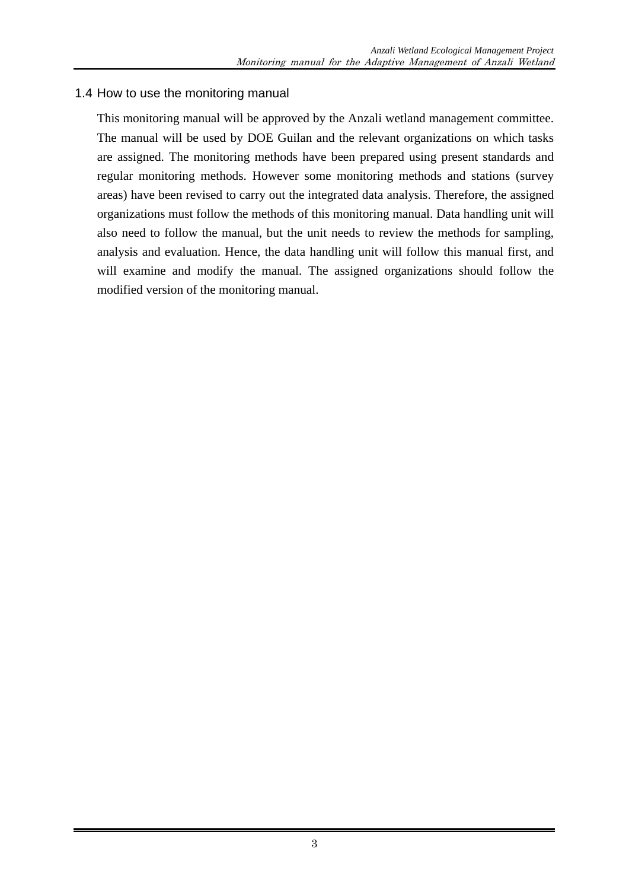## 1.4 How to use the monitoring manual

This monitoring manual will be approved by the Anzali wetland management committee. The manual will be used by DOE Guilan and the relevant organizations on which tasks are assigned. The monitoring methods have been prepared using present standards and regular monitoring methods. However some monitoring methods and stations (survey areas) have been revised to carry out the integrated data analysis. Therefore, the assigned organizations must follow the methods of this monitoring manual. Data handling unit will also need to follow the manual, but the unit needs to review the methods for sampling, analysis and evaluation. Hence, the data handling unit will follow this manual first, and will examine and modify the manual. The assigned organizations should follow the modified version of the monitoring manual.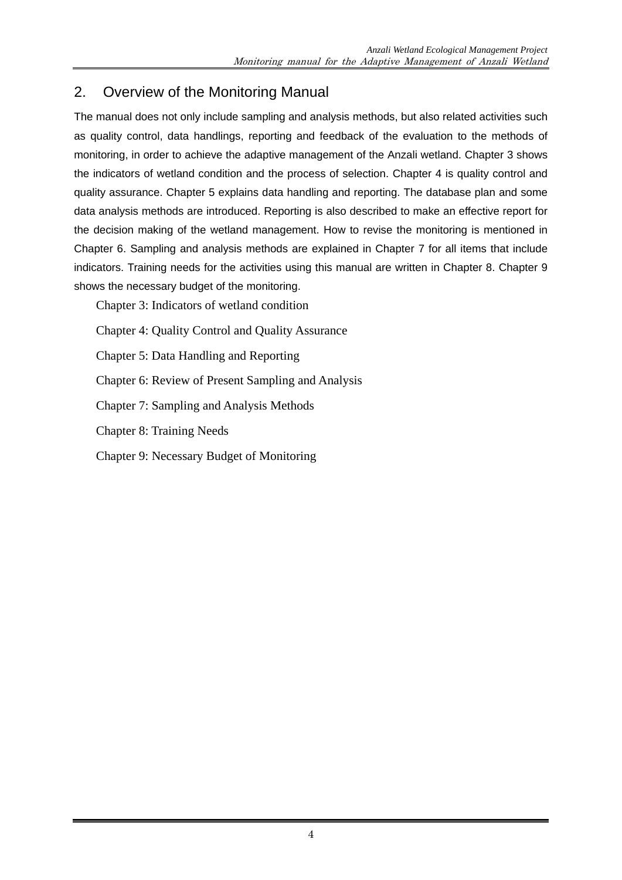## 2. Overview of the Monitoring Manual

The manual does not only include sampling and analysis methods, but also related activities such as quality control, data handlings, reporting and feedback of the evaluation to the methods of monitoring, in order to achieve the adaptive management of the Anzali wetland. Chapter 3 shows the indicators of wetland condition and the process of selection. Chapter 4 is quality control and quality assurance. Chapter 5 explains data handling and reporting. The database plan and some data analysis methods are introduced. Reporting is also described to make an effective report for the decision making of the wetland management. How to revise the monitoring is mentioned in Chapter 6. Sampling and analysis methods are explained in Chapter 7 for all items that include indicators. Training needs for the activities using this manual are written in Chapter 8. Chapter 9 shows the necessary budget of the monitoring.

Chapter 3: Indicators of wetland condition

Chapter 4: Quality Control and Quality Assurance

Chapter 5: Data Handling and Reporting

Chapter 6: Review of Present Sampling and Analysis

Chapter 7: Sampling and Analysis Methods

Chapter 8: Training Needs

Chapter 9: Necessary Budget of Monitoring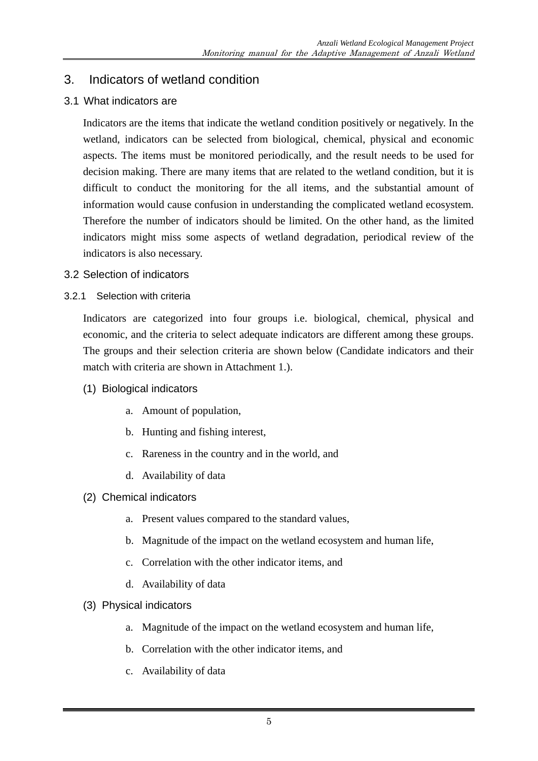# 3. Indicators of wetland condition

## 3.1 What indicators are

Indicators are the items that indicate the wetland condition positively or negatively. In the wetland, indicators can be selected from biological, chemical, physical and economic aspects. The items must be monitored periodically, and the result needs to be used for decision making. There are many items that are related to the wetland condition, but it is difficult to conduct the monitoring for the all items, and the substantial amount of information would cause confusion in understanding the complicated wetland ecosystem. Therefore the number of indicators should be limited. On the other hand, as the limited indicators might miss some aspects of wetland degradation, periodical review of the indicators is also necessary.

## 3.2 Selection of indicators

### 3.2.1 Selection with criteria

Indicators are categorized into four groups i.e. biological, chemical, physical and economic, and the criteria to select adequate indicators are different among these groups. The groups and their selection criteria are shown below (Candidate indicators and their match with criteria are shown in Attachment 1.).

(1) Biological indicators

a. Amount of population,

b. Hunting and fishing interest,

c. Rareness in the country and in the world, and

d. Availability of data

(2) Chemical indicators

a. Present values compared to the standard values,

b. Magnitude of the impact on the wetland ecosystem and human life,

c. Correlation with the other indicator items, and

d. Availability of data

(3) Physical indicators

a. Magnitude of the impact on the wetland ecosystem and human life,

b. Correlation with the other indicator items, and

c. Availability of data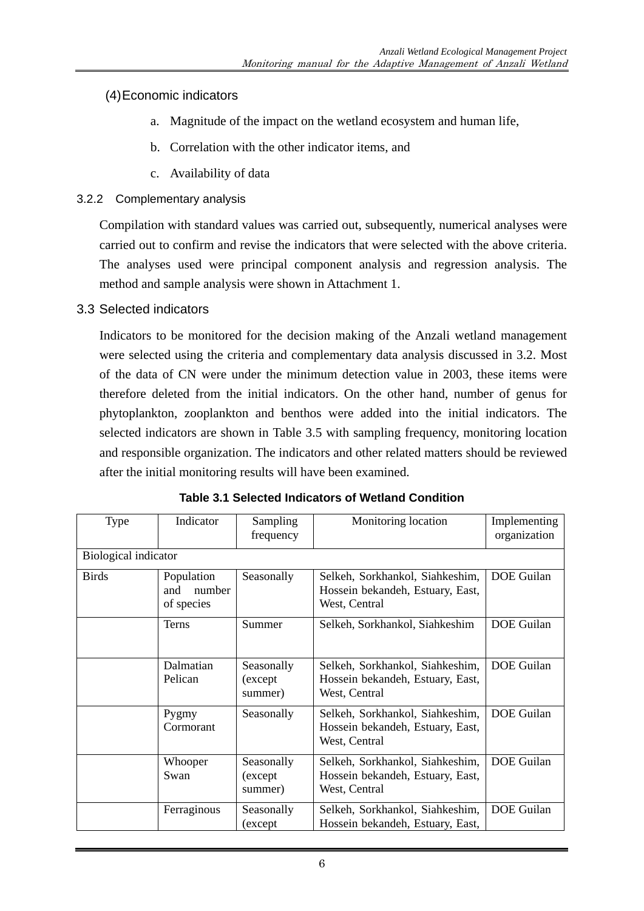(4) Economic indicators

a. Magnitude of the impact on the wetland ecosystem and human life,

b. Correlation with the other indicator items, and

c. Availability of data

### 3.2.2 Complementary analysis

Compilation with standard values was carried out, subsequently, numerical analyses were carried out to confirm and revise the indicators that were selected with the above criteria. The analyses used were principal component analysis and regression analysis. The method and sample analysis were shown in Attachment 1.

## 3.3 Selected indicators

Indicators to be monitored for the decision making of the Anzali wetland management were selected using the criteria and complementary data analysis discussed in 3.2. Most of the data of CN were under the minimum detection value in 2003, these items were therefore deleted from the initial indicators. On the other hand, number of genus for phytoplankton, zooplankton and benthos were added into the initial indicators. The selected indicators are shown in Table 3.5 with sampling frequency, monitoring location and responsible organization. The indicators and other related matters should be reviewed after the initial monitoring results will have been examined.

**Table 3.1 Selected Indicators of Wetland Condition**

| Type | Indicator | Sampling frequency | Monitoring location | Implementing organization |
|---|---|---|---|---|
| Biological indicator | | | | |
| Birds | Population and number of species | Seasonally | Selkeh, Sorkhankol, Siahkeshim, Hossein bekandeh, Estuary, East, West, Central | DOE Guilan |
| | Terns | Summer | Selkeh, Sorkhankol, Siahkeshim | DOE Guilan |
| | Dalmatian Pelican | Seasonally (except summer) | Selkeh, Sorkhankol, Siahkeshim, Hossein bekandeh, Estuary, East, West, Central | DOE Guilan |
| | Pygmy Cormorant | Seasonally | Selkeh, Sorkhankol, Siahkeshim, Hossein bekandeh, Estuary, East, West, Central | DOE Guilan |
| | Whooper Swan | Seasonally (except summer) | Selkeh, Sorkhankol, Siahkeshim, Hossein bekandeh, Estuary, East, West, Central | DOE Guilan |
| | Ferraginous | Seasonally (except | Selkeh, Sorkhankol, Siahkeshim, Hossein bekandeh, Estuary, East, | DOE Guilan |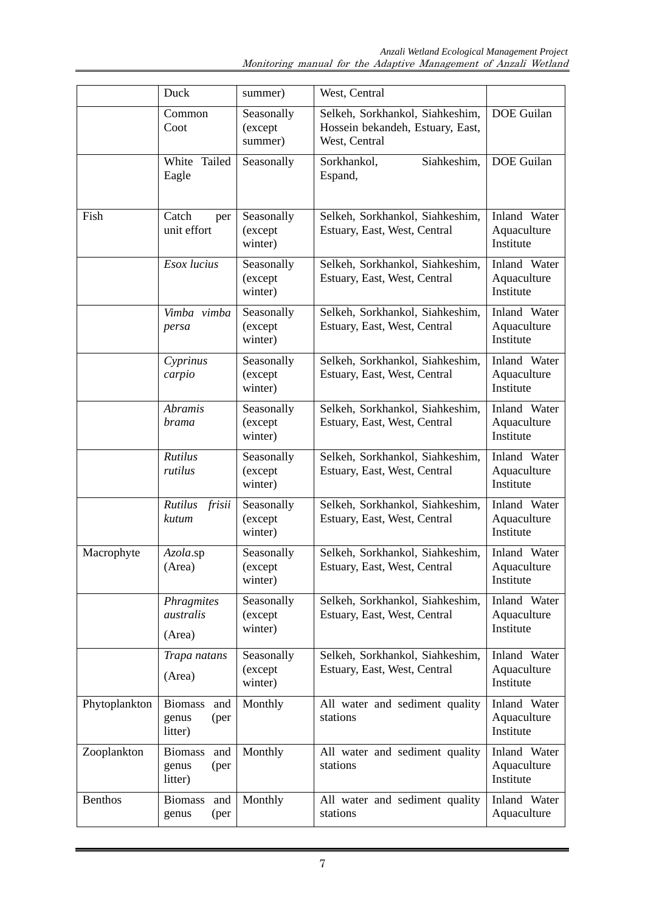| | | | | |
|---|---|---|---|---|
| | Duck | summer) | West, Central | |
| | Common Coot | Seasonally (except summer) | Selkeh, Sorkhankol, Siahkeshim, Hossein bekandeh, Estuary, East, West, Central | DOE Guilan |
| | White Tailed Eagle | Seasonally | Sorkhankol, Siahkeshim, Espand, | DOE Guilan |
| Fish | Catch per unit effort | Seasonally (except winter) | Selkeh, Sorkhankol, Siahkeshim, Estuary, East, West, Central | Inland Water Aquaculture Institute |
| | *Esox lucius* | Seasonally (except winter) | Selkeh, Sorkhankol, Siahkeshim, Estuary, East, West, Central | Inland Water Aquaculture Institute |
| | *Vimba vimba persa* | Seasonally (except winter) | Selkeh, Sorkhankol, Siahkeshim, Estuary, East, West, Central | Inland Water Aquaculture Institute |
| | *Cyprinus carpio* | Seasonally (except winter) | Selkeh, Sorkhankol, Siahkeshim, Estuary, East, West, Central | Inland Water Aquaculture Institute |
| | *Abramis brama* | Seasonally (except winter) | Selkeh, Sorkhankol, Siahkeshim, Estuary, East, West, Central | Inland Water Aquaculture Institute |
| | *Rutilus rutilus* | Seasonally (except winter) | Selkeh, Sorkhankol, Siahkeshim, Estuary, East, West, Central | Inland Water Aquaculture Institute |
| | *Rutilus frisii kutum* | Seasonally (except winter) | Selkeh, Sorkhankol, Siahkeshim, Estuary, East, West, Central | Inland Water Aquaculture Institute |
| Macrophyte | *Azola*.sp (Area) | Seasonally (except winter) | Selkeh, Sorkhankol, Siahkeshim, Estuary, East, West, Central | Inland Water Aquaculture Institute |
| | *Phragmites australis* (Area) | Seasonally (except winter) | Selkeh, Sorkhankol, Siahkeshim, Estuary, East, West, Central | Inland Water Aquaculture Institute |
| | *Trapa natans* (Area) | Seasonally (except winter) | Selkeh, Sorkhankol, Siahkeshim, Estuary, East, West, Central | Inland Water Aquaculture Institute |
| Phytoplankton | Biomass and genus (per litter) | Monthly | All water and sediment quality stations | Inland Water Aquaculture Institute |
| Zooplankton | Biomass and genus (per litter) | Monthly | All water and sediment quality stations | Inland Water Aquaculture Institute |
| Benthos | Biomass and genus (per | Monthly | All water and sediment quality stations | Inland Water Aquaculture |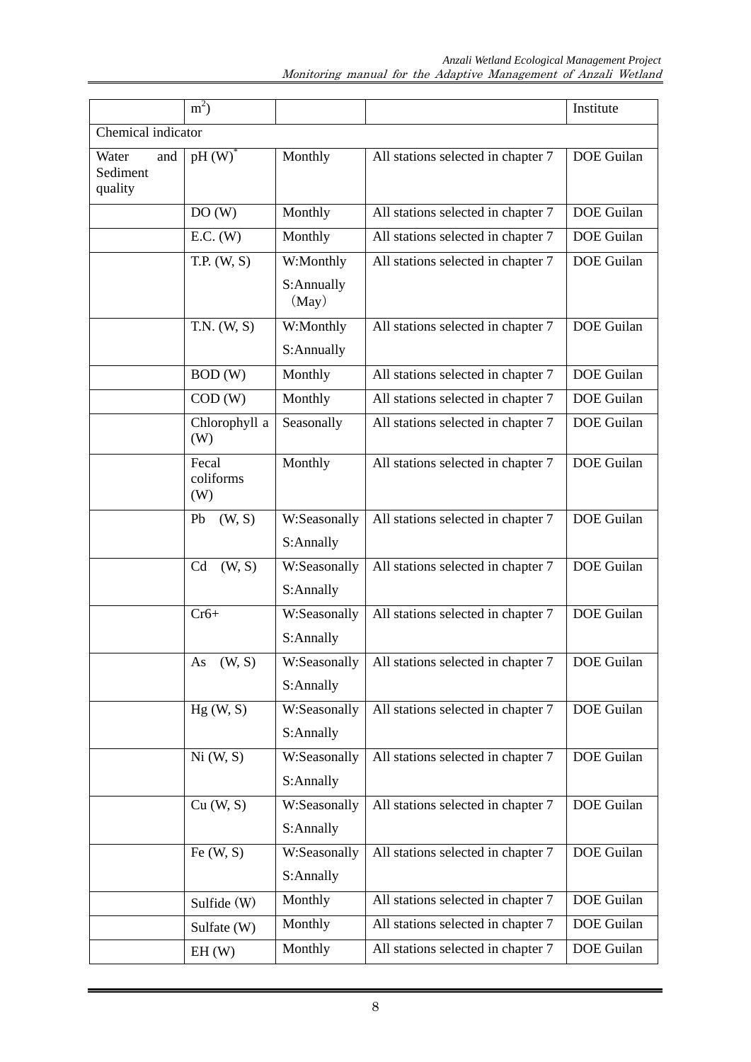|  | $m^2$) |  |  | Institute |
|---|---|---|---|---|
| Chemical indicator |  |  |  |  |
| Water and Sediment quality | pH (W)* | Monthly | All stations selected in chapter 7 | DOE Guilan |
|  | DO (W) | Monthly | All stations selected in chapter 7 | DOE Guilan |
|  | E.C. (W) | Monthly | All stations selected in chapter 7 | DOE Guilan |
|  | T.P. (W, S) | W:Monthly S:Annually (May) | All stations selected in chapter 7 | DOE Guilan |
|  | T.N. (W, S) | W:Monthly S:Annually | All stations selected in chapter 7 | DOE Guilan |
|  | BOD (W) | Monthly | All stations selected in chapter 7 | DOE Guilan |
|  | COD (W) | Monthly | All stations selected in chapter 7 | DOE Guilan |
|  | Chlorophyll a (W) | Seasonally | All stations selected in chapter 7 | DOE Guilan |
|  | Fecal coliforms (W) | Monthly | All stations selected in chapter 7 | DOE Guilan |
|  | Pb (W, S) | W:Seasonally S:Annally | All stations selected in chapter 7 | DOE Guilan |
|  | Cd (W, S) | W:Seasonally S:Annally | All stations selected in chapter 7 | DOE Guilan |
|  | $Cr^{6+}$ | W:Seasonally S:Annally | All stations selected in chapter 7 | DOE Guilan |
|  | As (W, S) | W:Seasonally S:Annally | All stations selected in chapter 7 | DOE Guilan |
|  | Hg (W, S) | W:Seasonally S:Annally | All stations selected in chapter 7 | DOE Guilan |
|  | Ni (W, S) | W:Seasonally S:Annally | All stations selected in chapter 7 | DOE Guilan |
|  | Cu (W, S) | W:Seasonally S:Annally | All stations selected in chapter 7 | DOE Guilan |
|  | Fe (W, S) | W:Seasonally S:Annally | All stations selected in chapter 7 | DOE Guilan |
|  | Sulfide (W) | Monthly | All stations selected in chapter 7 | DOE Guilan |
|  | Sulfate (W) | Monthly | All stations selected in chapter 7 | DOE Guilan |
|  | EH (W) | Monthly | All stations selected in chapter 7 | DOE Guilan |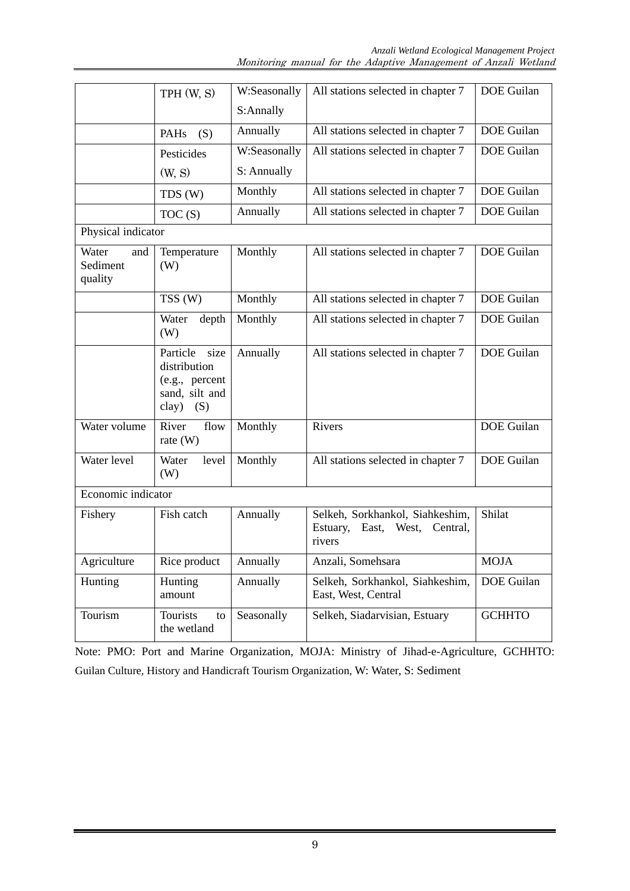| | | | | |
|---|---|---|---|---|
| | TPH (W, S) | W:Seasonally<br>S:Annally | All stations selected in chapter 7 | DOE Guilan |
| | PAHs (S) | Annually | All stations selected in chapter 7 | DOE Guilan |
| | Pesticides (W, S) | W:Seasonally<br>S: Annually | All stations selected in chapter 7 | DOE Guilan |
| | TDS (W) | Monthly | All stations selected in chapter 7 | DOE Guilan |
| | TOC (S) | Annually | All stations selected in chapter 7 | DOE Guilan |
| Physical indicator | | | | |
| Water and Sediment quality | Temperature (W) | Monthly | All stations selected in chapter 7 | DOE Guilan |
| | TSS (W) | Monthly | All stations selected in chapter 7 | DOE Guilan |
| | Water depth (W) | Monthly | All stations selected in chapter 7 | DOE Guilan |
| | Particle size distribution (e.g., percent sand, silt and clay) (S) | Annually | All stations selected in chapter 7 | DOE Guilan |
| Water volume | River flow rate (W) | Monthly | Rivers | DOE Guilan |
| Water level | Water level (W) | Monthly | All stations selected in chapter 7 | DOE Guilan |
| Economic indicator | | | | |
| Fishery | Fish catch | Annually | Selkeh, Sorkhankol, Siahkeshim, Estuary, East, West, Central, rivers | Shilat |
| Agriculture | Rice product | Annually | Anzali, Somehsara | MOJA |
| Hunting | Hunting amount | Annually | Selkeh, Sorkhankol, Siahkeshim, East, West, Central | DOE Guilan |
| Tourism | Tourists to the wetland | Seasonally | Selkeh, Siadarvisian, Estuary | GCHHTO |

Note: PMO: Port and Marine Organization, MOJA: Ministry of Jihad-e-Agriculture, GCHHTO: Guilan Culture, History and Handicraft Tourism Organization, W: Water, S: Sediment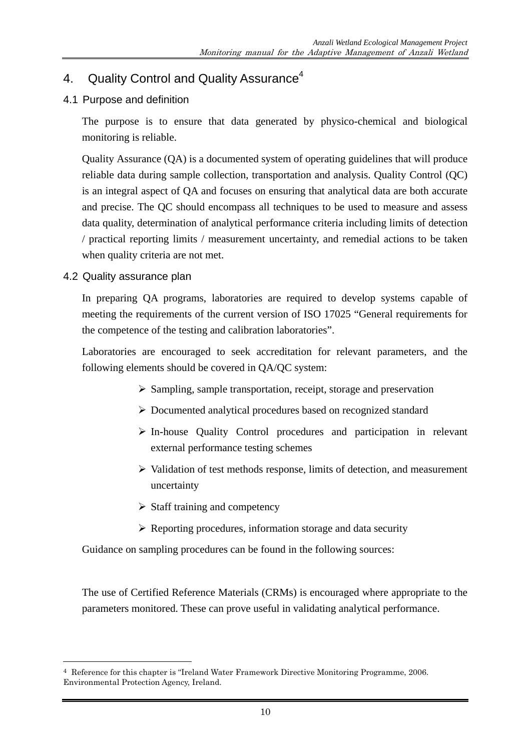# 4. Quality Control and Quality Assurance[4]

## 4.1 Purpose and definition

The purpose is to ensure that data generated by physico-chemical and biological monitoring is reliable.

Quality Assurance (QA) is a documented system of operating guidelines that will produce reliable data during sample collection, transportation and analysis. Quality Control (QC) is an integral aspect of QA and focuses on ensuring that analytical data are both accurate and precise. The QC should encompass all techniques to be used to measure and assess data quality, determination of analytical performance criteria including limits of detection / practical reporting limits / measurement uncertainty, and remedial actions to be taken when quality criteria are not met.

## 4.2 Quality assurance plan

In preparing QA programs, laboratories are required to develop systems capable of meeting the requirements of the current version of ISO 17025 "General requirements for the competence of the testing and calibration laboratories".

Laboratories are encouraged to seek accreditation for relevant parameters, and the following elements should be covered in QA/QC system:

- Sampling, sample transportation, receipt, storage and preservation
- Documented analytical procedures based on recognized standard
- In-house Quality Control procedures and participation in relevant external performance testing schemes
- Validation of test methods response, limits of detection, and measurement uncertainty
- Staff training and competency
- Reporting procedures, information storage and data security

Guidance on sampling procedures can be found in the following sources:

The use of Certified Reference Materials (CRMs) is encouraged where appropriate to the parameters monitored. These can prove useful in validating analytical performance.

---

[4] Reference for this chapter is "Ireland Water Framework Directive Monitoring Programme, 2006. Environmental Protection Agency, Ireland.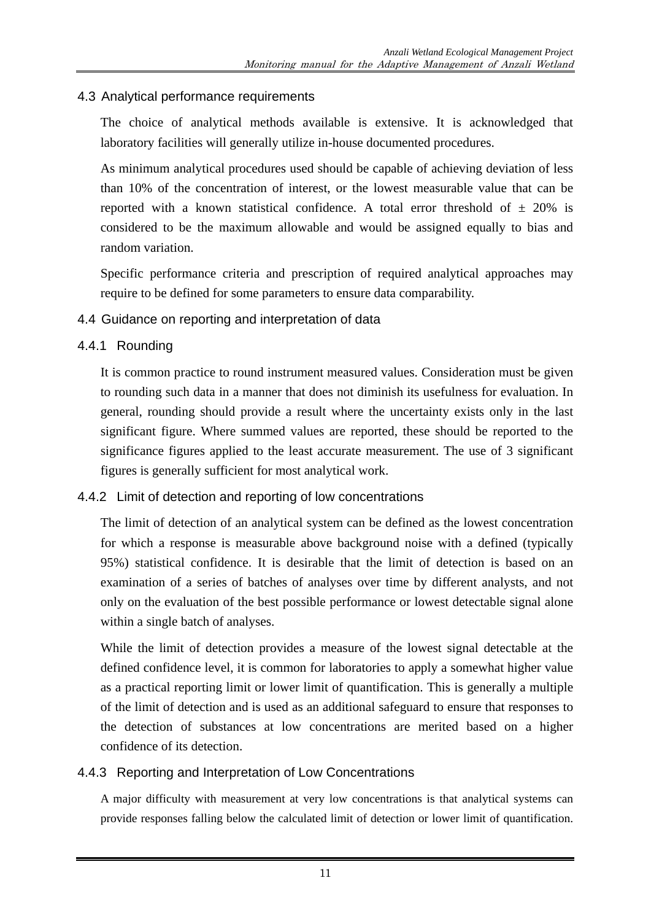## 4.3 Analytical performance requirements

The choice of analytical methods available is extensive. It is acknowledged that laboratory facilities will generally utilize in-house documented procedures.

As minimum analytical procedures used should be capable of achieving deviation of less than 10% of the concentration of interest, or the lowest measurable value that can be reported with a known statistical confidence. A total error threshold of ± 20% is considered to be the maximum allowable and would be assigned equally to bias and random variation.

Specific performance criteria and prescription of required analytical approaches may require to be defined for some parameters to ensure data comparability.

## 4.4 Guidance on reporting and interpretation of data

### 4.4.1 Rounding

It is common practice to round instrument measured values. Consideration must be given to rounding such data in a manner that does not diminish its usefulness for evaluation. In general, rounding should provide a result where the uncertainty exists only in the last significant figure. Where summed values are reported, these should be reported to the significance figures applied to the least accurate measurement. The use of 3 significant figures is generally sufficient for most analytical work.

### 4.4.2 Limit of detection and reporting of low concentrations

The limit of detection of an analytical system can be defined as the lowest concentration for which a response is measurable above background noise with a defined (typically 95%) statistical confidence. It is desirable that the limit of detection is based on an examination of a series of batches of analyses over time by different analysts, and not only on the evaluation of the best possible performance or lowest detectable signal alone within a single batch of analyses.

While the limit of detection provides a measure of the lowest signal detectable at the defined confidence level, it is common for laboratories to apply a somewhat higher value as a practical reporting limit or lower limit of quantification. This is generally a multiple of the limit of detection and is used as an additional safeguard to ensure that responses to the detection of substances at low concentrations are merited based on a higher confidence of its detection.

### 4.4.3 Reporting and Interpretation of Low Concentrations

A major difficulty with measurement at very low concentrations is that analytical systems can provide responses falling below the calculated limit of detection or lower limit of quantification.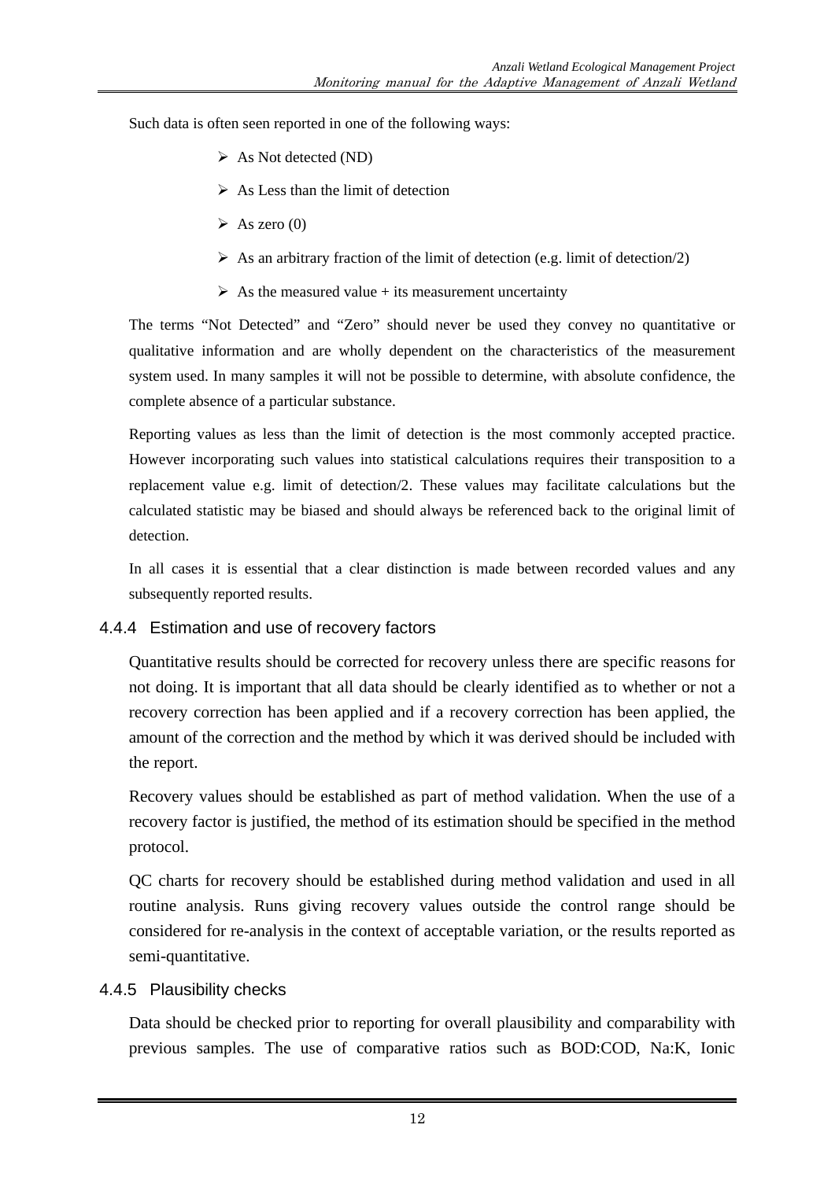Such data is often seen reported in one of the following ways:

- As Not detected (ND)
- As Less than the limit of detection
- As zero (0)
- As an arbitrary fraction of the limit of detection (e.g. limit of detection/2)
- As the measured value + its measurement uncertainty

The terms "Not Detected" and "Zero" should never be used they convey no quantitative or qualitative information and are wholly dependent on the characteristics of the measurement system used. In many samples it will not be possible to determine, with absolute confidence, the complete absence of a particular substance.

Reporting values as less than the limit of detection is the most commonly accepted practice. However incorporating such values into statistical calculations requires their transposition to a replacement value e.g. limit of detection/2. These values may facilitate calculations but the calculated statistic may be biased and should always be referenced back to the original limit of detection.

In all cases it is essential that a clear distinction is made between recorded values and any subsequently reported results.

### 4.4.4 Estimation and use of recovery factors

Quantitative results should be corrected for recovery unless there are specific reasons for not doing. It is important that all data should be clearly identified as to whether or not a recovery correction has been applied and if a recovery correction has been applied, the amount of the correction and the method by which it was derived should be included with the report.

Recovery values should be established as part of method validation. When the use of a recovery factor is justified, the method of its estimation should be specified in the method protocol.

QC charts for recovery should be established during method validation and used in all routine analysis. Runs giving recovery values outside the control range should be considered for re-analysis in the context of acceptable variation, or the results reported as semi-quantitative.

### 4.4.5 Plausibility checks

Data should be checked prior to reporting for overall plausibility and comparability with previous samples. The use of comparative ratios such as BOD:COD, Na:K, Ionic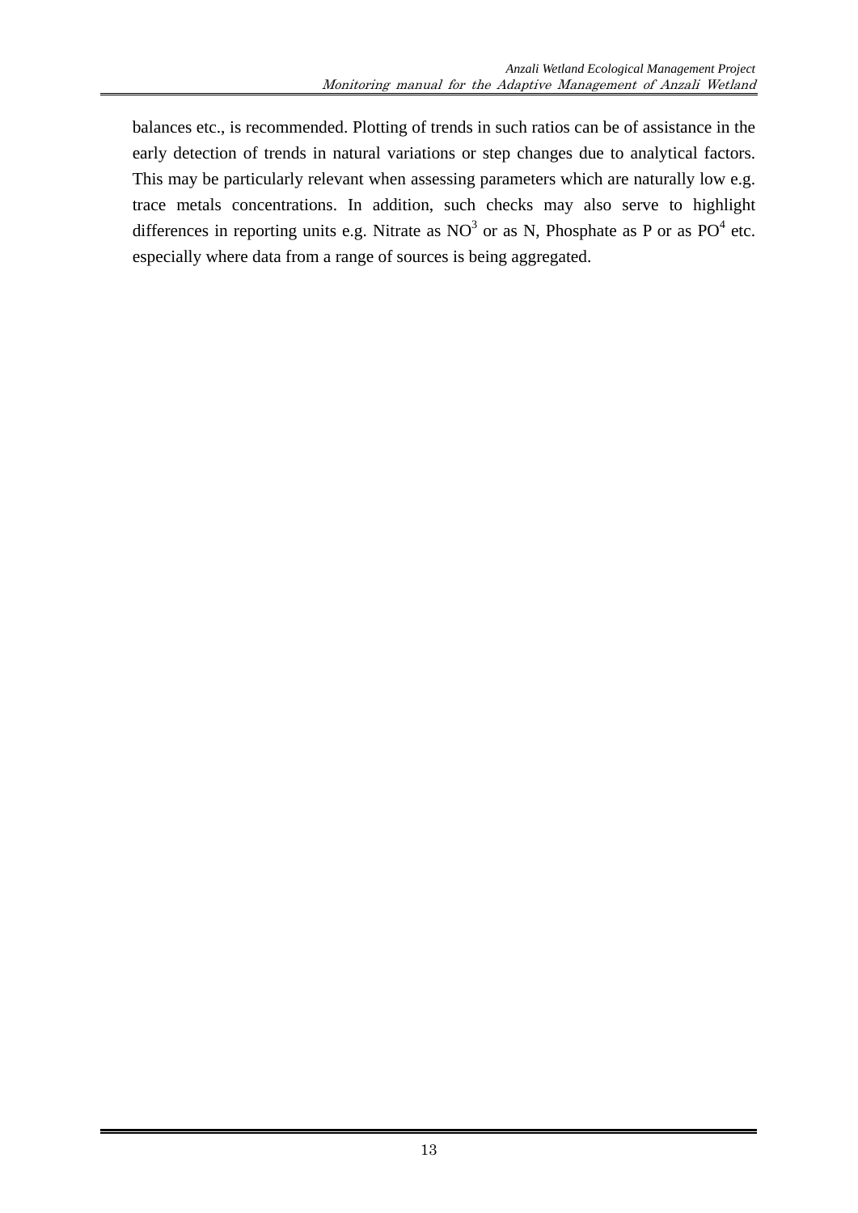balances etc., is recommended. Plotting of trends in such ratios can be of assistance in the early detection of trends in natural variations or step changes due to analytical factors. This may be particularly relevant when assessing parameters which are naturally low e.g. trace metals concentrations. In addition, such checks may also serve to highlight differences in reporting units e.g. Nitrate as $NO^3$ or as N, Phosphate as P or as $PO^4$ etc. especially where data from a range of sources is being aggregated.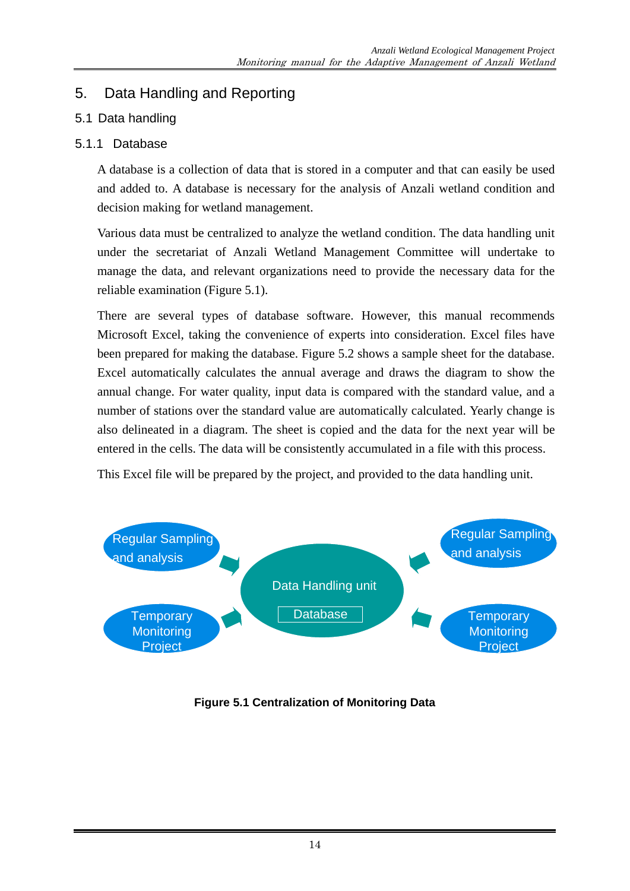# 5. Data Handling and Reporting

## 5.1 Data handling

### 5.1.1 Database

A database is a collection of data that is stored in a computer and that can easily be used and added to. A database is necessary for the analysis of Anzali wetland condition and decision making for wetland management.

Various data must be centralized to analyze the wetland condition. The data handling unit under the secretariat of Anzali Wetland Management Committee will undertake to manage the data, and relevant organizations need to provide the necessary data for the reliable examination (Figure 5.1).

There are several types of database software. However, this manual recommends Microsoft Excel, taking the convenience of experts into consideration. Excel files have been prepared for making the database. Figure 5.2 shows a sample sheet for the database. Excel automatically calculates the annual average and draws the diagram to show the annual change. For water quality, input data is compared with the standard value, and a number of stations over the standard value are automatically calculated. Yearly change is also delineated in a diagram. The sheet is copied and the data for the next year will be entered in the cells. The data will be consistently accumulated in a file with this process.

This Excel file will be prepared by the project, and provided to the data handling unit.

Regular Sampling and analysis

Regular Sampling and analysis

Data Handling unit

Database

Temporary Monitoring Project

Temporary Monitoring Project

**Figure 5.1 Centralization of Monitoring Data**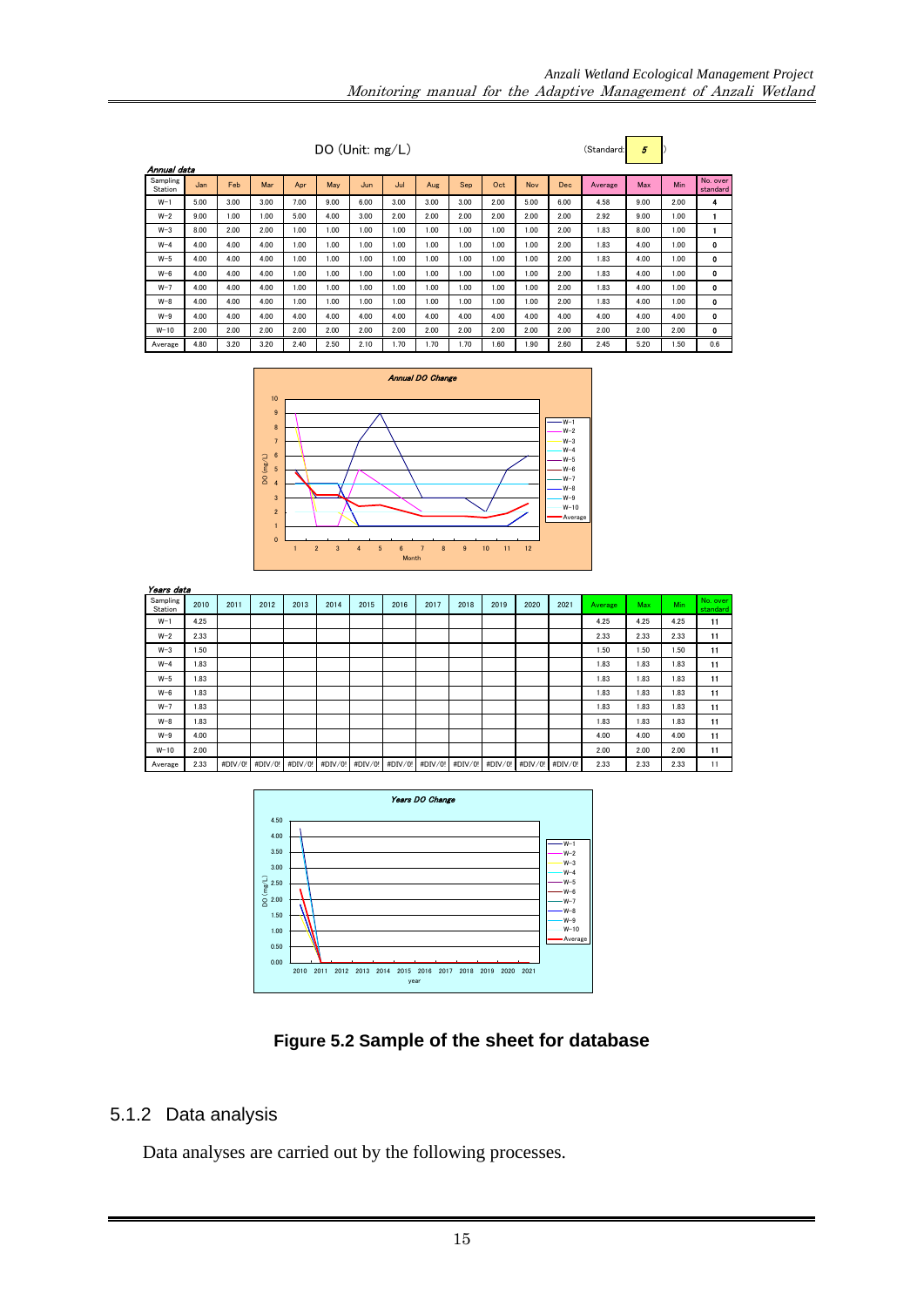DO (Unit: mg/L) (Standard: 5)

*Annual data*

| Sampling Station | Jan | Feb | Mar | Apr | May | Jun | Jul | Aug | Sep | Oct | Nov | Dec | Average | Max | Min | No. over standard |
|---|---|---|---|---|---|---|---|---|---|---|---|---|---|---|---|---|
| W-1 | 5.00 | 3.00 | 3.00 | 7.00 | 9.00 | 6.00 | 3.00 | 3.00 | 3.00 | 2.00 | 5.00 | 6.00 | 4.58 | 9.00 | 2.00 | 4 |
| W-2 | 9.00 | 1.00 | 1.00 | 5.00 | 4.00 | 3.00 | 2.00 | 2.00 | 2.00 | 2.00 | 2.00 | 2.00 | 2.92 | 9.00 | 1.00 | 1 |
| W-3 | 8.00 | 2.00 | 2.00 | 1.00 | 1.00 | 1.00 | 1.00 | 1.00 | 1.00 | 1.00 | 1.00 | 2.00 | 1.83 | 8.00 | 1.00 | 1 |
| W-4 | 4.00 | 4.00 | 4.00 | 1.00 | 1.00 | 1.00 | 1.00 | 1.00 | 1.00 | 1.00 | 1.00 | 2.00 | 1.83 | 4.00 | 1.00 | 0 |
| W-5 | 4.00 | 4.00 | 4.00 | 1.00 | 1.00 | 1.00 | 1.00 | 1.00 | 1.00 | 1.00 | 1.00 | 2.00 | 1.83 | 4.00 | 1.00 | 0 |
| W-6 | 4.00 | 4.00 | 4.00 | 1.00 | 1.00 | 1.00 | 1.00 | 1.00 | 1.00 | 1.00 | 1.00 | 2.00 | 1.83 | 4.00 | 1.00 | 0 |
| W-7 | 4.00 | 4.00 | 4.00 | 1.00 | 1.00 | 1.00 | 1.00 | 1.00 | 1.00 | 1.00 | 1.00 | 2.00 | 1.83 | 4.00 | 1.00 | 0 |
| W-8 | 4.00 | 4.00 | 4.00 | 1.00 | 1.00 | 1.00 | 1.00 | 1.00 | 1.00 | 1.00 | 1.00 | 2.00 | 1.83 | 4.00 | 1.00 | 0 |
| W-9 | 4.00 | 4.00 | 4.00 | 4.00 | 4.00 | 4.00 | 4.00 | 4.00 | 4.00 | 4.00 | 4.00 | 4.00 | 4.00 | 4.00 | 4.00 | 0 |
| W-10 | 2.00 | 2.00 | 2.00 | 2.00 | 2.00 | 2.00 | 2.00 | 2.00 | 2.00 | 2.00 | 2.00 | 2.00 | 2.00 | 2.00 | 2.00 | 0 |
| Average | 4.80 | 3.20 | 3.20 | 2.40 | 2.50 | 2.10 | 1.70 | 1.70 | 1.70 | 1.60 | 1.90 | 2.60 | 2.45 | 5.20 | 1.50 | 0.6 |

*Years data*

| Sampling Station | 2010 | 2011 | 2012 | 2013 | 2014 | 2015 | 2016 | 2017 | 2018 | 2019 | 2020 | 2021 | Average | Max | Min | No. over standard |
|---|---|---|---|---|---|---|---|---|---|---|---|---|---|---|---|---|
| W-1 | 4.25 | | | | | | | | | | | | 4.25 | 4.25 | 4.25 | 11 |
| W-2 | 2.33 | | | | | | | | | | | | 2.33 | 2.33 | 2.33 | 11 |
| W-3 | 1.50 | | | | | | | | | | | | 1.50 | 1.50 | 1.50 | 11 |
| W-4 | 1.83 | | | | | | | | | | | | 1.83 | 1.83 | 1.83 | 11 |
| W-5 | 1.83 | | | | | | | | | | | | 1.83 | 1.83 | 1.83 | 11 |
| W-6 | 1.83 | | | | | | | | | | | | 1.83 | 1.83 | 1.83 | 11 |
| W-7 | 1.83 | | | | | | | | | | | | 1.83 | 1.83 | 1.83 | 11 |
| W-8 | 1.83 | | | | | | | | | | | | 1.83 | 1.83 | 1.83 | 11 |
| W-9 | 4.00 | | | | | | | | | | | | 4.00 | 4.00 | 4.00 | 11 |
| W-10 | 2.00 | | | | | | | | | | | | 2.00 | 2.00 | 2.00 | 11 |
| Average | 2.33 | #DIV/0! | #DIV/0! | #DIV/0! | #DIV/0! | #DIV/0! | #DIV/0! | #DIV/0! | #DIV/0! | #DIV/0! | #DIV/0! | #DIV/0! | 2.33 | 2.33 | 2.33 | 11 |

**Figure 5.2 Sample of the sheet for database**

### 5.1.2 Data analysis

Data analyses are carried out by the following processes.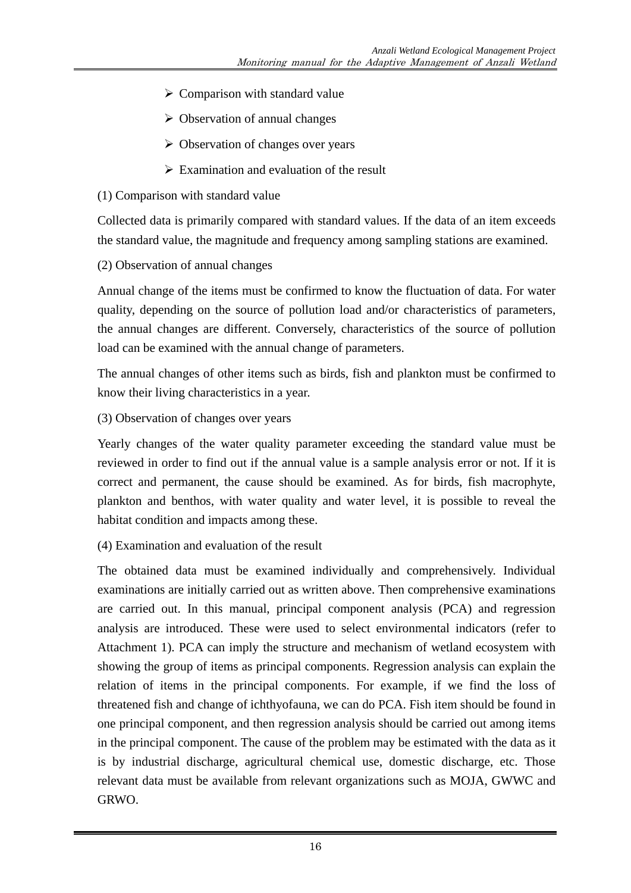- Comparison with standard value
- Observation of annual changes
- Observation of changes over years
- Examination and evaluation of the result

(1) Comparison with standard value

Collected data is primarily compared with standard values. If the data of an item exceeds the standard value, the magnitude and frequency among sampling stations are examined.

(2) Observation of annual changes

Annual change of the items must be confirmed to know the fluctuation of data. For water quality, depending on the source of pollution load and/or characteristics of parameters, the annual changes are different. Conversely, characteristics of the source of pollution load can be examined with the annual change of parameters.

The annual changes of other items such as birds, fish and plankton must be confirmed to know their living characteristics in a year.

(3) Observation of changes over years

Yearly changes of the water quality parameter exceeding the standard value must be reviewed in order to find out if the annual value is a sample analysis error or not. If it is correct and permanent, the cause should be examined. As for birds, fish macrophyte, plankton and benthos, with water quality and water level, it is possible to reveal the habitat condition and impacts among these.

(4) Examination and evaluation of the result

The obtained data must be examined individually and comprehensively. Individual examinations are initially carried out as written above. Then comprehensive examinations are carried out. In this manual, principal component analysis (PCA) and regression analysis are introduced. These were used to select environmental indicators (refer to Attachment 1). PCA can imply the structure and mechanism of wetland ecosystem with showing the group of items as principal components. Regression analysis can explain the relation of items in the principal components. For example, if we find the loss of threatened fish and change of ichthyofauna, we can do PCA. Fish item should be found in one principal component, and then regression analysis should be carried out among items in the principal component. The cause of the problem may be estimated with the data as it is by industrial discharge, agricultural chemical use, domestic discharge, etc. Those relevant data must be available from relevant organizations such as MOJA, GWWC and GRWO.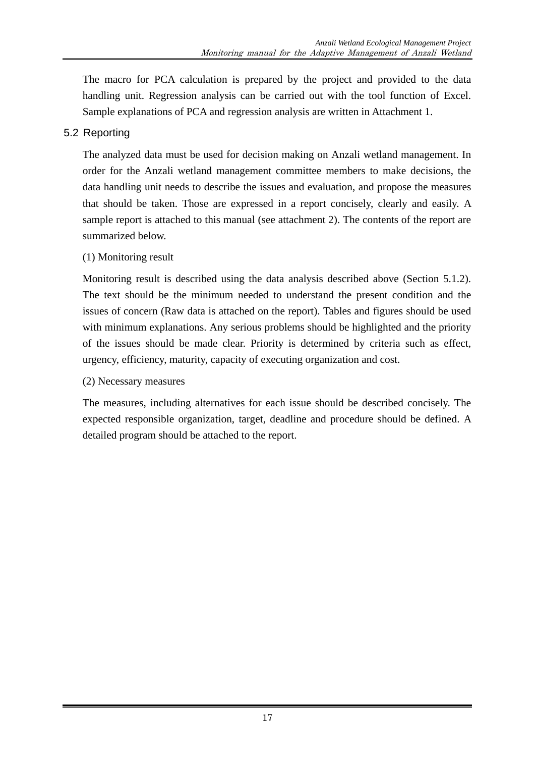The macro for PCA calculation is prepared by the project and provided to the data handling unit. Regression analysis can be carried out with the tool function of Excel. Sample explanations of PCA and regression analysis are written in Attachment 1.

## 5.2 Reporting

The analyzed data must be used for decision making on Anzali wetland management. In order for the Anzali wetland management committee members to make decisions, the data handling unit needs to describe the issues and evaluation, and propose the measures that should be taken. Those are expressed in a report concisely, clearly and easily. A sample report is attached to this manual (see attachment 2). The contents of the report are summarized below.

(1) Monitoring result

Monitoring result is described using the data analysis described above (Section 5.1.2). The text should be the minimum needed to understand the present condition and the issues of concern (Raw data is attached on the report). Tables and figures should be used with minimum explanations. Any serious problems should be highlighted and the priority of the issues should be made clear. Priority is determined by criteria such as effect, urgency, efficiency, maturity, capacity of executing organization and cost.

(2) Necessary measures

The measures, including alternatives for each issue should be described concisely. The expected responsible organization, target, deadline and procedure should be defined. A detailed program should be attached to the report.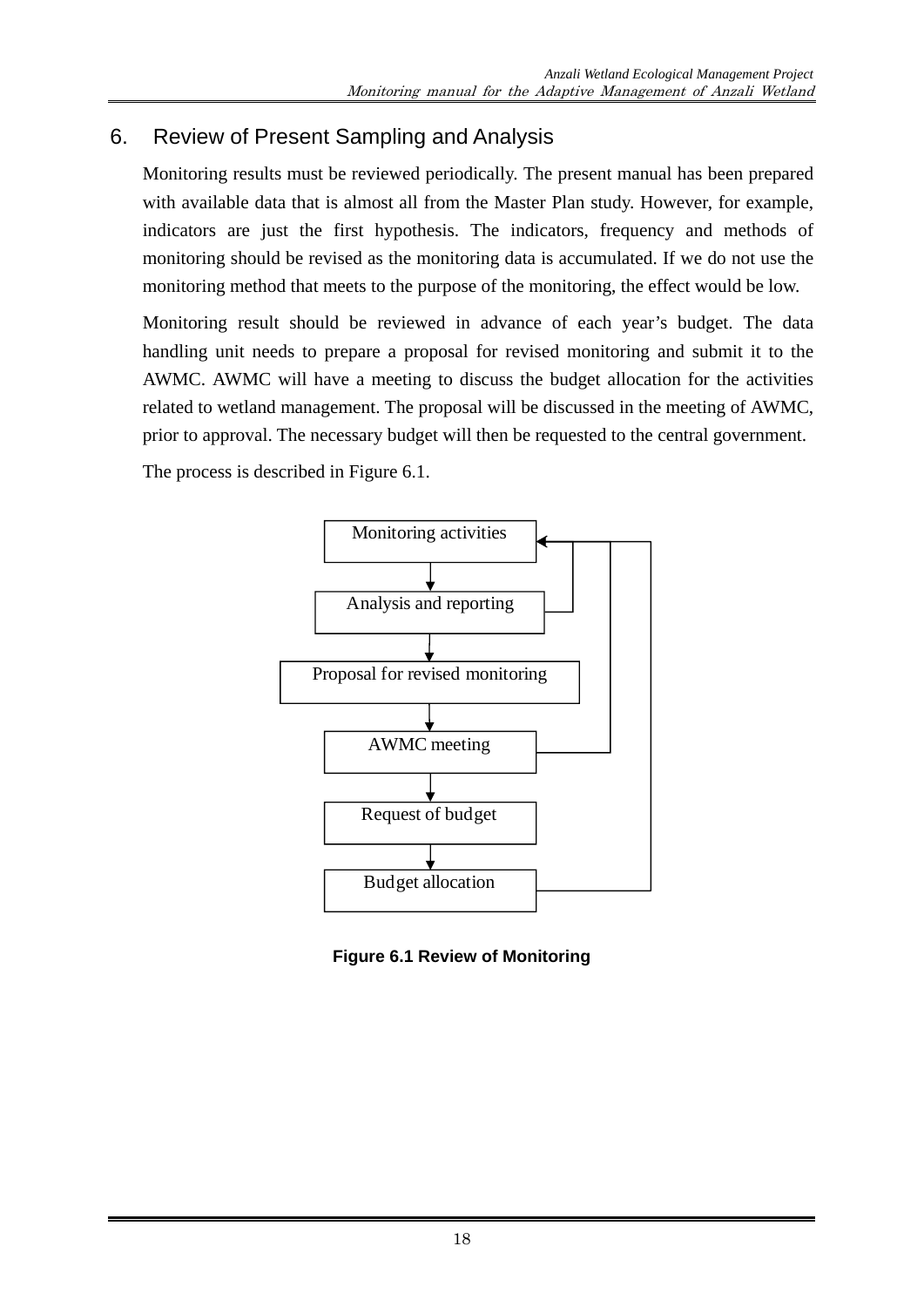## 6. Review of Present Sampling and Analysis

Monitoring results must be reviewed periodically. The present manual has been prepared with available data that is almost all from the Master Plan study. However, for example, indicators are just the first hypothesis. The indicators, frequency and methods of monitoring should be revised as the monitoring data is accumulated. If we do not use the monitoring method that meets to the purpose of the monitoring, the effect would be low.

Monitoring result should be reviewed in advance of each year's budget. The data handling unit needs to prepare a proposal for revised monitoring and submit it to the AWMC. AWMC will have a meeting to discuss the budget allocation for the activities related to wetland management. The proposal will be discussed in the meeting of AWMC, prior to approval. The necessary budget will then be requested to the central government.

The process is described in Figure 6.1.

Monitoring activities

Analysis and reporting

Proposal for revised monitoring

AWMC meeting

Request of budget

Budget allocation

**Figure 6.1 Review of Monitoring**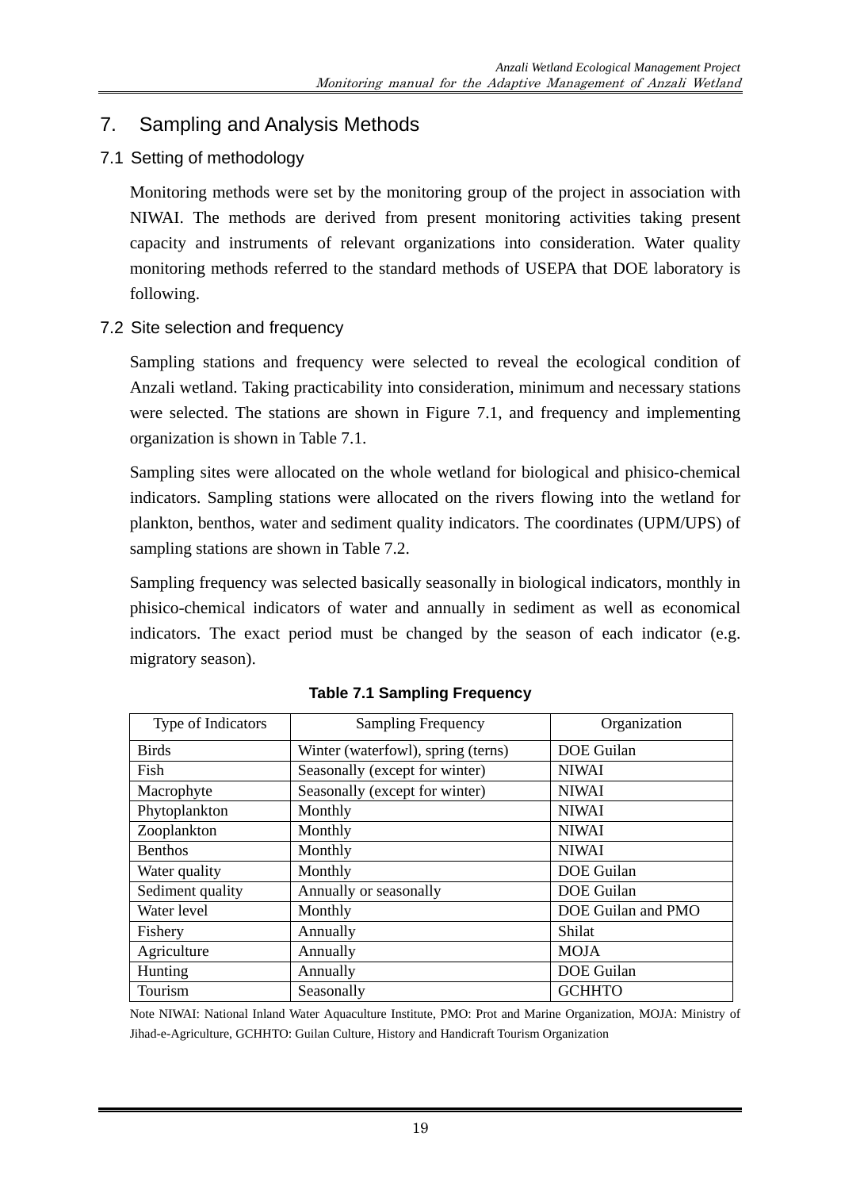# 7. Sampling and Analysis Methods

## 7.1 Setting of methodology

Monitoring methods were set by the monitoring group of the project in association with NIWAI. The methods are derived from present monitoring activities taking present capacity and instruments of relevant organizations into consideration. Water quality monitoring methods referred to the standard methods of USEPA that DOE laboratory is following.

## 7.2 Site selection and frequency

Sampling stations and frequency were selected to reveal the ecological condition of Anzali wetland. Taking practicability into consideration, minimum and necessary stations were selected. The stations are shown in Figure 7.1, and frequency and implementing organization is shown in Table 7.1.

Sampling sites were allocated on the whole wetland for biological and phisico-chemical indicators. Sampling stations were allocated on the rivers flowing into the wetland for plankton, benthos, water and sediment quality indicators. The coordinates (UPM/UPS) of sampling stations are shown in Table 7.2.

Sampling frequency was selected basically seasonally in biological indicators, monthly in phisico-chemical indicators of water and annually in sediment as well as economical indicators. The exact period must be changed by the season of each indicator (e.g. migratory season).

**Table 7.1 Sampling Frequency**

| Type of Indicators | Sampling Frequency | Organization |
|---|---|---|
| Birds | Winter (waterfowl), spring (terns) | DOE Guilan |
| Fish | Seasonally (except for winter) | NIWAI |
| Macrophyte | Seasonally (except for winter) | NIWAI |
| Phytoplankton | Monthly | NIWAI |
| Zooplankton | Monthly | NIWAI |
| Benthos | Monthly | NIWAI |
| Water quality | Monthly | DOE Guilan |
| Sediment quality | Annually or seasonally | DOE Guilan |
| Water level | Monthly | DOE Guilan and PMO |
| Fishery | Annually | Shilat |
| Agriculture | Annually | MOJA |
| Hunting | Annually | DOE Guilan |
| Tourism | Seasonally | GCHHTO |

Note NIWAI: National Inland Water Aquaculture Institute, PMO: Prot and Marine Organization, MOJA: Ministry of Jihad-e-Agriculture, GCHHTO: Guilan Culture, History and Handicraft Tourism Organization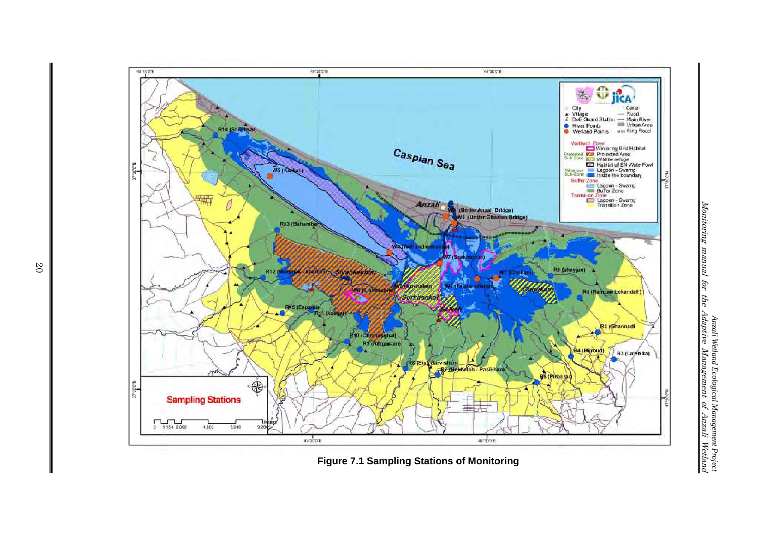**Figure 7.1 Sampling Stations of Monitoring**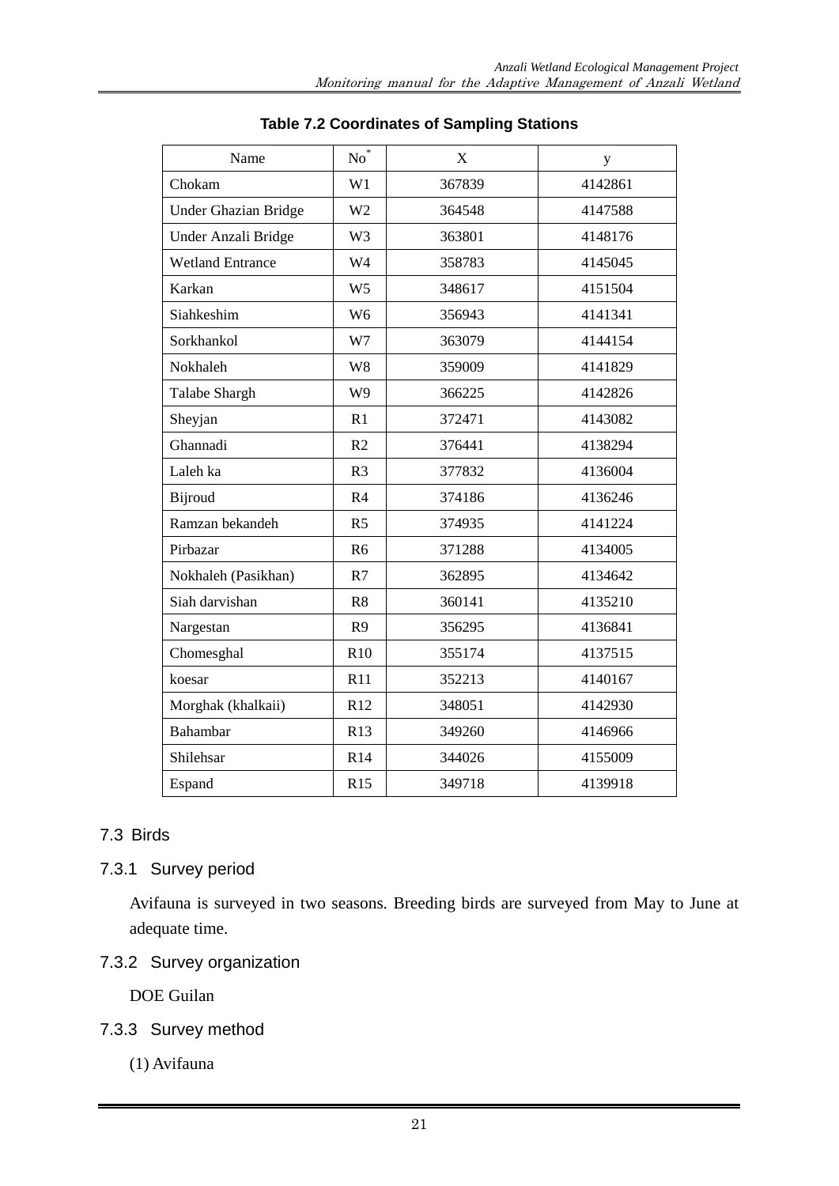**Table 7.2 Coordinates of Sampling Stations**

| Name | No* | X | y |
|---|---|---|---|
| Chokam | W1 | 367839 | 4142861 |
| Under Ghazian Bridge | W2 | 364548 | 4147588 |
| Under Anzali Bridge | W3 | 363801 | 4148176 |
| Wetland Entrance | W4 | 358783 | 4145045 |
| Karkan | W5 | 348617 | 4151504 |
| Siahkeshim | W6 | 356943 | 4141341 |
| Sorkhankol | W7 | 363079 | 4144154 |
| Nokhaleh | W8 | 359009 | 4141829 |
| Talabe Shargh | W9 | 366225 | 4142826 |
| Sheyjan | R1 | 372471 | 4143082 |
| Ghannadi | R2 | 376441 | 4138294 |
| Laleh ka | R3 | 377832 | 4136004 |
| Bijroud | R4 | 374186 | 4136246 |
| Ramzan bekandeh | R5 | 374935 | 4141224 |
| Pirbazar | R6 | 371288 | 4134005 |
| Nokhaleh (Pasikhan) | R7 | 362895 | 4134642 |
| Siah darvishan | R8 | 360141 | 4135210 |
| Nargestan | R9 | 356295 | 4136841 |
| Chomesghal | R10 | 355174 | 4137515 |
| koesar | R11 | 352213 | 4140167 |
| Morghak (khalkaii) | R12 | 348051 | 4142930 |
| Bahambar | R13 | 349260 | 4146966 |
| Shilehsar | R14 | 344026 | 4155009 |
| Espand | R15 | 349718 | 4139918 |

## 7.3 Birds

### 7.3.1 Survey period

Avifauna is surveyed in two seasons. Breeding birds are surveyed from May to June at adequate time.

### 7.3.2 Survey organization

DOE Guilan

### 7.3.3 Survey method

(1) Avifauna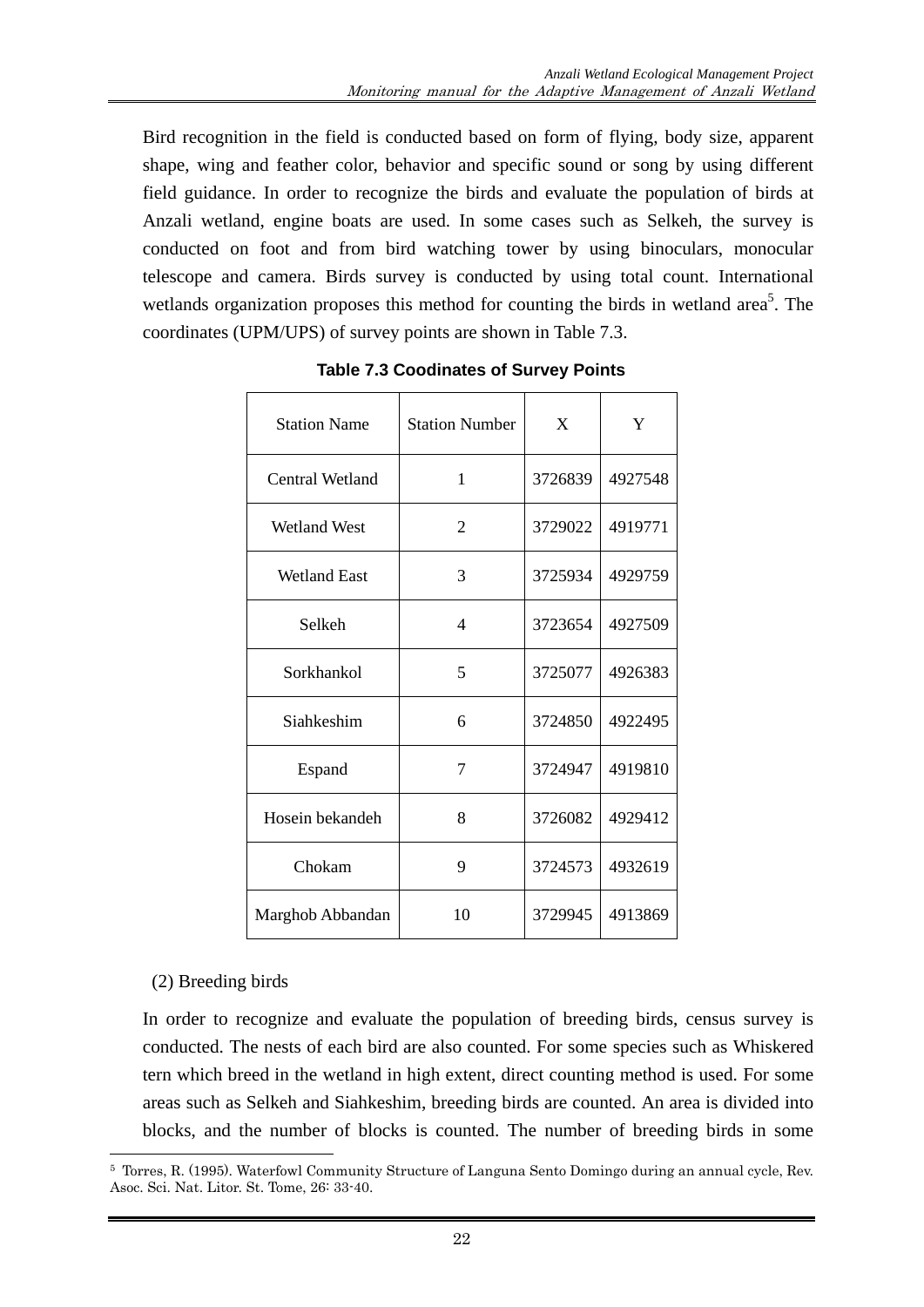Bird recognition in the field is conducted based on form of flying, body size, apparent shape, wing and feather color, behavior and specific sound or song by using different field guidance. In order to recognize the birds and evaluate the population of birds at Anzali wetland, engine boats are used. In some cases such as Selkeh, the survey is conducted on foot and from bird watching tower by using binoculars, monocular telescope and camera. Birds survey is conducted by using total count. International wetlands organization proposes this method for counting the birds in wetland area[5]. The coordinates (UPM/UPS) of survey points are shown in Table 7.3.

**Table 7.3 Coodinates of Survey Points**

| Station Name | Station Number | X | Y |
|---|---|---|---|
| Central Wetland | 1 | 3726839 | 4927548 |
| Wetland West | 2 | 3729022 | 4919771 |
| Wetland East | 3 | 3725934 | 4929759 |
| Selkeh | 4 | 3723654 | 4927509 |
| Sorkhankol | 5 | 3725077 | 4926383 |
| Siahkeshim | 6 | 3724850 | 4922495 |
| Espand | 7 | 3724947 | 4919810 |
| Hosein bekandeh | 8 | 3726082 | 4929412 |
| Chokam | 9 | 3724573 | 4932619 |
| Marghob Abbandan | 10 | 3729945 | 4913869 |

(2) Breeding birds

In order to recognize and evaluate the population of breeding birds, census survey is conducted. The nests of each bird are also counted. For some species such as Whiskered tern which breed in the wetland in high extent, direct counting method is used. For some areas such as Selkeh and Siahkeshim, breeding birds are counted. An area is divided into blocks, and the number of blocks is counted. The number of breeding birds in some

[5] Torres, R. (1995). Waterfowl Community Structure of Languna Sento Domingo during an annual cycle, Rev. Asoc. Sci. Nat. Litor. St. Tome, 26: 33-40.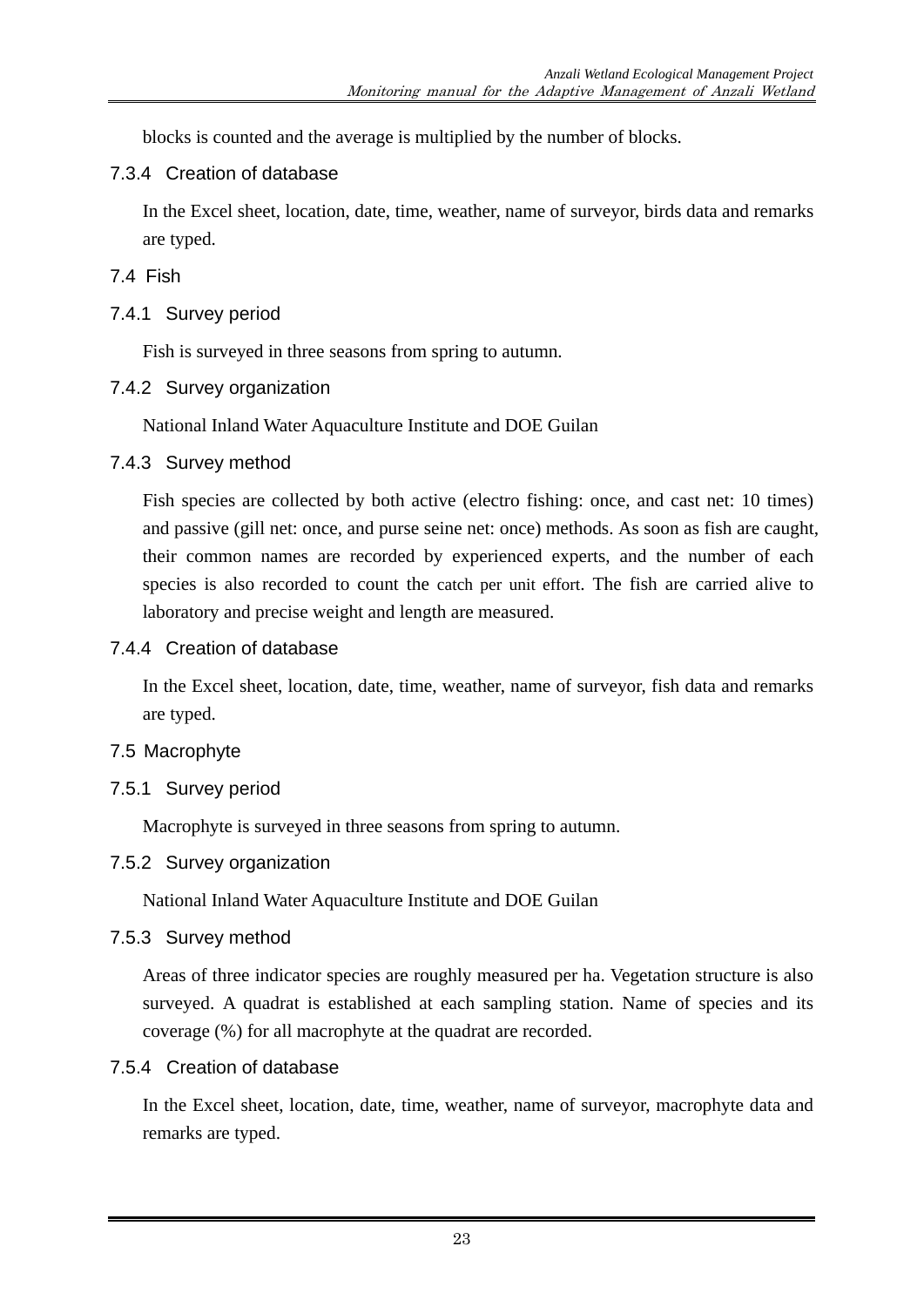blocks is counted and the average is multiplied by the number of blocks.

#### 7.3.4 Creation of database

In the Excel sheet, location, date, time, weather, name of surveyor, birds data and remarks are typed.

### 7.4 Fish

#### 7.4.1 Survey period

Fish is surveyed in three seasons from spring to autumn.

#### 7.4.2 Survey organization

National Inland Water Aquaculture Institute and DOE Guilan

#### 7.4.3 Survey method

Fish species are collected by both active (electro fishing: once, and cast net: 10 times) and passive (gill net: once, and purse seine net: once) methods. As soon as fish are caught, their common names are recorded by experienced experts, and the number of each species is also recorded to count the catch per unit effort. The fish are carried alive to laboratory and precise weight and length are measured.

#### 7.4.4 Creation of database

In the Excel sheet, location, date, time, weather, name of surveyor, fish data and remarks are typed.

### 7.5 Macrophyte

#### 7.5.1 Survey period

Macrophyte is surveyed in three seasons from spring to autumn.

#### 7.5.2 Survey organization

National Inland Water Aquaculture Institute and DOE Guilan

#### 7.5.3 Survey method

Areas of three indicator species are roughly measured per ha. Vegetation structure is also surveyed. A quadrat is established at each sampling station. Name of species and its coverage (%) for all macrophyte at the quadrat are recorded.

#### 7.5.4 Creation of database

In the Excel sheet, location, date, time, weather, name of surveyor, macrophyte data and remarks are typed.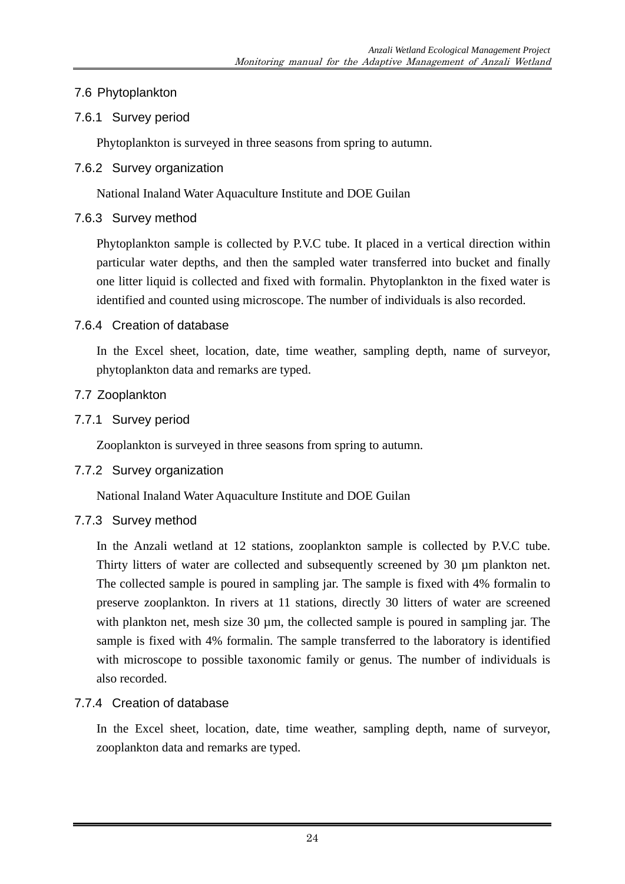## 7.6 Phytoplankton

### 7.6.1 Survey period

Phytoplankton is surveyed in three seasons from spring to autumn.

### 7.6.2 Survey organization

National Inaland Water Aquaculture Institute and DOE Guilan

### 7.6.3 Survey method

Phytoplankton sample is collected by P.V.C tube. It placed in a vertical direction within particular water depths, and then the sampled water transferred into bucket and finally one litter liquid is collected and fixed with formalin. Phytoplankton in the fixed water is identified and counted using microscope. The number of individuals is also recorded.

### 7.6.4 Creation of database

In the Excel sheet, location, date, time weather, sampling depth, name of surveyor, phytoplankton data and remarks are typed.

## 7.7 Zooplankton

### 7.7.1 Survey period

Zooplankton is surveyed in three seasons from spring to autumn.

### 7.7.2 Survey organization

National Inaland Water Aquaculture Institute and DOE Guilan

### 7.7.3 Survey method

In the Anzali wetland at 12 stations, zooplankton sample is collected by P.V.C tube. Thirty litters of water are collected and subsequently screened by 30 µm plankton net. The collected sample is poured in sampling jar. The sample is fixed with 4% formalin to preserve zooplankton. In rivers at 11 stations, directly 30 litters of water are screened with plankton net, mesh size 30 µm, the collected sample is poured in sampling jar. The sample is fixed with 4% formalin. The sample transferred to the laboratory is identified with microscope to possible taxonomic family or genus. The number of individuals is also recorded.

### 7.7.4 Creation of database

In the Excel sheet, location, date, time weather, sampling depth, name of surveyor, zooplankton data and remarks are typed.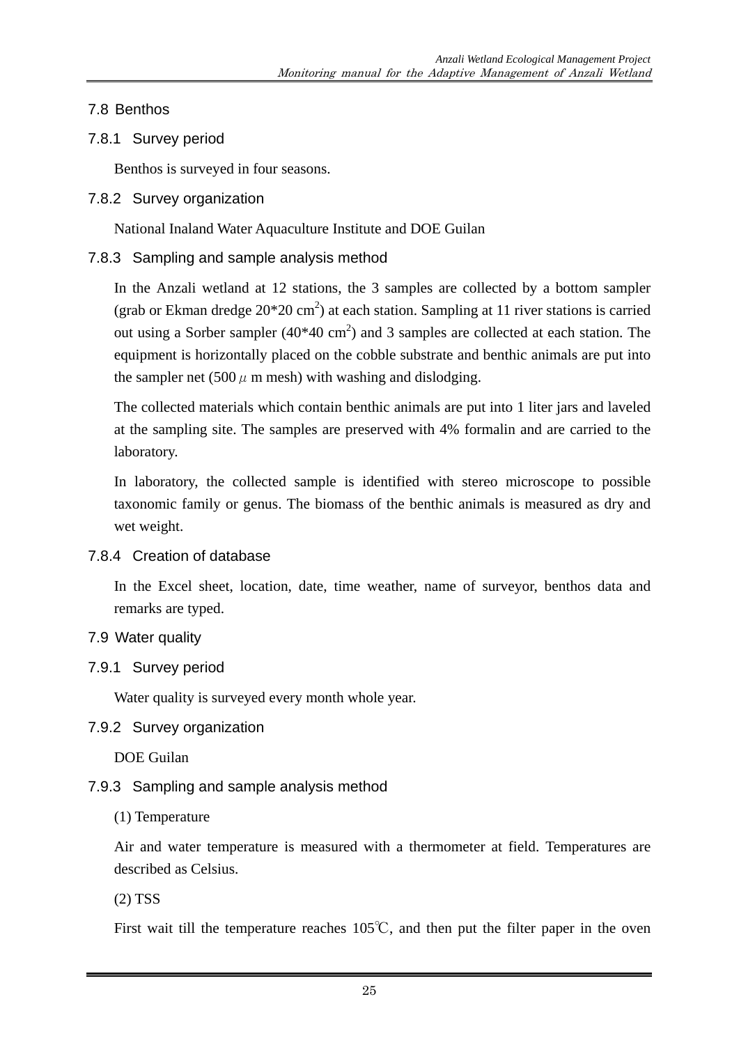## 7.8 Benthos

### 7.8.1 Survey period

Benthos is surveyed in four seasons.

### 7.8.2 Survey organization

National Inaland Water Aquaculture Institute and DOE Guilan

### 7.8.3 Sampling and sample analysis method

In the Anzali wetland at 12 stations, the 3 samples are collected by a bottom sampler (grab or Ekman dredge 20*20 $cm^2$) at each station. Sampling at 11 river stations is carried out using a Sorber sampler (40*40 $cm^2$) and 3 samples are collected at each station. The equipment is horizontally placed on the cobble substrate and benthic animals are put into the sampler net (500 $\mu$ m mesh) with washing and dislodging.

The collected materials which contain benthic animals are put into 1 liter jars and laveled at the sampling site. The samples are preserved with 4% formalin and are carried to the laboratory.

In laboratory, the collected sample is identified with stereo microscope to possible taxonomic family or genus. The biomass of the benthic animals is measured as dry and wet weight.

### 7.8.4 Creation of database

In the Excel sheet, location, date, time weather, name of surveyor, benthos data and remarks are typed.

## 7.9 Water quality

### 7.9.1 Survey period

Water quality is surveyed every month whole year.

### 7.9.2 Survey organization

DOE Guilan

### 7.9.3 Sampling and sample analysis method

(1) Temperature

Air and water temperature is measured with a thermometer at field. Temperatures are described as Celsius.

(2) TSS

First wait till the temperature reaches 105℃, and then put the filter paper in the oven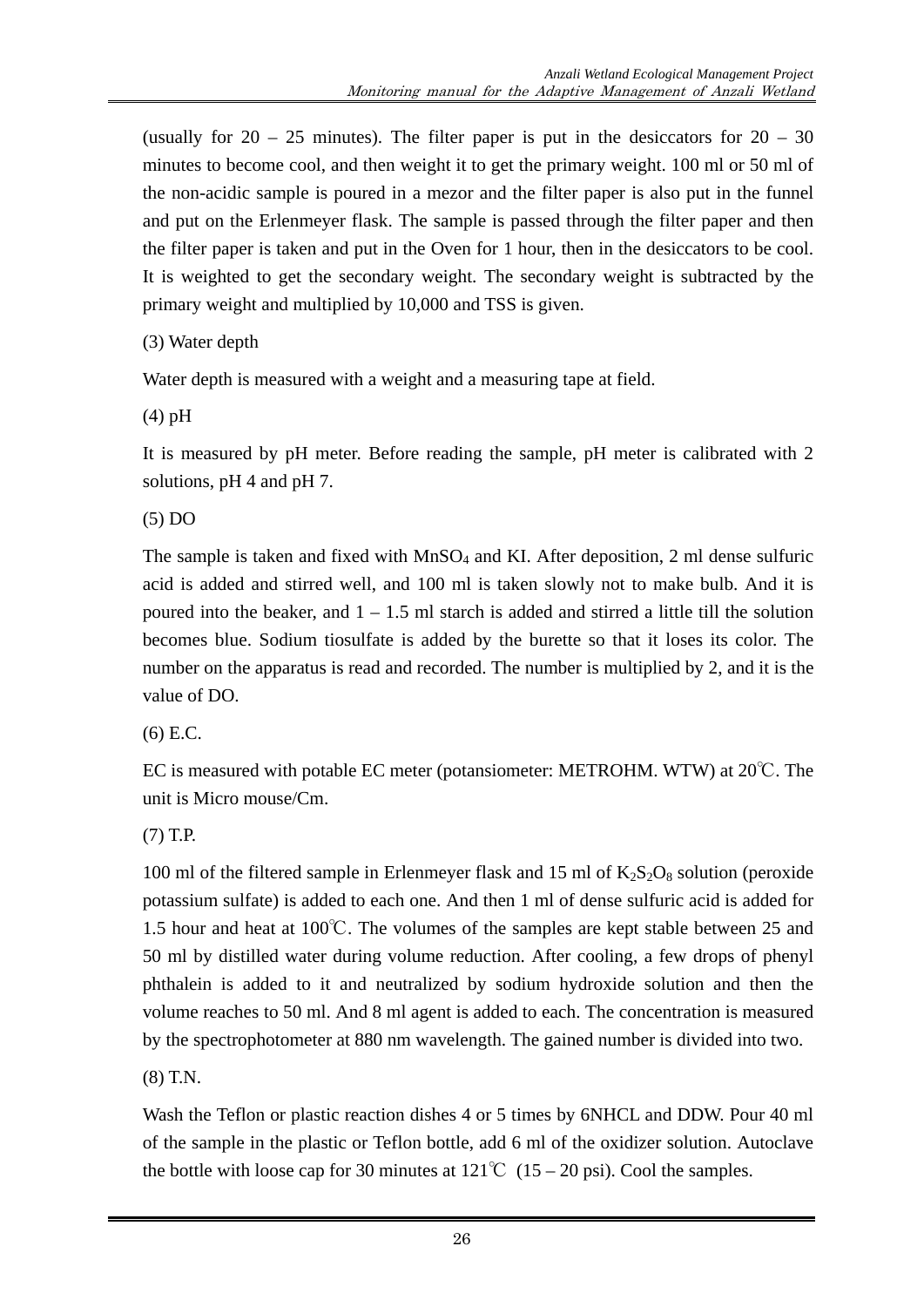(usually for 20 – 25 minutes). The filter paper is put in the desiccators for 20 – 30 minutes to become cool, and then weight it to get the primary weight. 100 ml or 50 ml of the non-acidic sample is poured in a mezor and the filter paper is also put in the funnel and put on the Erlenmeyer flask. The sample is passed through the filter paper and then the filter paper is taken and put in the Oven for 1 hour, then in the desiccators to be cool. It is weighted to get the secondary weight. The secondary weight is subtracted by the primary weight and multiplied by 10,000 and TSS is given.

(3) Water depth

Water depth is measured with a weight and a measuring tape at field.

(4) pH

It is measured by pH meter. Before reading the sample, pH meter is calibrated with 2 solutions, pH 4 and pH 7.

(5) DO

The sample is taken and fixed with $MnSO_4$ and KI. After deposition, 2 ml dense sulfuric acid is added and stirred well, and 100 ml is taken slowly not to make bulb. And it is poured into the beaker, and 1 – 1.5 ml starch is added and stirred a little till the solution becomes blue. Sodium tiosulfate is added by the burette so that it loses its color. The number on the apparatus is read and recorded. The number is multiplied by 2, and it is the value of DO.

(6) E.C.

EC is measured with potable EC meter (potansiometer: METROHM. WTW) at 20℃. The unit is Micro mouse/Cm.

(7) T.P.

100 ml of the filtered sample in Erlenmeyer flask and 15 ml of $K_2S_2O_8$ solution (peroxide potassium sulfate) is added to each one. And then 1 ml of dense sulfuric acid is added for 1.5 hour and heat at 100℃. The volumes of the samples are kept stable between 25 and 50 ml by distilled water during volume reduction. After cooling, a few drops of phenyl phthalein is added to it and neutralized by sodium hydroxide solution and then the volume reaches to 50 ml. And 8 ml agent is added to each. The concentration is measured by the spectrophotometer at 880 nm wavelength. The gained number is divided into two.

(8) T.N.

Wash the Teflon or plastic reaction dishes 4 or 5 times by 6NHCL and DDW. Pour 40 ml of the sample in the plastic or Teflon bottle, add 6 ml of the oxidizer solution. Autoclave the bottle with loose cap for 30 minutes at 121℃ (15 – 20 psi). Cool the samples.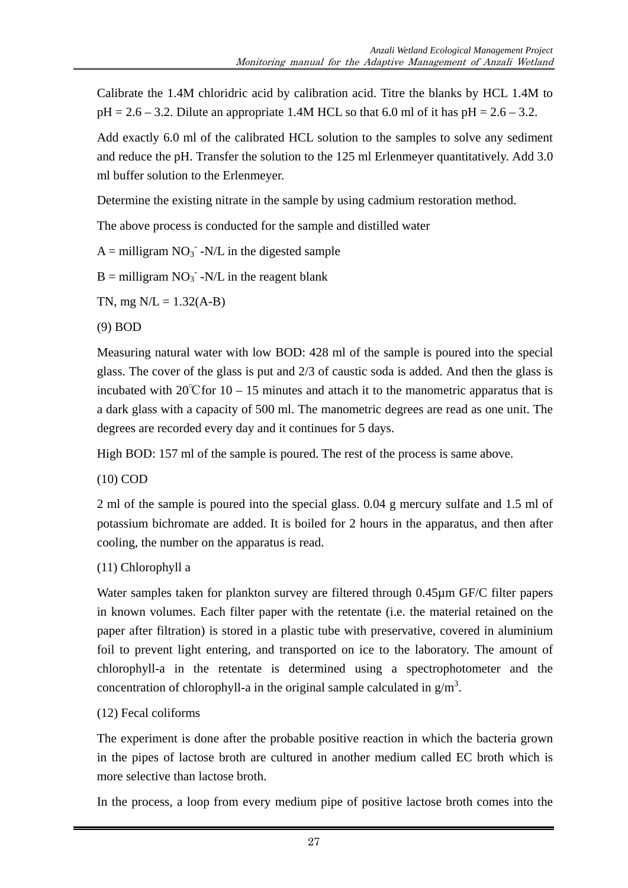Calibrate the 1.4M chloridric acid by calibration acid. Titre the blanks by HCL 1.4M to pH = 2.6 – 3.2. Dilute an appropriate 1.4M HCL so that 6.0 ml of it has pH = 2.6 – 3.2.

Add exactly 6.0 ml of the calibrated HCL solution to the samples to solve any sediment and reduce the pH. Transfer the solution to the 125 ml Erlenmeyer quantitatively. Add 3.0 ml buffer solution to the Erlenmeyer.

Determine the existing nitrate in the sample by using cadmium restoration method.

The above process is conducted for the sample and distilled water

A = milligram $NO_3^-$ -N/L in the digested sample

B = milligram $NO_3^-$ -N/L in the reagent blank

TN, mg N/L = 1.32(A-B)

(9) BOD

Measuring natural water with low BOD: 428 ml of the sample is poured into the special glass. The cover of the glass is put and 2/3 of caustic soda is added. And then the glass is incubated with 20℃for 10 – 15 minutes and attach it to the manometric apparatus that is a dark glass with a capacity of 500 ml. The manometric degrees are read as one unit. The degrees are recorded every day and it continues for 5 days.

High BOD: 157 ml of the sample is poured. The rest of the process is same above.

(10) COD

2 ml of the sample is poured into the special glass. 0.04 g mercury sulfate and 1.5 ml of potassium bichromate are added. It is boiled for 2 hours in the apparatus, and then after cooling, the number on the apparatus is read.

(11) Chlorophyll a

Water samples taken for plankton survey are filtered through 0.45µm GF/C filter papers in known volumes. Each filter paper with the retentate (i.e. the material retained on the paper after filtration) is stored in a plastic tube with preservative, covered in aluminium foil to prevent light entering, and transported on ice to the laboratory. The amount of chlorophyll-a in the retentate is determined using a spectrophotometer and the concentration of chlorophyll-a in the original sample calculated in $g/m^3$.

(12) Fecal coliforms

The experiment is done after the probable positive reaction in which the bacteria grown in the pipes of lactose broth are cultured in another medium called EC broth which is more selective than lactose broth.

In the process, a loop from every medium pipe of positive lactose broth comes into the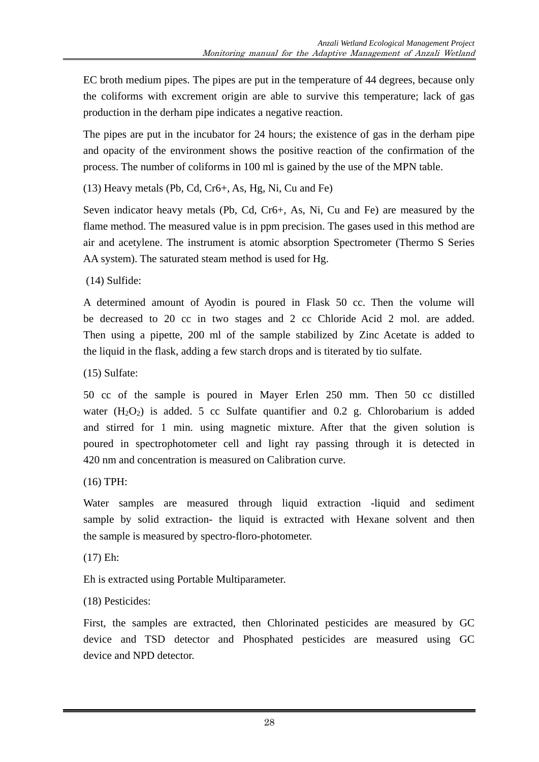EC broth medium pipes. The pipes are put in the temperature of 44 degrees, because only the coliforms with excrement origin are able to survive this temperature; lack of gas production in the derham pipe indicates a negative reaction.

The pipes are put in the incubator for 24 hours; the existence of gas in the derham pipe and opacity of the environment shows the positive reaction of the confirmation of the process. The number of coliforms in 100 ml is gained by the use of the MPN table.

(13) Heavy metals (Pb, Cd, Cr6+, As, Hg, Ni, Cu and Fe)

Seven indicator heavy metals (Pb, Cd, Cr6+, As, Ni, Cu and Fe) are measured by the flame method. The measured value is in ppm precision. The gases used in this method are air and acetylene. The instrument is atomic absorption Spectrometer (Thermo S Series AA system). The saturated steam method is used for Hg.

(14) Sulfide:

A determined amount of Ayodin is poured in Flask 50 cc. Then the volume will be decreased to 20 cc in two stages and 2 cc Chloride Acid 2 mol. are added. Then using a pipette, 200 ml of the sample stabilized by Zinc Acetate is added to the liquid in the flask, adding a few starch drops and is titerated by tio sulfate.

(15) Sulfate:

50 cc of the sample is poured in Mayer Erlen 250 mm. Then 50 cc distilled water ($H_2O_2$) is added. 5 cc Sulfate quantifier and 0.2 g. Chlorobarium is added and stirred for 1 min. using magnetic mixture. After that the given solution is poured in spectrophotometer cell and light ray passing through it is detected in 420 nm and concentration is measured on Calibration curve.

(16) TPH:

Water samples are measured through liquid extraction -liquid and sediment sample by solid extraction- the liquid is extracted with Hexane solvent and then the sample is measured by spectro-floro-photometer.

(17) Eh:

Eh is extracted using Portable Multiparameter.

(18) Pesticides:

First, the samples are extracted, then Chlorinated pesticides are measured by GC device and TSD detector and Phosphated pesticides are measured using GC device and NPD detector.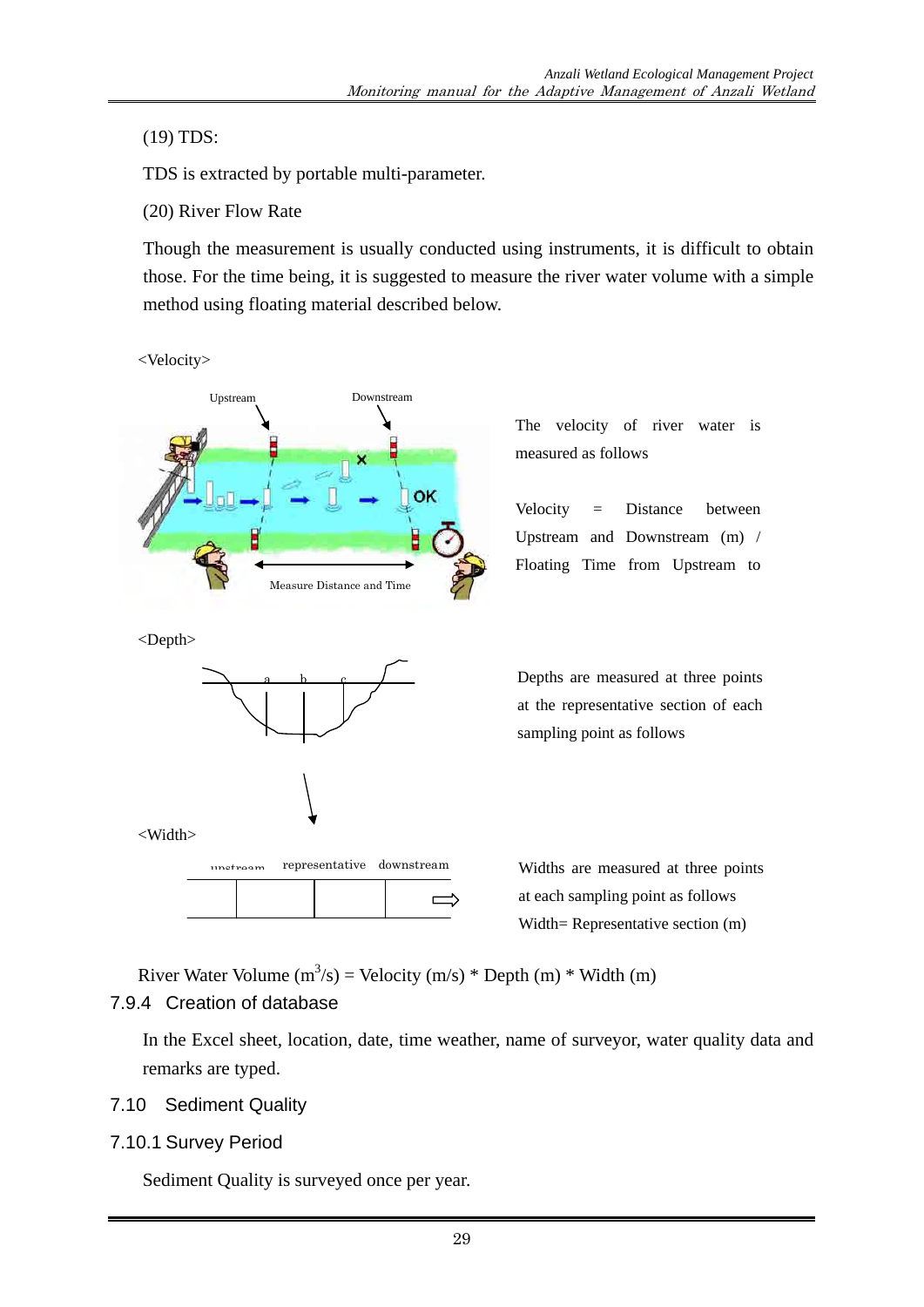(19) TDS:

TDS is extracted by portable multi-parameter.

(20) River Flow Rate

Though the measurement is usually conducted using instruments, it is difficult to obtain those. For the time being, it is suggested to measure the river water volume with a simple method using floating material described below.

<Velocity>

Upstream　Downstream

Measure Distance and Time

The velocity of river water is measured as follows

Velocity = Distance between Upstream and Downstream (m) / Floating Time from Upstream to

<Depth>

a　b　c

Depths are measured at three points at the representative section of each sampling point as follows

<Width>

upstream　representative　downstream

Widths are measured at three points at each sampling point as follows
Width= Representative section (m)

River Water Volume ($m^3/s$) = Velocity (m/s) * Depth (m) * Width (m)

### 7.9.4 Creation of database

In the Excel sheet, location, date, time weather, name of surveyor, water quality data and remarks are typed.

## 7.10 Sediment Quality

### 7.10.1 Survey Period

Sediment Quality is surveyed once per year.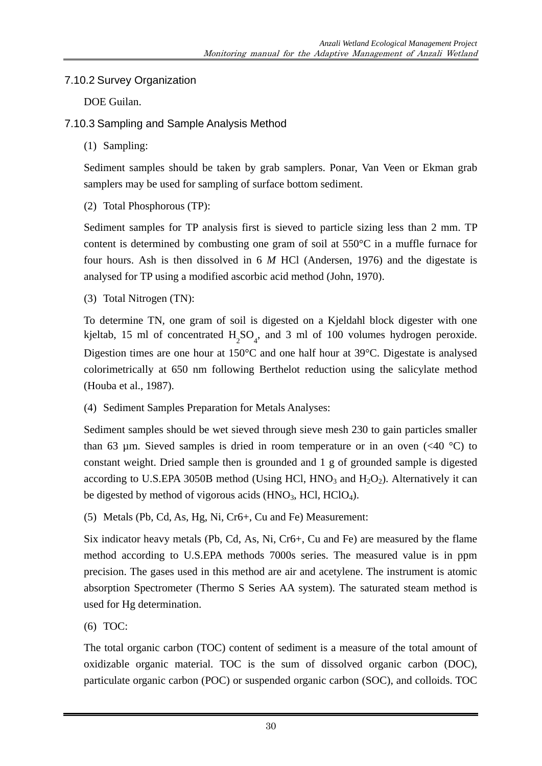### 7.10.2 Survey Organization

DOE Guilan.

### 7.10.3 Sampling and Sample Analysis Method

(1) Sampling:

Sediment samples should be taken by grab samplers. Ponar, Van Veen or Ekman grab samplers may be used for sampling of surface bottom sediment.

(2) Total Phosphorous (TP):

Sediment samples for TP analysis first is sieved to particle sizing less than 2 mm. TP content is determined by combusting one gram of soil at 550°C in a muffle furnace for four hours. Ash is then dissolved in 6 *M* HCl (Andersen, 1976) and the digestate is analysed for TP using a modified ascorbic acid method (John, 1970).

(3) Total Nitrogen (TN):

To determine TN, one gram of soil is digested on a Kjeldahl block digester with one kjeltab, 15 ml of concentrated $H_2SO_4$, and 3 ml of 100 volumes hydrogen peroxide. Digestion times are one hour at 150°C and one half hour at 39°C. Digestate is analysed colorimetrically at 650 nm following Berthelot reduction using the salicylate method (Houba et al., 1987).

(4) Sediment Samples Preparation for Metals Analyses:

Sediment samples should be wet sieved through sieve mesh 230 to gain particles smaller than 63 µm. Sieved samples is dried in room temperature or in an oven (<40 °C) to constant weight. Dried sample then is grounded and 1 g of grounded sample is digested according to U.S.EPA 3050B method (Using HCl, $HNO_3$ and $H_2O_2$). Alternatively it can be digested by method of vigorous acids ($HNO_3$, HCl, $HClO_4$).

(5) Metals (Pb, Cd, As, Hg, Ni, Cr6+, Cu and Fe) Measurement:

Six indicator heavy metals (Pb, Cd, As, Ni, Cr6+, Cu and Fe) are measured by the flame method according to U.S.EPA methods 7000s series. The measured value is in ppm precision. The gases used in this method are air and acetylene. The instrument is atomic absorption Spectrometer (Thermo S Series AA system). The saturated steam method is used for Hg determination.

(6) TOC:

The total organic carbon (TOC) content of sediment is a measure of the total amount of oxidizable organic material. TOC is the sum of dissolved organic carbon (DOC), particulate organic carbon (POC) or suspended organic carbon (SOC), and colloids. TOC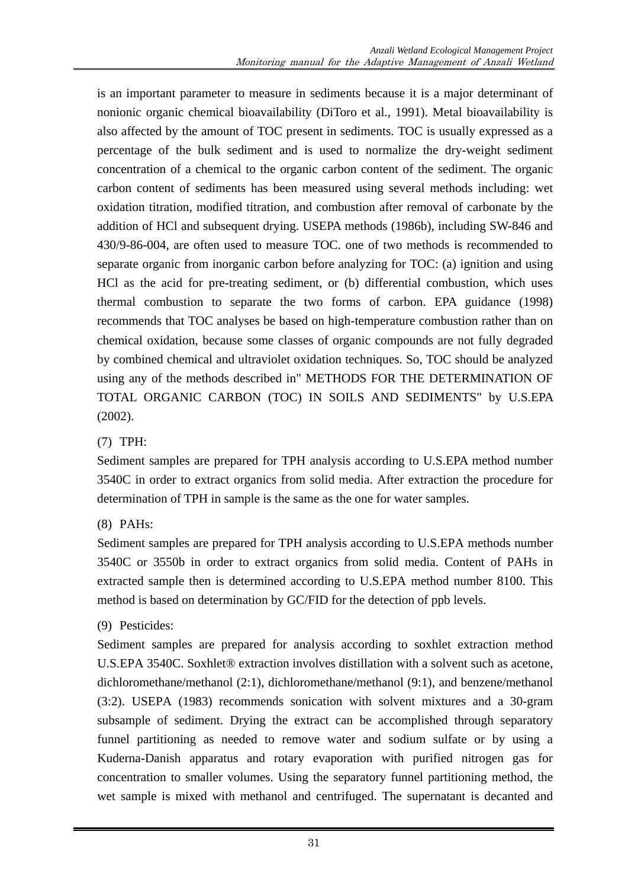is an important parameter to measure in sediments because it is a major determinant of nonionic organic chemical bioavailability (DiToro et al., 1991). Metal bioavailability is also affected by the amount of TOC present in sediments. TOC is usually expressed as a percentage of the bulk sediment and is used to normalize the dry-weight sediment concentration of a chemical to the organic carbon content of the sediment. The organic carbon content of sediments has been measured using several methods including: wet oxidation titration, modified titration, and combustion after removal of carbonate by the addition of HCl and subsequent drying. USEPA methods (1986b), including SW-846 and 430/9-86-004, are often used to measure TOC. one of two methods is recommended to separate organic from inorganic carbon before analyzing for TOC: (a) ignition and using HCl as the acid for pre-treating sediment, or (b) differential combustion, which uses thermal combustion to separate the two forms of carbon. EPA guidance (1998) recommends that TOC analyses be based on high-temperature combustion rather than on chemical oxidation, because some classes of organic compounds are not fully degraded by combined chemical and ultraviolet oxidation techniques. So, TOC should be analyzed using any of the methods described in" METHODS FOR THE DETERMINATION OF TOTAL ORGANIC CARBON (TOC) IN SOILS AND SEDIMENTS" by U.S.EPA (2002).

(7) TPH:

Sediment samples are prepared for TPH analysis according to U.S.EPA method number 3540C in order to extract organics from solid media. After extraction the procedure for determination of TPH in sample is the same as the one for water samples.

(8) PAHs:

Sediment samples are prepared for TPH analysis according to U.S.EPA methods number 3540C or 3550b in order to extract organics from solid media. Content of PAHs in extracted sample then is determined according to U.S.EPA method number 8100. This method is based on determination by GC/FID for the detection of ppb levels.

(9) Pesticides:

Sediment samples are prepared for analysis according to soxhlet extraction method U.S.EPA 3540C. Soxhlet® extraction involves distillation with a solvent such as acetone, dichloromethane/methanol (2:1), dichloromethane/methanol (9:1), and benzene/methanol (3:2). USEPA (1983) recommends sonication with solvent mixtures and a 30-gram subsample of sediment. Drying the extract can be accomplished through separatory funnel partitioning as needed to remove water and sodium sulfate or by using a Kuderna-Danish apparatus and rotary evaporation with purified nitrogen gas for concentration to smaller volumes. Using the separatory funnel partitioning method, the wet sample is mixed with methanol and centrifuged. The supernatant is decanted and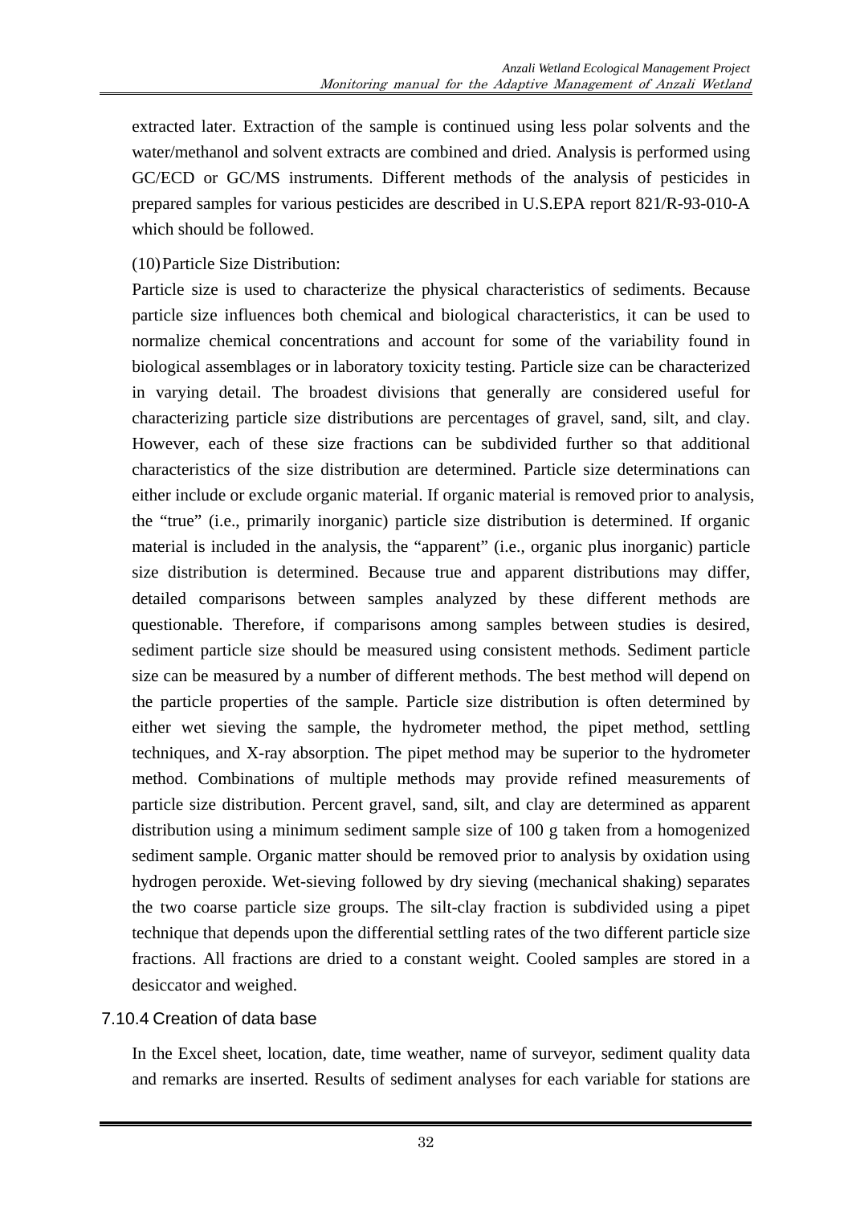extracted later. Extraction of the sample is continued using less polar solvents and the water/methanol and solvent extracts are combined and dried. Analysis is performed using GC/ECD or GC/MS instruments. Different methods of the analysis of pesticides in prepared samples for various pesticides are described in U.S.EPA report 821/R-93-010-A which should be followed.

(10) Particle Size Distribution:

Particle size is used to characterize the physical characteristics of sediments. Because particle size influences both chemical and biological characteristics, it can be used to normalize chemical concentrations and account for some of the variability found in biological assemblages or in laboratory toxicity testing. Particle size can be characterized in varying detail. The broadest divisions that generally are considered useful for characterizing particle size distributions are percentages of gravel, sand, silt, and clay. However, each of these size fractions can be subdivided further so that additional characteristics of the size distribution are determined. Particle size determinations can either include or exclude organic material. If organic material is removed prior to analysis, the "true" (i.e., primarily inorganic) particle size distribution is determined. If organic material is included in the analysis, the "apparent" (i.e., organic plus inorganic) particle size distribution is determined. Because true and apparent distributions may differ, detailed comparisons between samples analyzed by these different methods are questionable. Therefore, if comparisons among samples between studies is desired, sediment particle size should be measured using consistent methods. Sediment particle size can be measured by a number of different methods. The best method will depend on the particle properties of the sample. Particle size distribution is often determined by either wet sieving the sample, the hydrometer method, the pipet method, settling techniques, and X-ray absorption. The pipet method may be superior to the hydrometer method. Combinations of multiple methods may provide refined measurements of particle size distribution. Percent gravel, sand, silt, and clay are determined as apparent distribution using a minimum sediment sample size of 100 g taken from a homogenized sediment sample. Organic matter should be removed prior to analysis by oxidation using hydrogen peroxide. Wet-sieving followed by dry sieving (mechanical shaking) separates the two coarse particle size groups. The silt-clay fraction is subdivided using a pipet technique that depends upon the differential settling rates of the two different particle size fractions. All fractions are dried to a constant weight. Cooled samples are stored in a desiccator and weighed.

### 7.10.4 Creation of data base

In the Excel sheet, location, date, time weather, name of surveyor, sediment quality data and remarks are inserted. Results of sediment analyses for each variable for stations are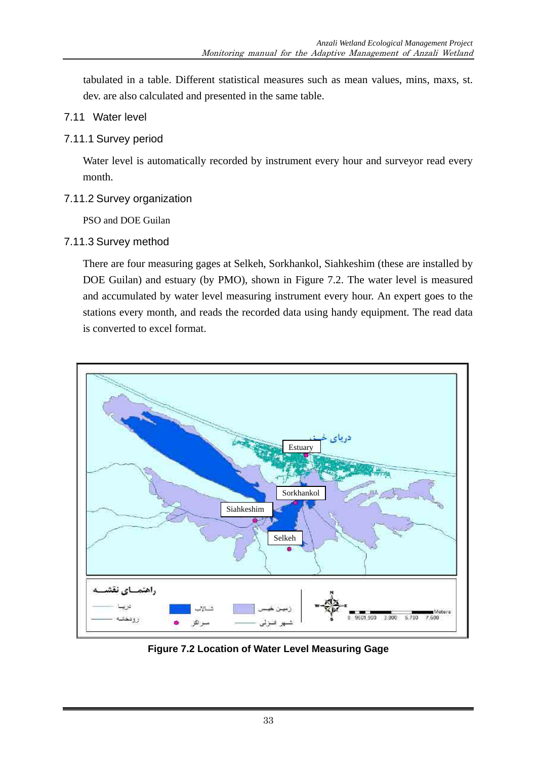tabulated in a table. Different statistical measures such as mean values, mins, maxs, st. dev. are also calculated and presented in the same table.

## 7.11 Water level

### 7.11.1 Survey period

Water level is automatically recorded by instrument every hour and surveyor read every month.

### 7.11.2 Survey organization

PSO and DOE Guilan

### 7.11.3 Survey method

There are four measuring gages at Selkeh, Sorkhankol, Siahkeshim (these are installed by DOE Guilan) and estuary (by PMO), shown in Figure 7.2. The water level is measured and accumulated by water level measuring instrument every hour. An expert goes to the stations every month, and reads the recorded data using handy equipment. The read data is converted to excel format.

**Figure 7.2 Location of Water Level Measuring Gage**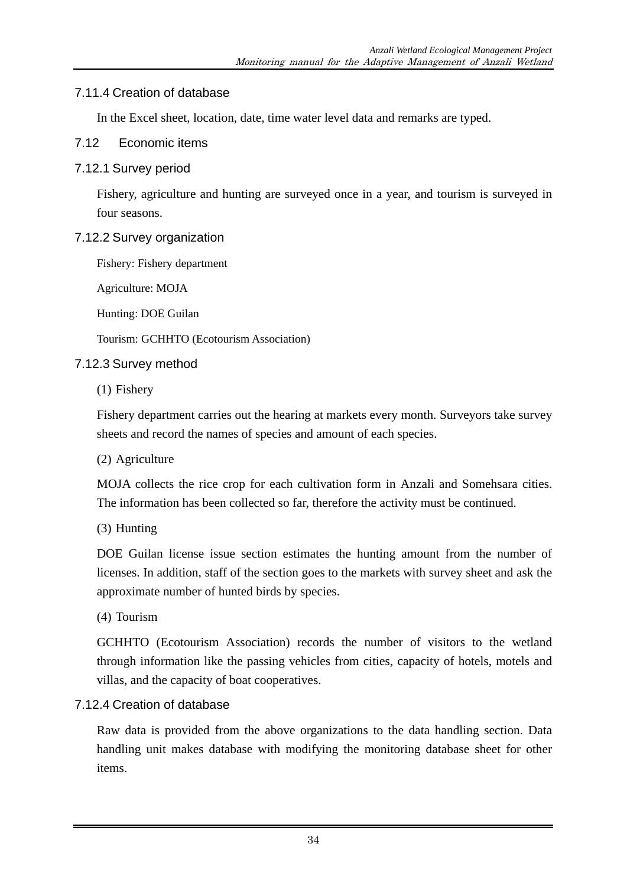#### 7.11.4 Creation of database

In the Excel sheet, location, date, time water level data and remarks are typed.

### 7.12 Economic items

#### 7.12.1 Survey period

Fishery, agriculture and hunting are surveyed once in a year, and tourism is surveyed in four seasons.

#### 7.12.2 Survey organization

Fishery: Fishery department

Agriculture: MOJA

Hunting: DOE Guilan

Tourism: GCHHTO (Ecotourism Association)

#### 7.12.3 Survey method

(1) Fishery

Fishery department carries out the hearing at markets every month. Surveyors take survey sheets and record the names of species and amount of each species.

(2) Agriculture

MOJA collects the rice crop for each cultivation form in Anzali and Somehsara cities. The information has been collected so far, therefore the activity must be continued.

(3) Hunting

DOE Guilan license issue section estimates the hunting amount from the number of licenses. In addition, staff of the section goes to the markets with survey sheet and ask the approximate number of hunted birds by species.

(4) Tourism

GCHHTO (Ecotourism Association) records the number of visitors to the wetland through information like the passing vehicles from cities, capacity of hotels, motels and villas, and the capacity of boat cooperatives.

#### 7.12.4 Creation of database

Raw data is provided from the above organizations to the data handling section. Data handling unit makes database with modifying the monitoring database sheet for other items.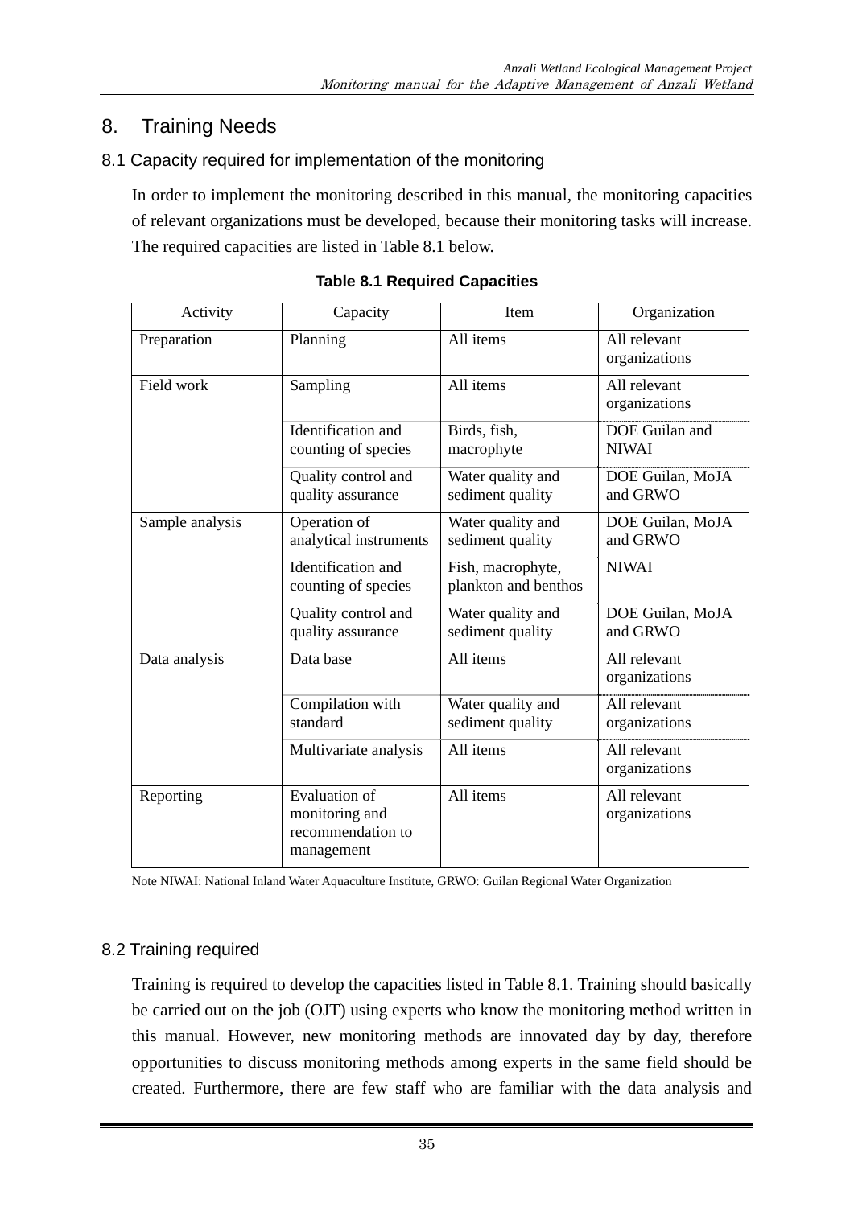# 8. Training Needs

## 8.1 Capacity required for implementation of the monitoring

In order to implement the monitoring described in this manual, the monitoring capacities of relevant organizations must be developed, because their monitoring tasks will increase. The required capacities are listed in Table 8.1 below.

**Table 8.1 Required Capacities**

| Activity | Capacity | Item | Organization |
|---|---|---|---|
| Preparation | Planning | All items | All relevant organizations |
| Field work | Sampling | All items | All relevant organizations |
| | Identification and counting of species | Birds, fish, macrophyte | DOE Guilan and NIWAI |
| | Quality control and quality assurance | Water quality and sediment quality | DOE Guilan, MoJA and GRWO |
| Sample analysis | Operation of analytical instruments | Water quality and sediment quality | DOE Guilan, MoJA and GRWO |
| | Identification and counting of species | Fish, macrophyte, plankton and benthos | NIWAI |
| | Quality control and quality assurance | Water quality and sediment quality | DOE Guilan, MoJA and GRWO |
| Data analysis | Data base | All items | All relevant organizations |
| | Compilation with standard | Water quality and sediment quality | All relevant organizations |
| | Multivariate analysis | All items | All relevant organizations |
| Reporting | Evaluation of monitoring and recommendation to management | All items | All relevant organizations |

Note NIWAI: National Inland Water Aquaculture Institute, GRWO: Guilan Regional Water Organization

## 8.2 Training required

Training is required to develop the capacities listed in Table 8.1. Training should basically be carried out on the job (OJT) using experts who know the monitoring method written in this manual. However, new monitoring methods are innovated day by day, therefore opportunities to discuss monitoring methods among experts in the same field should be created. Furthermore, there are few staff who are familiar with the data analysis and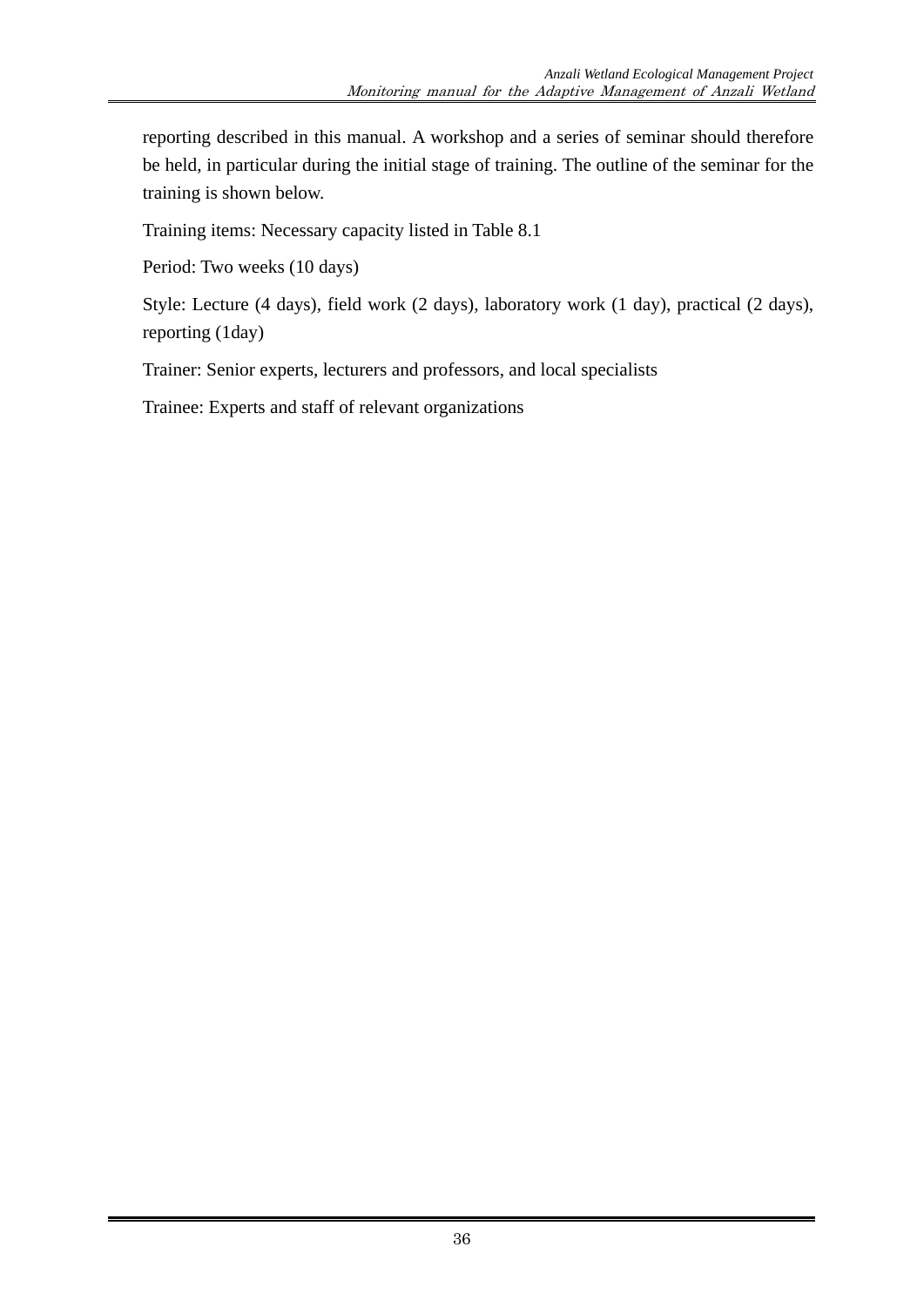reporting described in this manual. A workshop and a series of seminar should therefore be held, in particular during the initial stage of training. The outline of the seminar for the training is shown below.

Training items: Necessary capacity listed in Table 8.1

Period: Two weeks (10 days)

Style: Lecture (4 days), field work (2 days), laboratory work (1 day), practical (2 days), reporting (1day)

Trainer: Senior experts, lecturers and professors, and local specialists

Trainee: Experts and staff of relevant organizations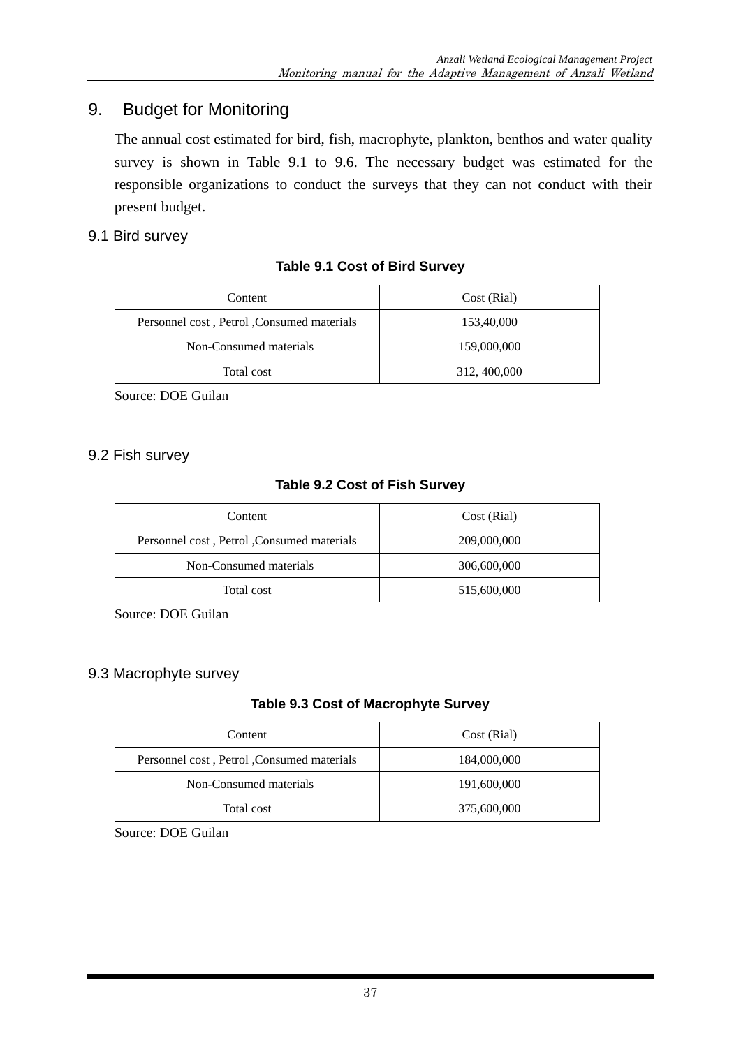# 9. Budget for Monitoring

The annual cost estimated for bird, fish, macrophyte, plankton, benthos and water quality survey is shown in Table 9.1 to 9.6. The necessary budget was estimated for the responsible organizations to conduct the surveys that they can not conduct with their present budget.

## 9.1 Bird survey

**Table 9.1 Cost of Bird Survey**

| Content | Cost (Rial) |
|---|---|
| Personnel cost , Petrol ,Consumed materials | 153,40,000 |
| Non-Consumed materials | 159,000,000 |
| Total cost | 312, 400,000 |

Source: DOE Guilan

## 9.2 Fish survey

**Table 9.2 Cost of Fish Survey**

| Content | Cost (Rial) |
|---|---|
| Personnel cost , Petrol ,Consumed materials | 209,000,000 |
| Non-Consumed materials | 306,600,000 |
| Total cost | 515,600,000 |

Source: DOE Guilan

## 9.3 Macrophyte survey

**Table 9.3 Cost of Macrophyte Survey**

| Content | Cost (Rial) |
|---|---|
| Personnel cost , Petrol ,Consumed materials | 184,000,000 |
| Non-Consumed materials | 191,600,000 |
| Total cost | 375,600,000 |

Source: DOE Guilan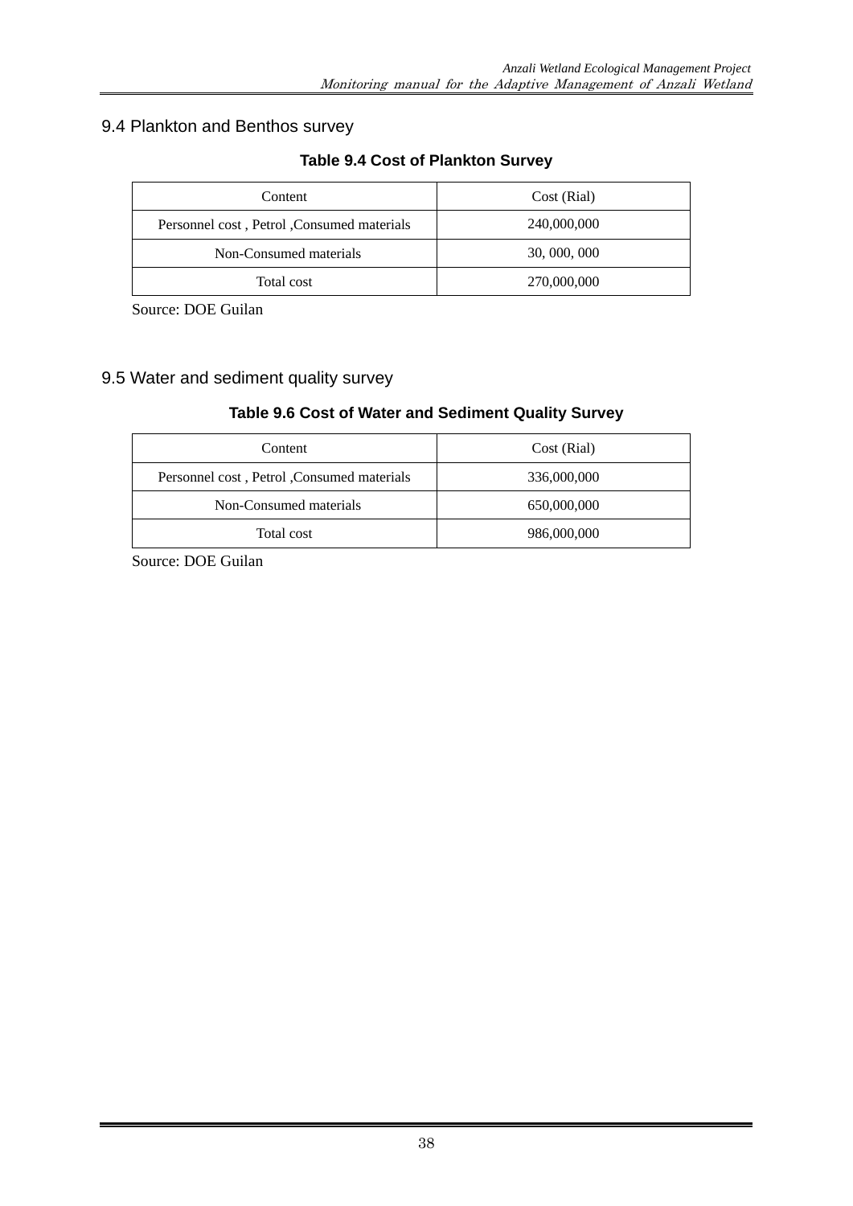## 9.4 Plankton and Benthos survey

**Table 9.4 Cost of Plankton Survey**

| Content | Cost (Rial) |
|---|---|
| Personnel cost , Petrol ,Consumed materials | 240,000,000 |
| Non-Consumed materials | 30, 000, 000 |
| Total cost | 270,000,000 |

Source: DOE Guilan

## 9.5 Water and sediment quality survey

**Table 9.6 Cost of Water and Sediment Quality Survey**

| Content | Cost (Rial) |
|---|---|
| Personnel cost , Petrol ,Consumed materials | 336,000,000 |
| Non-Consumed materials | 650,000,000 |
| Total cost | 986,000,000 |

Source: DOE Guilan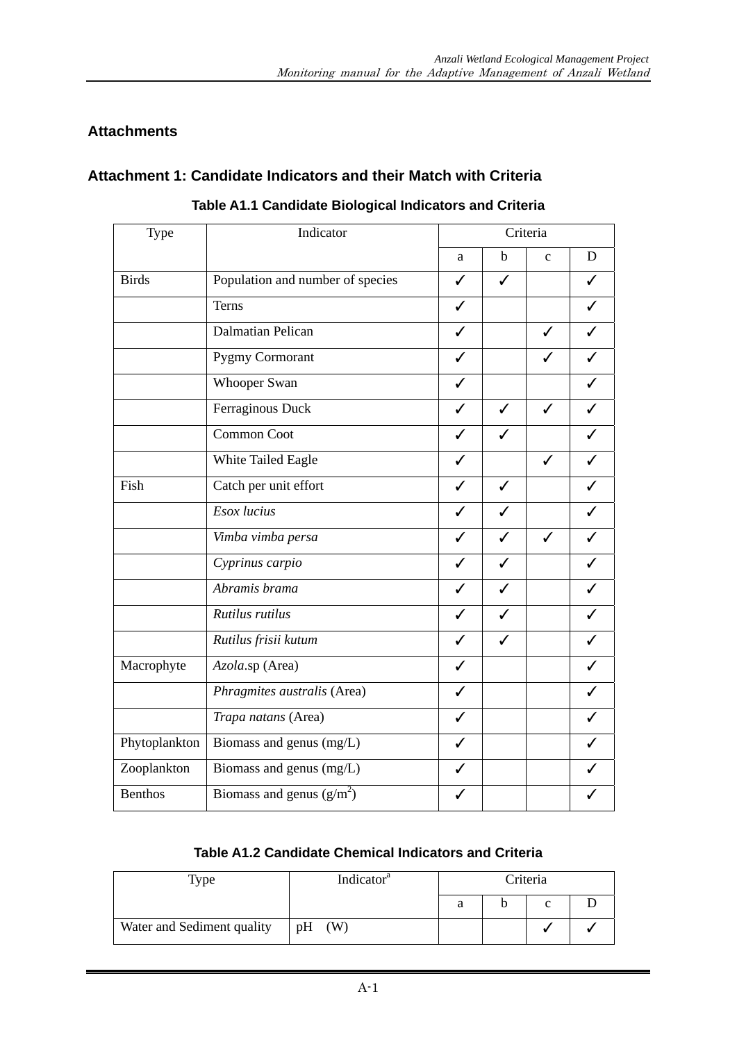## Attachments

### Attachment 1: Candidate Indicators and their Match with Criteria

**Table A1.1 Candidate Biological Indicators and Criteria**

| Type | Indicator | Criteria | | | |
|---|---|---|---|---|---|
| | | a | b | c | D |
| Birds | Population and number of species | ✓ | ✓ | | ✓ |
| | Terns | ✓ | | | ✓ |
| | Dalmatian Pelican | ✓ | | ✓ | ✓ |
| | Pygmy Cormorant | ✓ | | ✓ | ✓ |
| | Whooper Swan | ✓ | | | ✓ |
| | Ferraginous Duck | ✓ | ✓ | ✓ | ✓ |
| | Common Coot | ✓ | ✓ | | ✓ |
| | White Tailed Eagle | ✓ | | ✓ | ✓ |
| Fish | Catch per unit effort | ✓ | ✓ | | ✓ |
| | *Esox lucius* | ✓ | ✓ | | ✓ |
| | *Vimba vimba persa* | ✓ | ✓ | ✓ | ✓ |
| | *Cyprinus carpio* | ✓ | ✓ | | ✓ |
| | *Abramis brama* | ✓ | ✓ | | ✓ |
| | *Rutilus rutilus* | ✓ | ✓ | | ✓ |
| | *Rutilus frisii kutum* | ✓ | ✓ | | ✓ |
| Macrophyte | *Azola*.sp (Area) | ✓ | | | ✓ |
| | *Phragmites australis* (Area) | ✓ | | | ✓ |
| | *Trapa natans* (Area) | ✓ | | | ✓ |
| Phytoplankton | Biomass and genus (mg/L) | ✓ | | | ✓ |
| Zooplankton | Biomass and genus (mg/L) | ✓ | | | ✓ |
| Benthos | Biomass and genus ($g/m^2$) | ✓ | | | ✓ |

**Table A1.2 Candidate Chemical Indicators and Criteria**

| Type | Indicator[a] | Criteria | | | |
|---|---|---|---|---|---|
| | | a | b | c | D |
| Water and Sediment quality | pH (W) | | | ✓ | ✓ |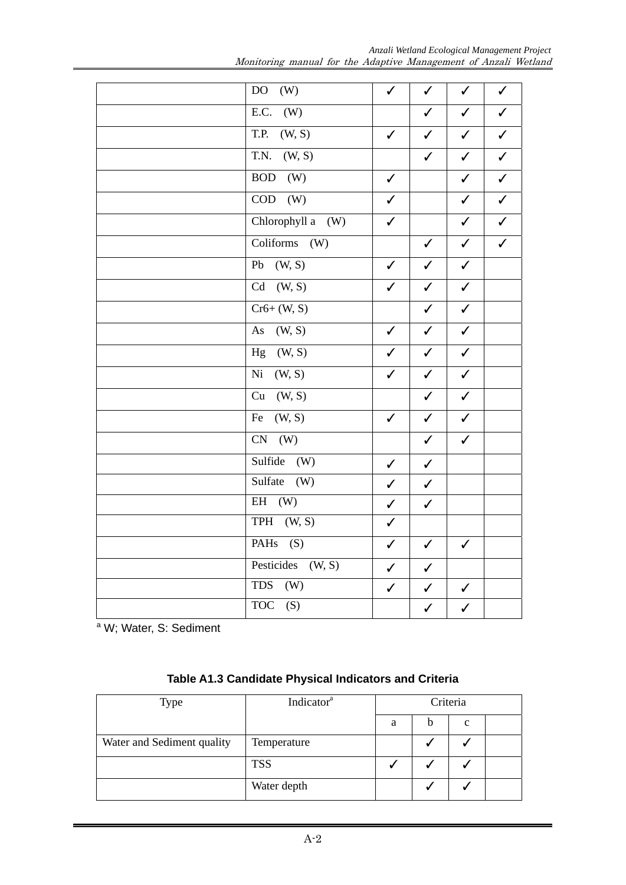| | | | | | |
|---|---|---|---|---|---|
| | DO (W) | ✓ | ✓ | ✓ | ✓ |
| | E.C. (W) | | ✓ | ✓ | ✓ |
| | T.P. (W, S) | ✓ | ✓ | ✓ | ✓ |
| | T.N. (W, S) | | ✓ | ✓ | ✓ |
| | BOD (W) | ✓ | | ✓ | ✓ |
| | COD (W) | ✓ | | ✓ | ✓ |
| | Chlorophyll a (W) | ✓ | | ✓ | ✓ |
| | Coliforms (W) | | ✓ | ✓ | ✓ |
| | Pb (W, S) | ✓ | ✓ | ✓ | |
| | Cd (W, S) | ✓ | ✓ | ✓ | |
| | Cr6+ (W, S) | | ✓ | ✓ | |
| | As (W, S) | ✓ | ✓ | ✓ | |
| | Hg (W, S) | ✓ | ✓ | ✓ | |
| | Ni (W, S) | ✓ | ✓ | ✓ | |
| | Cu (W, S) | | ✓ | ✓ | |
| | Fe (W, S) | ✓ | ✓ | ✓ | |
| | CN (W) | | ✓ | ✓ | |
| | Sulfide (W) | ✓ | ✓ | | |
| | Sulfate (W) | ✓ | ✓ | | |
| | EH (W) | ✓ | ✓ | | |
| | TPH (W, S) | ✓ | | | |
| | PAHs (S) | ✓ | ✓ | ✓ | |
| | Pesticides (W, S) | ✓ | ✓ | | |
| | TDS (W) | ✓ | ✓ | ✓ | |
| | TOC (S) | | ✓ | ✓ | |

[a] W; Water, S: Sediment

**Table A1.3 Candidate Physical Indicators and Criteria**

| Type | Indicator[a] | Criteria | | | |
|---|---|---|---|---|---|
| | | a | b | c | |
| Water and Sediment quality | Temperature | | ✓ | ✓ | |
| | TSS | ✓ | ✓ | ✓ | |
| | Water depth | | ✓ | ✓ | |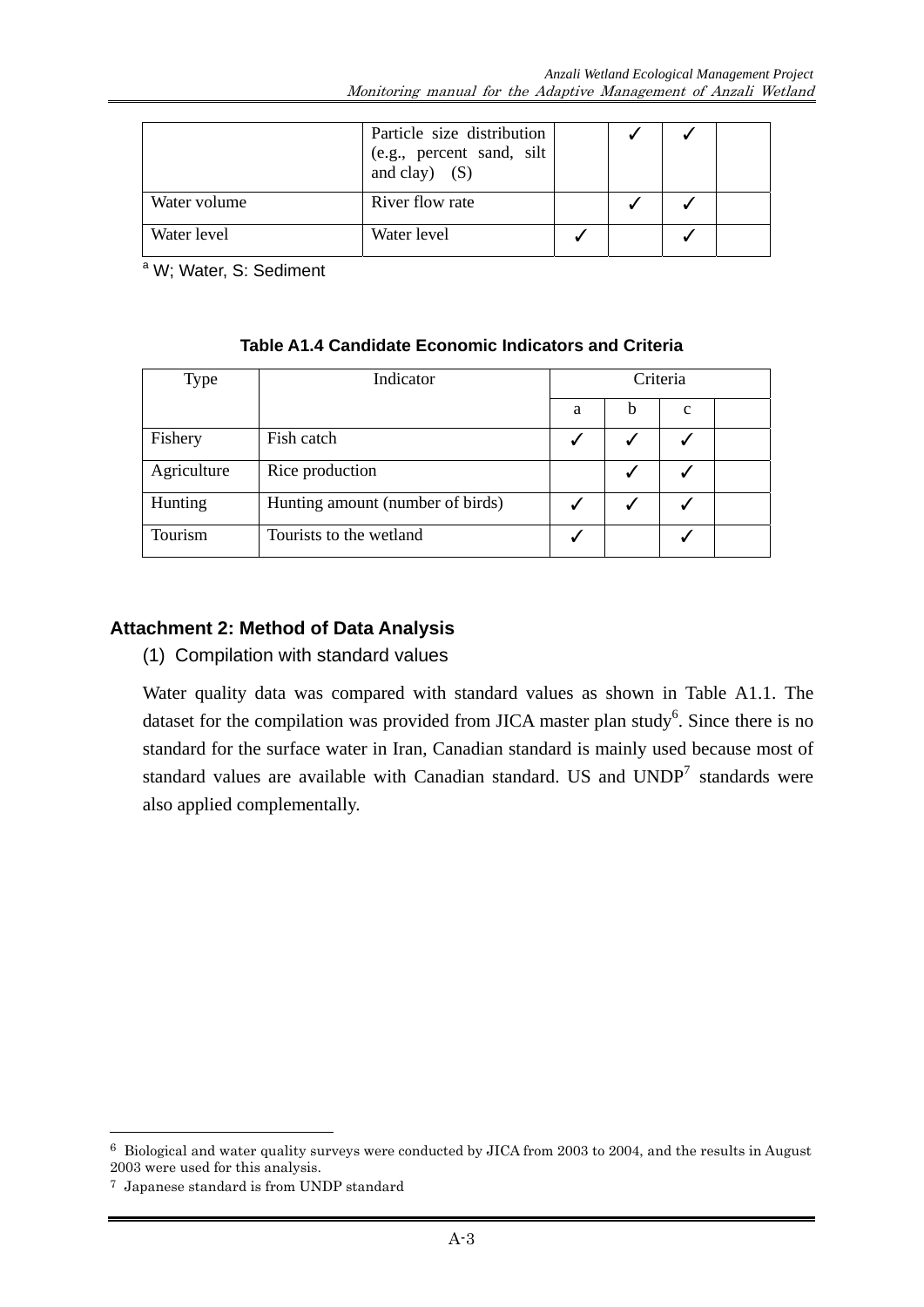| | Particle size distribution (e.g., percent sand, silt and clay) (S) | | ✓ | ✓ | |
|---|---|---|---|---|---|
| Water volume | River flow rate | | ✓ | ✓ | |
| Water level | Water level | ✓ | | ✓ | |

[a] W; Water, S: Sediment

**Table A1.4 Candidate Economic Indicators and Criteria**

| Type | Indicator | Criteria | | | |
|---|---|---|---|---|---|
| | | a | b | c | |
| Fishery | Fish catch | ✓ | ✓ | ✓ | |
| Agriculture | Rice production | | ✓ | ✓ | |
| Hunting | Hunting amount (number of birds) | ✓ | ✓ | ✓ | |
| Tourism | Tourists to the wetland | ✓ | | ✓ | |

## Attachment 2: Method of Data Analysis

(1) Compilation with standard values

Water quality data was compared with standard values as shown in Table A1.1. The dataset for the compilation was provided from JICA master plan study[6]. Since there is no standard for the surface water in Iran, Canadian standard is mainly used because most of standard values are available with Canadian standard. US and UNDP[7] standards were also applied complementally.

---

[6] Biological and water quality surveys were conducted by JICA from 2003 to 2004, and the results in August 2003 were used for this analysis.

[7] Japanese standard is from UNDP standard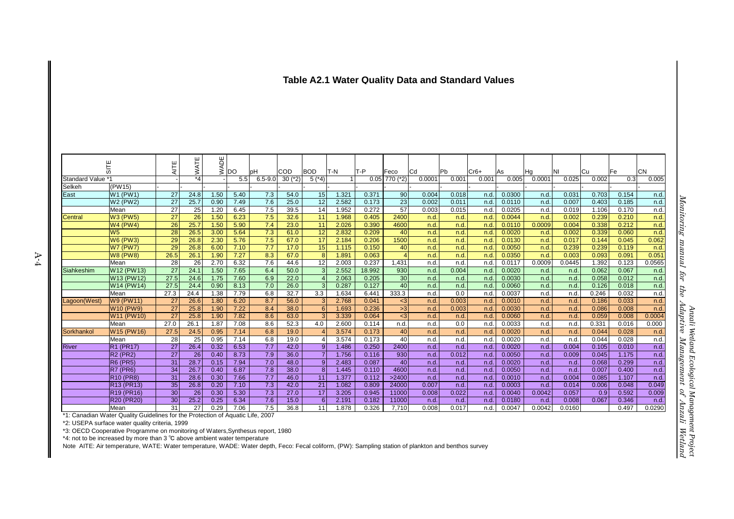# Table A2.1 Water Quality Data and Standard Values

| SITE | | AITE | WATE | WADE | DO | pH | COD | BOD | T-N | T-P | Feco | Cd | Pb | Cr6+ | As | Hg | NI | Cu | Fe | CN |
|---|---|---|---|---|---|---|---|---|---|---|---|---|---|---|---|---|---|---|---|---|
| Standard Value *1 | | - | *4 | - | 5.5 | 6.5-9.0 | 30 (*2) | 5 (*4) | 1 | 0.05 | 770 (*2) | 0.0001 | 0.001 | 0.001 | 0.005 | 0.0001 | 0.025 | 0.002 | 0.3 | 0.005 |
| Selkeh | (PW15) | - | - | - | - | - | - | - | - | - | - | - | - | - | - | - | - | - | - | - |
| East | W1 (PW1) | 27 | 24.8 | 1.50 | 5.40 | 7.3 | 54.0 | 15 | 1.321 | 0.371 | 90 | 0.004 | 0.018 | n.d. | 0.0300 | n.d. | 0.031 | 0.703 | 0.154 | n.d. |
| | W2 (PW2) | 27 | 25.7 | 0.90 | 7.49 | 7.6 | 25.0 | 12 | 2.582 | 0.173 | 23 | 0.002 | 0.011 | n.d. | 0.0110 | n.d. | 0.007 | 0.403 | 0.185 | n.d. |
| | Mean | 27 | 25 | 1.20 | 6.45 | 7.5 | 39.5 | 14 | 1.952 | 0.272 | 57 | 0.003 | 0.015 | n.d. | 0.0205 | n.d. | 0.019 | 1.106 | 0.170 | n.d. |
| Central | W3 (PW5) | 27 | 26 | 1.50 | 6.23 | 7.5 | 32.6 | 11 | 1.968 | 0.405 | 2400 | n.d. | n.d. | n.d. | 0.0044 | n.d. | 0.002 | 0.239 | 0.210 | n.d. |
| | W4 (PW4) | 26 | 25.7 | 1.50 | 5.90 | 7.4 | 23.0 | 11 | 2.026 | 0.390 | 4600 | n.d. | n.d. | n.d. | 0.0110 | 0.0009 | 0.004 | 0.338 | 0.212 | n.d. |
| | W5 | 28 | 26.5 | 3.00 | 5.64 | 7.3 | 61.0 | 12 | 2.832 | 0.209 | 40 | n.d. | n.d. | n.d. | 0.0020 | n.d. | 0.002 | 0.339 | 0.060 | n.d. |
| | W6 (PW3) | 29 | 26.8 | 2.30 | 5.76 | 7.5 | 67.0 | 17 | 2.184 | 0.206 | 1500 | n.d. | n.d. | n.d. | 0.0130 | n.d. | 0.017 | 0.144 | 0.045 | 0.062 |
| | W7 (PW7) | 29 | 26.8 | 6.00 | 7.10 | 7.7 | 17.0 | 15 | 1.115 | 0.150 | 40 | n.d. | n.d. | n.d. | 0.0050 | n.d. | 0.239 | 0.239 | 0.119 | n.d. |
| | W8 (PW8) | 26.5 | 26.1 | 1.90 | 7.27 | 8.3 | 67.0 | 8 | 1.891 | 0.063 | 4 | n.d. | n.d. | n.d. | 0.0350 | n.d. | 0.003 | 0.093 | 0.091 | 0.051 |
| | Mean | 28 | 26 | 2.70 | 6.32 | 7.6 | 44.6 | 12 | 2.003 | 0.237 | 1,431 | n.d. | n.d. | n.d. | 0.0117 | 0.0009 | 0.0445 | 1.392 | 0.123 | 0.0565 |
| Siahkeshim | W12 (PW13) | 27 | 24.1 | 1.50 | 7.65 | 6.4 | 50.0 | 3 | 2.552 | 18.992 | 930 | n.d. | 0.004 | n.d. | 0.0020 | n.d. | n.d. | 0.062 | 0.067 | n.d. |
| | W13 (PW12) | 27.5 | 24.6 | 1.75 | 7.60 | 6.9 | 22.0 | 4 | 2.063 | 0.205 | 30 | n.d. | n.d. | n.d. | 0.0030 | n.d. | n.d. | 0.058 | 0.012 | n.d. |
| | W14 (PW14) | 27.5 | 24.4 | 0.90 | 8.13 | 7.0 | 26.0 | 3 | 0.287 | 0.127 | 40 | n.d. | n.d. | n.d. | 0.0060 | n.d. | n.d. | 0.126 | 0.018 | n.d. |
| | Mean | 27.3 | 24.4 | 1.38 | 7.79 | 6.8 | 32.7 | 3.3 | 1.634 | 6.441 | 333.3 | n.d. | 0.0 | n.d. | 0.0037 | n.d. | n.d. | 0.246 | 0.032 | n.d. |
| Lagoon(West) | W9 (PW11) | 27 | 26.6 | 1.80 | 6.20 | 8.7 | 56.0 | 3 | 2.768 | 0.041 | <3 | n.d. | 0.003 | n.d. | 0.0010 | n.d. | n.d. | 0.186 | 0.033 | n.d. |
| | W10 (PW9) | 27 | 25.8 | 1.90 | 7.22 | 8.4 | 38.0 | 6 | 1.693 | 0.236 | >3 | n.d. | 0.003 | n.d. | 0.0030 | n.d. | n.d. | 0.086 | 0.008 | n.d. |
| | W11 (PW10) | 27 | 25.8 | 1.90 | 7.82 | 8.6 | 63.0 | 3 | 3.339 | 0.064 | <3 | n.d. | n.d. | n.d. | 0.0060 | n.d. | n.d. | 0.059 | 0.008 | 0.0004 |
| | Mean | 27.0 | 26.1 | 1.87 | 7.08 | 8.6 | 52.3 | 4.0 | 2.600 | 0.114 | n.d. | n.d. | 0.0 | n.d. | 0.0033 | n.d. | n.d. | 0.331 | 0.016 | 0.000 |
| Sorkhankol | W15 (PW16) | 27.5 | 24.5 | 0.95 | 7.14 | 6.8 | 19.0 | 4 | 3.574 | 0.173 | 40 | n.d. | n.d. | n.d. | 0.0020 | n.d. | n.d. | 0.044 | 0.028 | n.d. |
| | Mean | 28 | 25 | 0.95 | 7.14 | 6.8 | 19.0 | 4 | 3.574 | 0.173 | 40 | n.d. | n.d. | n.d. | 0.0020 | n.d. | n.d. | 0.044 | 0.028 | n.d. |
| River | R1 (PR17) | 27 | 26.4 | 0.32 | 6.53 | 7.7 | 42.0 | 9 | 1.486 | 0.250 | 2400 | n.d. | n.d. | n.d. | 0.0020 | n.d. | 0.004 | 0.105 | 0.010 | n.d. |
| | R2 (PR2) | 27 | 26 | 0.40 | 8.73 | 7.9 | 36.0 | 7 | 1.756 | 0.116 | 930 | n.d. | 0.012 | n.d. | 0.0050 | n.d. | 0.009 | 0.045 | 1.175 | n.d. |
| | R6 (PR5) | 31 | 28.7 | 0.15 | 7.94 | 7.0 | 48.0 | 9 | 2.483 | 0.087 | 40 | n.d. | n.d. | n.d. | 0.0020 | n.d. | n.d. | 0.068 | 0.299 | n.d. |
| | R7 (PR6) | 34 | 26.7 | 0.40 | 6.87 | 7.8 | 38.0 | 8 | 1.445 | 0.110 | 4600 | n.d. | n.d. | n.d. | 0.0050 | n.d. | n.d. | 0.007 | 0.400 | n.d. |
| | R10 (PR8) | 31 | 28.6 | 0.30 | 7.66 | 7.7 | 46.0 | 11 | 1.377 | 0.112 | >2400 | n.d. | n.d. | n.d. | 0.0010 | n.d. | 0.004 | 0.085 | 1.107 | n.d. |
| | R13 (PR13) | 35 | 26.8 | 0.20 | 7.10 | 7.3 | 42.0 | 21 | 1.082 | 0.809 | 24000 | 0.007 | n.d. | n.d. | 0.0003 | n.d. | 0.014 | 0.006 | 0.048 | 0.049 |
| | R19 (PR16) | 30 | 26 | 0.30 | 5.30 | 7.3 | 27.0 | 17 | 3.205 | 0.945 | 11000 | 0.008 | 0.022 | n.d. | 0.0040 | 0.0042 | 0.057 | 0.9 | 0.592 | 0.009 |
| | R20 (PR20) | 30 | 25.2 | 0.25 | 6.34 | 7.6 | 15.0 | 6 | 2.191 | 0.182 | 11000 | n.d. | n.d. | n.d. | 0.0180 | n.d. | 0.008 | 0.067 | 0.346 | n.d. |
| | Mean | 31 | 27 | 0.29 | 7.06 | 7.5 | 36.8 | 11 | 1.878 | 0.326 | 7,710 | 0.008 | 0.017 | n.d. | 0.0047 | 0.0042 | 0.0160 | | 0.497 | 0.0290 |

*1: Canadian Water Quality Guidelines for the Protection of Aquatic Life, 2007

*2: USEPA surface water quality criteria, 1999

*3: OECD Cooperative Programme on monitoring of Waters,Synthesus report, 1980

*4: not to be increased by more than 3 ℃ above ambient water temperature

Note AITE: Air temperature, WATE: Water temperature, WADE: Water depth, Feco: Fecal coliform, (PW): Sampling station of plankton and benthos survey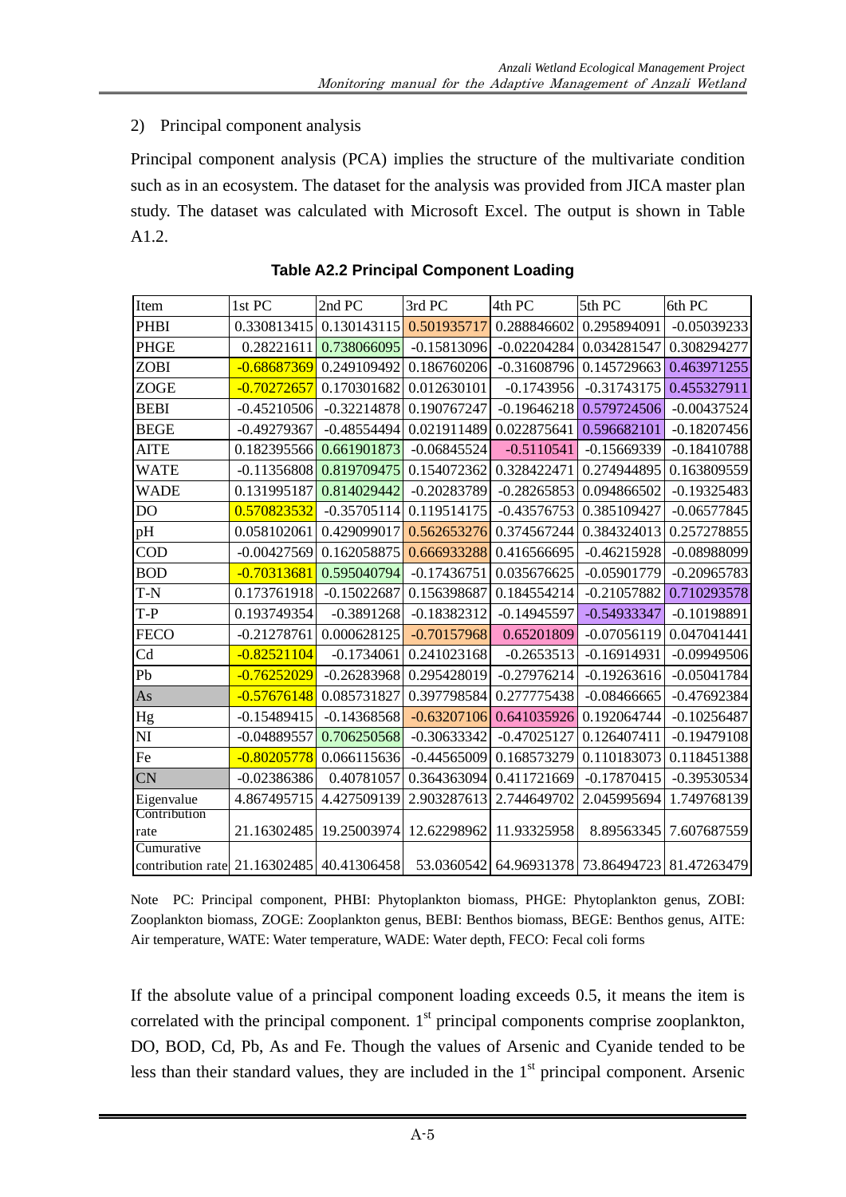2) Principal component analysis

Principal component analysis (PCA) implies the structure of the multivariate condition such as in an ecosystem. The dataset for the analysis was provided from JICA master plan study. The dataset was calculated with Microsoft Excel. The output is shown in Table A1.2.

**Table A2.2 Principal Component Loading**

| Item | 1st PC | 2nd PC | 3rd PC | 4th PC | 5th PC | 6th PC |
|---|---|---|---|---|---|---|
| PHBI | 0.330813415 | 0.130143115 | 0.501935717 | 0.288846602 | 0.295894091 | -0.05039233 |
| PHGE | 0.28221611 | 0.738066095 | -0.15813096 | -0.02204284 | 0.034281547 | 0.308294277 |
| ZOBI | -0.68687369 | 0.249109492 | 0.186760206 | -0.31608796 | 0.145729663 | 0.463971255 |
| ZOGE | -0.70272657 | 0.170301682 | 0.012630101 | -0.1743956 | -0.31743175 | 0.455327911 |
| BEBI | -0.45210506 | -0.32214878 | 0.190767247 | -0.19646218 | 0.579724506 | -0.00437524 |
| BEGE | -0.49279367 | -0.48554494 | 0.021911489 | 0.022875641 | 0.596682101 | -0.18207456 |
| AITE | 0.182395566 | 0.661901873 | -0.06845524 | -0.5110541 | -0.15669339 | -0.18410788 |
| WATE | -0.11356808 | 0.819709475 | 0.154072362 | 0.328422471 | 0.274944895 | 0.163809559 |
| WADE | 0.131995187 | 0.814029442 | -0.20283789 | -0.28265853 | 0.094866502 | -0.19325483 |
| DO | 0.570823532 | -0.35705114 | 0.119514175 | -0.43576753 | 0.385109427 | -0.06577845 |
| pH | 0.058102061 | 0.429099017 | 0.562653276 | 0.374567244 | 0.384324013 | 0.257278855 |
| COD | -0.00427569 | 0.162058875 | 0.666933288 | 0.416566695 | -0.46215928 | -0.08988099 |
| BOD | -0.70313681 | 0.595040794 | -0.17436751 | 0.035676625 | -0.05901779 | -0.20965783 |
| T-N | 0.173761918 | -0.15022687 | 0.156398687 | 0.184554214 | -0.21057882 | 0.710293578 |
| T-P | 0.193749354 | -0.3891268 | -0.18382312 | -0.14945597 | -0.54933347 | -0.10198891 |
| FECO | -0.21278761 | 0.000628125 | -0.70157968 | 0.65201809 | -0.07056119 | 0.047041441 |
| Cd | -0.82521104 | -0.1734061 | 0.241023168 | -0.2653513 | -0.16914931 | -0.09949506 |
| Pb | -0.76252029 | -0.26283968 | 0.295428019 | -0.27976214 | -0.19263616 | -0.05041784 |
| As | -0.57676148 | 0.085731827 | 0.397798584 | 0.277775438 | -0.08466665 | -0.47692384 |
| Hg | -0.15489415 | -0.14368568 | -0.63207106 | 0.641035926 | 0.192064744 | -0.10256487 |
| NI | -0.04889557 | 0.706250568 | -0.30633342 | -0.47025127 | 0.126407411 | -0.19479108 |
| Fe | -0.80205778 | 0.066115636 | -0.44565009 | 0.168573279 | 0.110183073 | 0.118451388 |
| CN | -0.02386386 | 0.40781057 | 0.364363094 | 0.411721669 | -0.17870415 | -0.39530534 |
| Eigenvalue | 4.867495715 | 4.427509139 | 2.903287613 | 2.744649702 | 2.045995694 | 1.749768139 |
| Contribution rate | 21.16302485 | 19.25003974 | 12.62298962 | 11.93325958 | 8.89563345 | 7.607687559 |
| Cumurative contribution rate | 21.16302485 | 40.41306458 | 53.0360542 | 64.96931378 | 73.86494723 | 81.47263479 |

Note PC: Principal component, PHBI: Phytoplankton biomass, PHGE: Phytoplankton genus, ZOBI: Zooplankton biomass, ZOGE: Zooplankton genus, BEBI: Benthos biomass, BEGE: Benthos genus, AITE: Air temperature, WATE: Water temperature, WADE: Water depth, FECO: Fecal coli forms

If the absolute value of a principal component loading exceeds 0.5, it means the item is correlated with the principal component. 1st principal components comprise zooplankton, DO, BOD, Cd, Pb, As and Fe. Though the values of Arsenic and Cyanide tended to be less than their standard values, they are included in the 1st principal component. Arsenic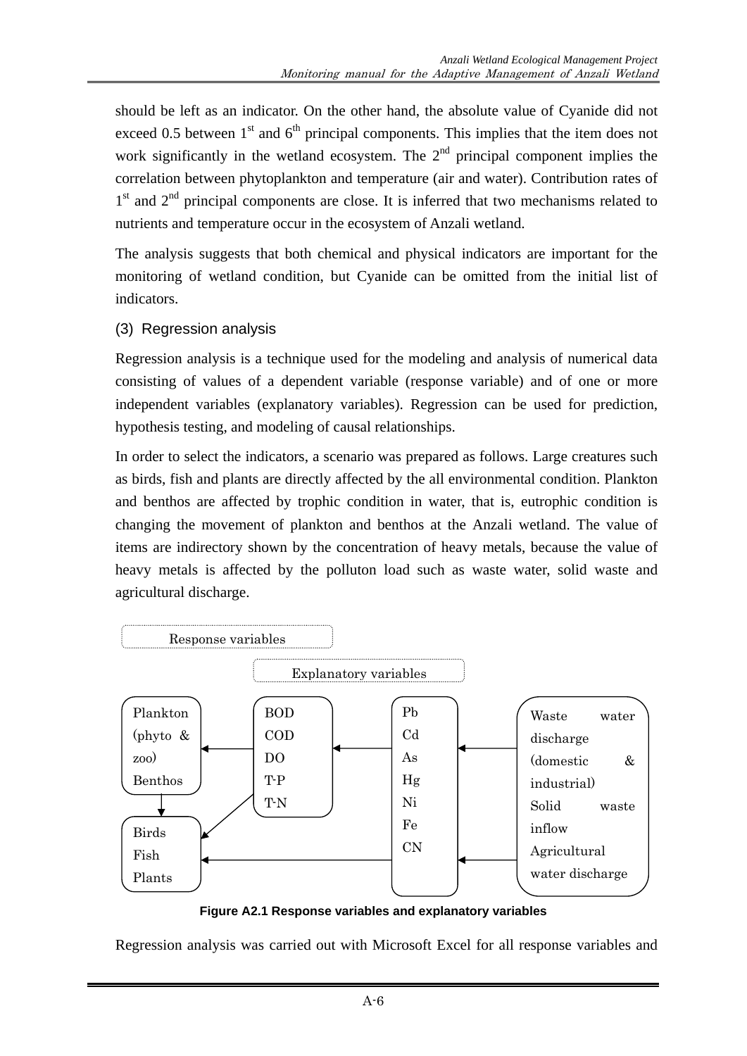should be left as an indicator. On the other hand, the absolute value of Cyanide did not exceed 0.5 between 1st and 6th principal components. This implies that the item does not work significantly in the wetland ecosystem. The 2nd principal component implies the correlation between phytoplankton and temperature (air and water). Contribution rates of 1st and 2nd principal components are close. It is inferred that two mechanisms related to nutrients and temperature occur in the ecosystem of Anzali wetland.

The analysis suggests that both chemical and physical indicators are important for the monitoring of wetland condition, but Cyanide can be omitted from the initial list of indicators.

### (3) Regression analysis

Regression analysis is a technique used for the modeling and analysis of numerical data consisting of values of a dependent variable (response variable) and of one or more independent variables (explanatory variables). Regression can be used for prediction, hypothesis testing, and modeling of causal relationships.

In order to select the indicators, a scenario was prepared as follows. Large creatures such as birds, fish and plants are directly affected by the all environmental condition. Plankton and benthos are affected by trophic condition in water, that is, eutrophic condition is changing the movement of plankton and benthos at the Anzali wetland. The value of items are indirectory shown by the concentration of heavy metals, because the value of heavy metals is affected by the polluton load such as waste water, solid waste and agricultural discharge.

Response variables

Explanatory variables

Plankton (phyto & zoo) Benthos

BOD COD DO T-P T-N

Pb Cd As Hg Ni Fe CN

Waste water discharge (domestic & industrial) Solid waste inflow Agricultural water discharge

Birds Fish Plants

**Figure A2.1 Response variables and explanatory variables**

Regression analysis was carried out with Microsoft Excel for all response variables and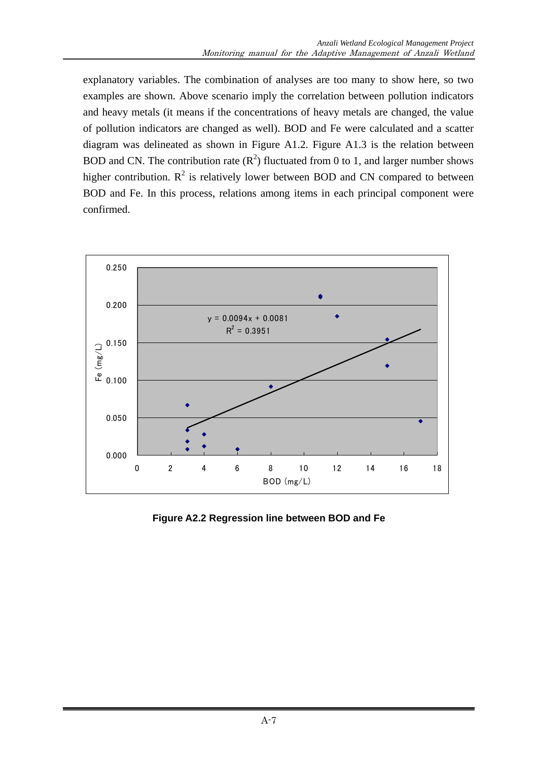explanatory variables. The combination of analyses are too many to show here, so two examples are shown. Above scenario imply the correlation between pollution indicators and heavy metals (it means if the concentrations of heavy metals are changed, the value of pollution indicators are changed as well). BOD and Fe were calculated and a scatter diagram was delineated as shown in Figure A1.2. Figure A1.3 is the relation between BOD and CN. The contribution rate ($R^2$) fluctuated from 0 to 1, and larger number shows higher contribution. $R^2$ is relatively lower between BOD and CN compared to between BOD and Fe. In this process, relations among items in each principal component were confirmed.

**Figure A2.2 Regression line between BOD and Fe**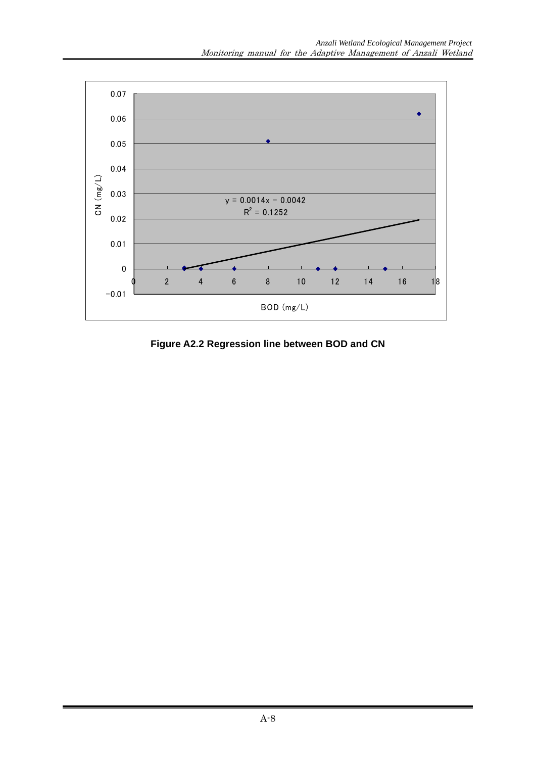Figure A2.2 Regression line between BOD and CN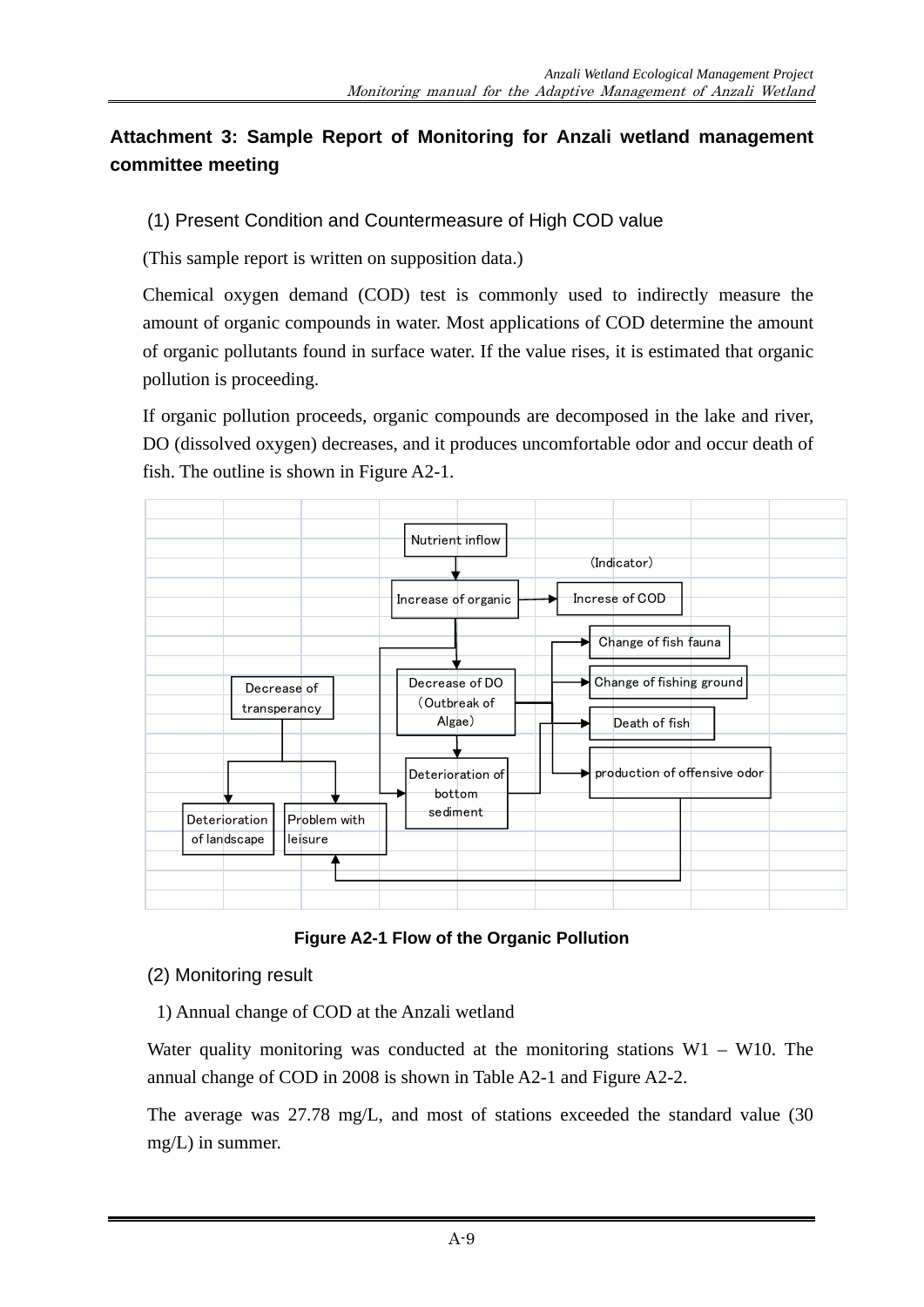## Attachment 3: Sample Report of Monitoring for Anzali wetland management committee meeting

### (1) Present Condition and Countermeasure of High COD value

(This sample report is written on supposition data.)

Chemical oxygen demand (COD) test is commonly used to indirectly measure the amount of organic compounds in water. Most applications of COD determine the amount of organic pollutants found in surface water. If the value rises, it is estimated that organic pollution is proceeding.

If organic pollution proceeds, organic compounds are decomposed in the lake and river, DO (dissolved oxygen) decreases, and it produces uncomfortable odor and occur death of fish. The outline is shown in Figure A2-1.

Nutrient inflow
(Indicator)
Increase of organic → Increse of COD
Change of fish fauna
Decrease of transperancy
Decrease of DO (Outbreak of Algae)
Change of fishing ground
Death of fish
Deterioration of bottom sediment
production of offensive odor
Deterioration of landscape
Problem with leisure

**Figure A2-1 Flow of the Organic Pollution**

### (2) Monitoring result

1) Annual change of COD at the Anzali wetland

Water quality monitoring was conducted at the monitoring stations W1 – W10. The annual change of COD in 2008 is shown in Table A2-1 and Figure A2-2.

The average was 27.78 mg/L, and most of stations exceeded the standard value (30 mg/L) in summer.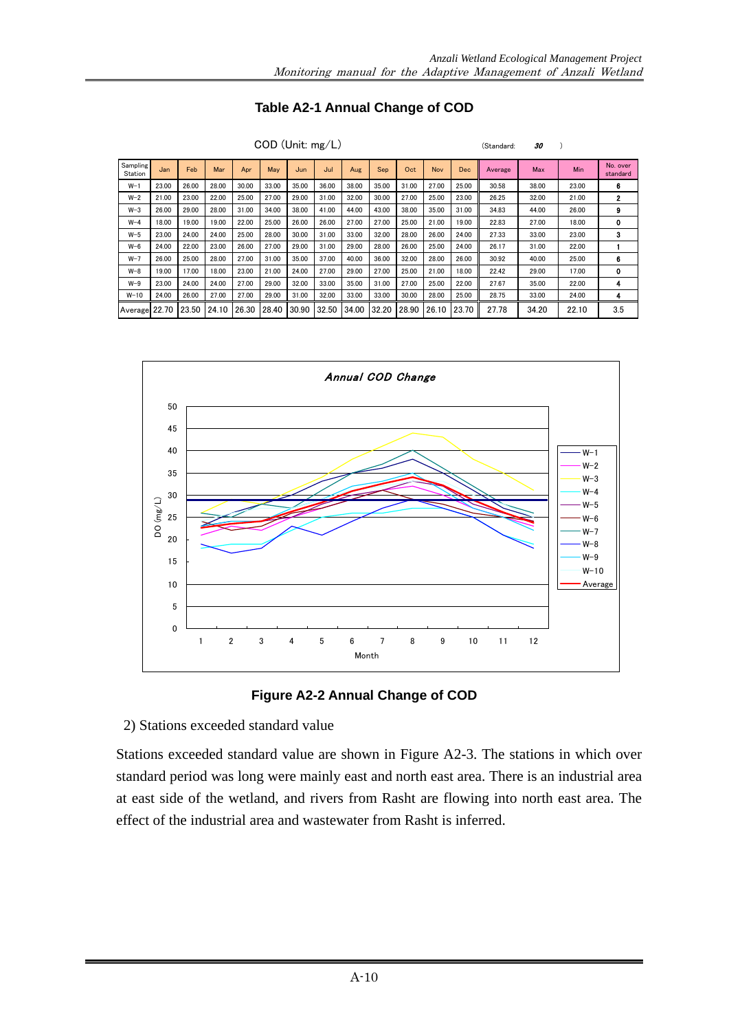**Table A2-1 Annual Change of COD**

COD (Unit: mg/L) (Standard: 30 )

| Sampling Station | Jan | Feb | Mar | Apr | May | Jun | Jul | Aug | Sep | Oct | Nov | Dec | Average | Max | Min | No. over standard |
|---|---|---|---|---|---|---|---|---|---|---|---|---|---|---|---|---|
| W-1 | 23.00 | 26.00 | 28.00 | 30.00 | 33.00 | 35.00 | 36.00 | 38.00 | 35.00 | 31.00 | 27.00 | 25.00 | 30.58 | 38.00 | 23.00 | 6 |
| W-2 | 21.00 | 23.00 | 22.00 | 25.00 | 27.00 | 29.00 | 31.00 | 32.00 | 30.00 | 27.00 | 25.00 | 23.00 | 26.25 | 32.00 | 21.00 | 2 |
| W-3 | 26.00 | 29.00 | 28.00 | 31.00 | 34.00 | 38.00 | 41.00 | 44.00 | 43.00 | 38.00 | 35.00 | 31.00 | 34.83 | 44.00 | 26.00 | 9 |
| W-4 | 18.00 | 19.00 | 19.00 | 22.00 | 25.00 | 26.00 | 26.00 | 27.00 | 27.00 | 25.00 | 21.00 | 19.00 | 22.83 | 27.00 | 18.00 | 0 |
| W-5 | 23.00 | 24.00 | 24.00 | 25.00 | 28.00 | 30.00 | 31.00 | 33.00 | 32.00 | 28.00 | 26.00 | 24.00 | 27.33 | 33.00 | 23.00 | 3 |
| W-6 | 24.00 | 22.00 | 23.00 | 26.00 | 27.00 | 29.00 | 31.00 | 29.00 | 28.00 | 26.00 | 25.00 | 24.00 | 26.17 | 31.00 | 22.00 | 1 |
| W-7 | 26.00 | 25.00 | 28.00 | 27.00 | 31.00 | 35.00 | 37.00 | 40.00 | 36.00 | 32.00 | 28.00 | 26.00 | 30.92 | 40.00 | 25.00 | 6 |
| W-8 | 19.00 | 17.00 | 18.00 | 23.00 | 21.00 | 24.00 | 27.00 | 29.00 | 27.00 | 25.00 | 21.00 | 18.00 | 22.42 | 29.00 | 17.00 | 0 |
| W-9 | 23.00 | 24.00 | 24.00 | 27.00 | 29.00 | 32.00 | 33.00 | 35.00 | 31.00 | 27.00 | 25.00 | 22.00 | 27.67 | 35.00 | 22.00 | 4 |
| W-10 | 24.00 | 26.00 | 27.00 | 27.00 | 29.00 | 31.00 | 32.00 | 33.00 | 33.00 | 30.00 | 28.00 | 25.00 | 28.75 | 33.00 | 24.00 | 4 |
| Average | 22.70 | 23.50 | 24.10 | 26.30 | 28.40 | 30.90 | 32.50 | 34.00 | 32.20 | 28.90 | 26.10 | 23.70 | 27.78 | 34.20 | 22.10 | 3.5 |

**Figure A2-2 Annual Change of COD**

2) Stations exceeded standard value

Stations exceeded standard value are shown in Figure A2-3. The stations in which over standard period was long were mainly east and north east area. There is an industrial area at east side of the wetland, and rivers from Rasht are flowing into north east area. The effect of the industrial area and wastewater from Rasht is inferred.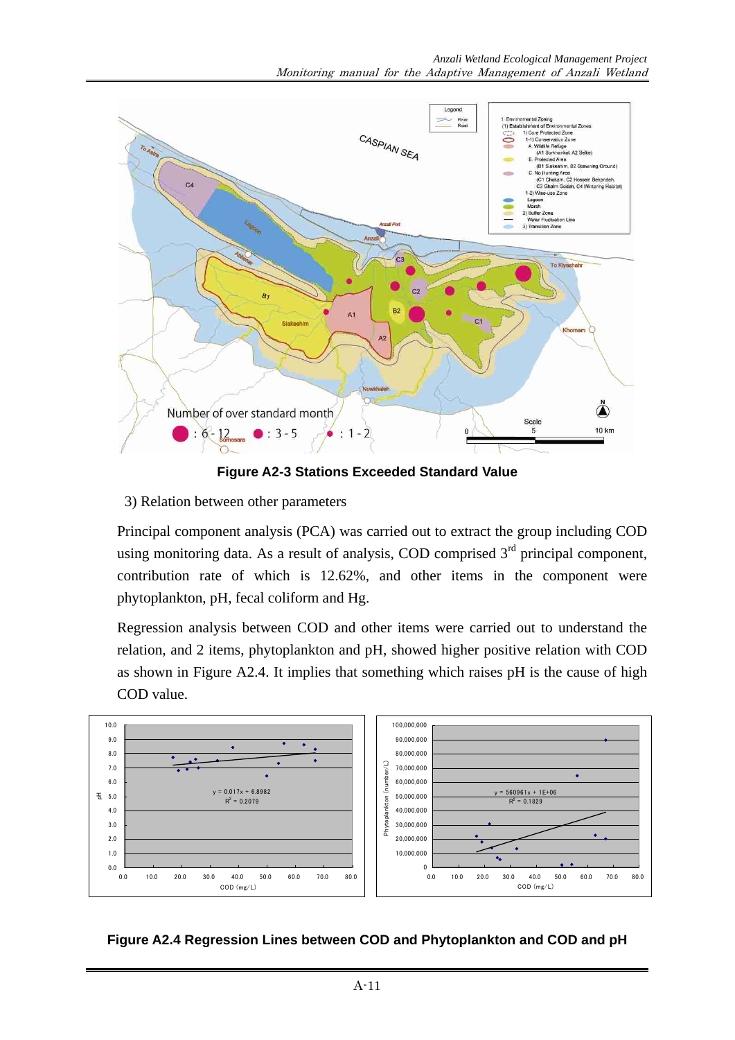**Figure A2-3 Stations Exceeded Standard Value**

3) Relation between other parameters

Principal component analysis (PCA) was carried out to extract the group including COD using monitoring data. As a result of analysis, COD comprised 3rd principal component, contribution rate of which is 12.62%, and other items in the component were phytoplankton, pH, fecal coliform and Hg.

Regression analysis between COD and other items were carried out to understand the relation, and 2 items, phytoplankton and pH, showed higher positive relation with COD as shown in Figure A2.4. It implies that something which raises pH is the cause of high COD value.

**Figure A2.4 Regression Lines between COD and Phytoplankton and COD and pH**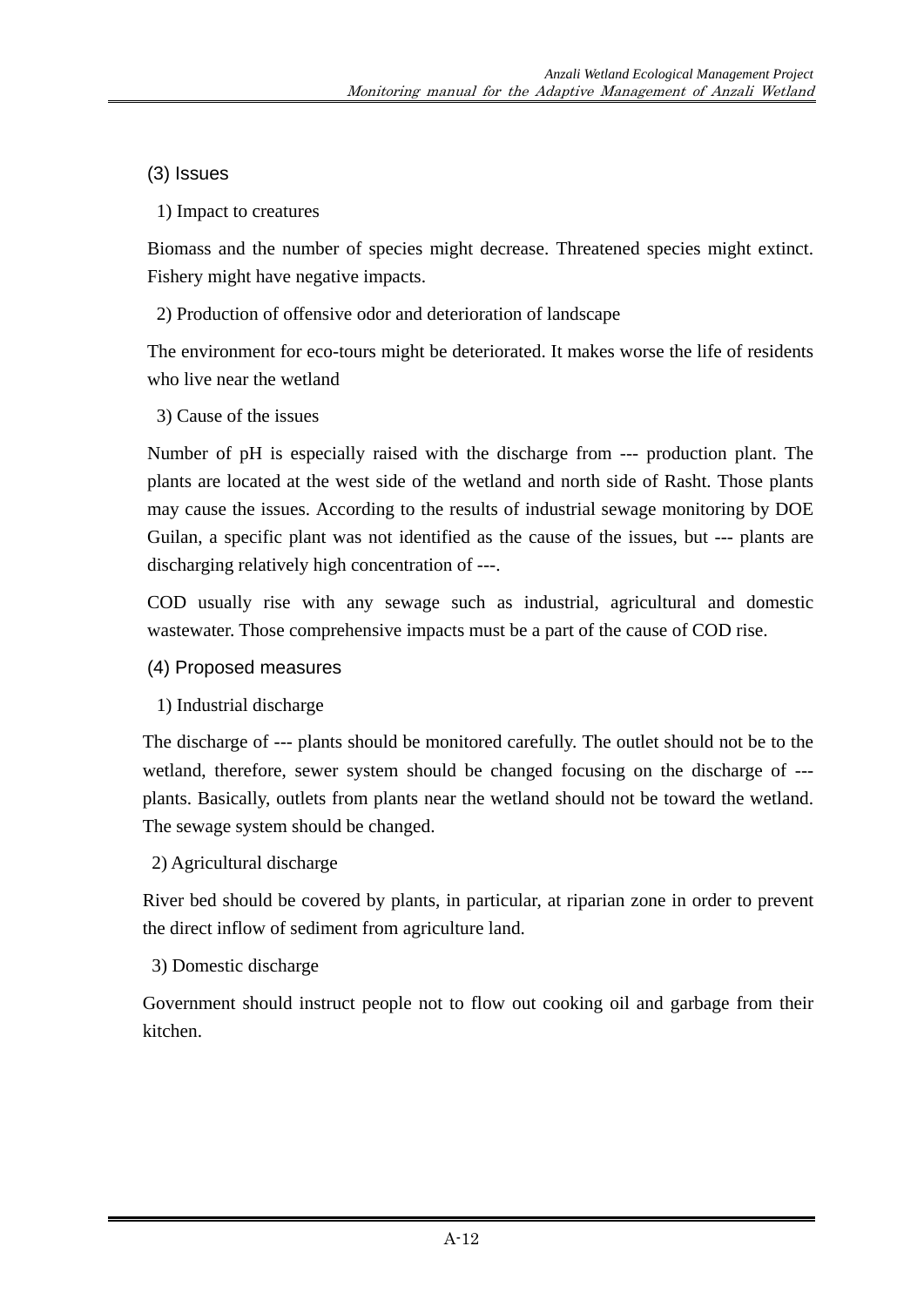### (3) Issues

1) Impact to creatures

Biomass and the number of species might decrease. Threatened species might extinct. Fishery might have negative impacts.

2) Production of offensive odor and deterioration of landscape

The environment for eco-tours might be deteriorated. It makes worse the life of residents who live near the wetland

3) Cause of the issues

Number of pH is especially raised with the discharge from --- production plant. The plants are located at the west side of the wetland and north side of Rasht. Those plants may cause the issues. According to the results of industrial sewage monitoring by DOE Guilan, a specific plant was not identified as the cause of the issues, but --- plants are discharging relatively high concentration of ---.

COD usually rise with any sewage such as industrial, agricultural and domestic wastewater. Those comprehensive impacts must be a part of the cause of COD rise.

### (4) Proposed measures

1) Industrial discharge

The discharge of --- plants should be monitored carefully. The outlet should not be to the wetland, therefore, sewer system should be changed focusing on the discharge of --- plants. Basically, outlets from plants near the wetland should not be toward the wetland. The sewage system should be changed.

2) Agricultural discharge

River bed should be covered by plants, in particular, at riparian zone in order to prevent the direct inflow of sediment from agriculture land.

3) Domestic discharge

Government should instruct people not to flow out cooking oil and garbage from their kitchen.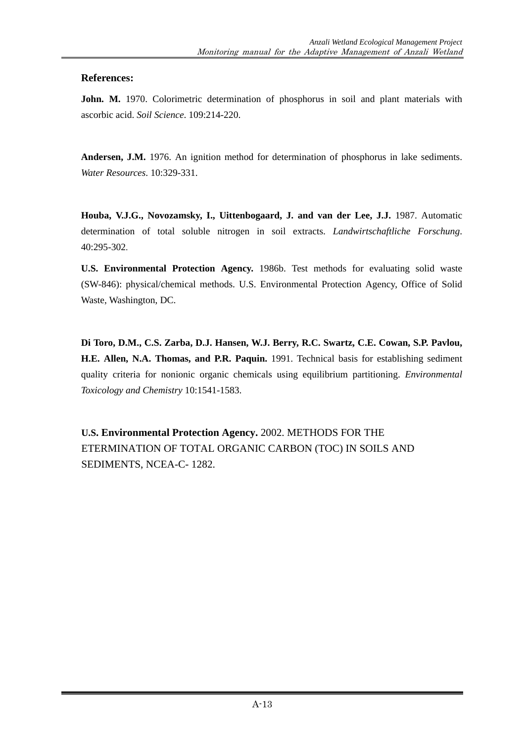**References:**

**John. M.** 1970. Colorimetric determination of phosphorus in soil and plant materials with ascorbic acid. *Soil Science*. 109:214-220.

**Andersen, J.M.** 1976. An ignition method for determination of phosphorus in lake sediments. *Water Resources*. 10:329-331.

**Houba, V.J.G., Novozamsky, I., Uittenbogaard, J. and van der Lee, J.J.** 1987. Automatic determination of total soluble nitrogen in soil extracts. *Landwirtschaftliche Forschung*. 40:295-302.

**U.S. Environmental Protection Agency.** 1986b. Test methods for evaluating solid waste (SW-846): physical/chemical methods. U.S. Environmental Protection Agency, Office of Solid Waste, Washington, DC.

**Di Toro, D.M., C.S. Zarba, D.J. Hansen, W.J. Berry, R.C. Swartz, C.E. Cowan, S.P. Pavlou, H.E. Allen, N.A. Thomas, and P.R. Paquin.** 1991. Technical basis for establishing sediment quality criteria for nonionic organic chemicals using equilibrium partitioning. *Environmental Toxicology and Chemistry* 10:1541-1583.

**U.S. Environmental Protection Agency.** 2002. METHODS FOR THE ETERMINATION OF TOTAL ORGANIC CARBON (TOC) IN SOILS AND SEDIMENTS, NCEA-C- 1282.